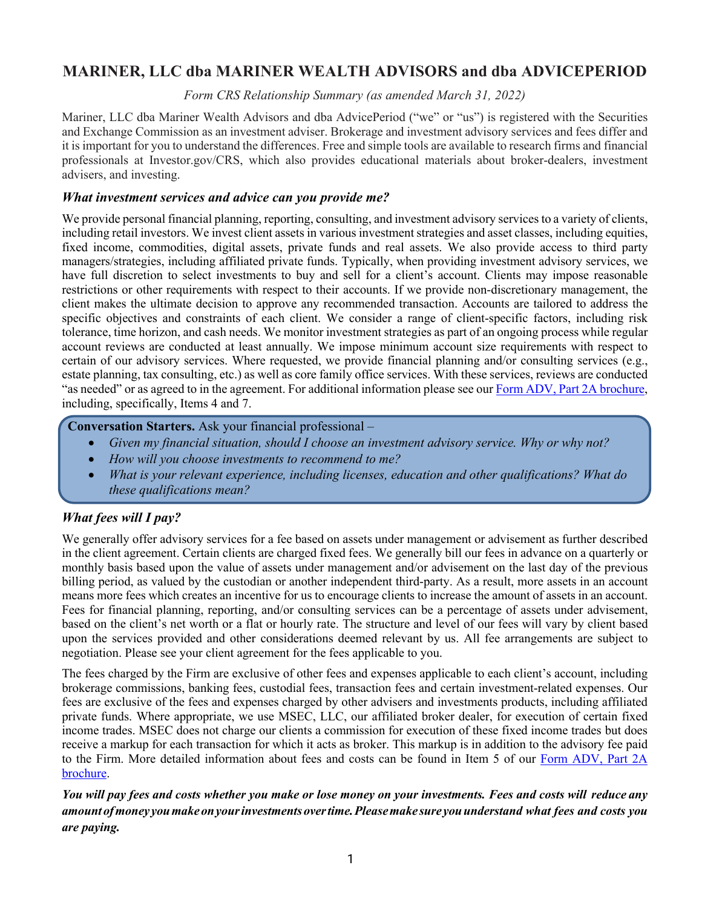# MARINER, LLC dba MARINER WEALTH ADVISORS and dba ADVICEPERIOD

*Form CRS Relationship Summary (as amended March 31, 2022)*

Mariner, LLC dba Mariner Wealth Advisors and dba AdvicePeriod ("we" or "us") is registered with the Securities and Exchange Commission as an investment adviser. Brokerage and investment advisory services and fees differ and it is important for you to understand the differences. Free and simple tools are available to research firms and financial professionals at Investor.gov/CRS, which also provides educational materials about broker-dealers, investment advisers, and investing.

## *What investment services and advice can you provide me?*

We provide personal financial planning, reporting, consulting, and investment advisory services to a variety of clients, including retail investors. We invest client assets in various investment strategies and asset classes, including equities, fixed income, commodities, digital assets, private funds and real assets. We also provide access to third party managers/strategies, including affiliated private funds. Typically, when providing investment advisory services, we have full discretion to select investments to buy and sell for a client's account. Clients may impose reasonable restrictions or other requirements with respect to their accounts. If we provide non-discretionary management, the client makes the ultimate decision to approve any recommended transaction. Accounts are tailored to address the specific objectives and constraints of each client. We consider a range of client-specific factors, including risk tolerance, time horizon, and cash needs. We monitor investment strategies as part of an ongoing process while regular account reviews are conducted at least annually. We impose minimum account size requirements with respect to certain of our advisory services. Where requested, we provide financial planning and/or consulting services (e.g., estate planning, tax consulting, etc.) as well as core family office services. With these services, reviews are conducted "as needed" or as agreed to in the agreement. For additional information please see our Form ADV, Part 2A brochure, including, specifically, Items 4 and 7.

**Conversation Starters.** Ask your financial professional –

- *Given my financial situation, should I choose an investment advisory service. Why or why not?*
- *How will you choose investments to recommend to me?*
- *What is your relevant experience, including licenses, education and other qualifications? What do these qualifications mean?*

## *What fees will I pay?*

We generally offer advisory services for a fee based on assets under management or advisement as further described in the client agreement. Certain clients are charged fixed fees. We generally bill our fees in advance on a quarterly or monthly basis based upon the value of assets under management and/or advisement on the last day of the previous billing period, as valued by the custodian or another independent third-party. As a result, more assets in an account means more fees which creates an incentive for us to encourage clients to increase the amount of assets in an account. Fees for financial planning, reporting, and/or consulting services can be a percentage of assets under advisement, based on the client's net worth or a flat or hourly rate. The structure and level of our fees will vary by client based upon the services provided and other considerations deemed relevant by us. All fee arrangements are subject to negotiation. Please see your client agreement for the fees applicable to you.

The fees charged by the Firm are exclusive of other fees and expenses applicable to each client's account, including brokerage commissions, banking fees, custodial fees, transaction fees and certain investment-related expenses. Our fees are exclusive of the fees and expenses charged by other advisers and investments products, including affiliated private funds. Where appropriate, we use MSEC, LLC, our affiliated broker dealer, for execution of certain fixed income trades. MSEC does not charge our clients a commission for execution of these fixed income trades but does receive a markup for each transaction for which it acts as broker. This markup is in addition to the advisory fee paid to the Firm. More detailed information about fees and costs can be found in Item 5 of our Form ADV, Part 2A brochure.

***You will pay fees and costs whether you make or lose money on your investments. Fees and costs will reduce any amount of money you make on your investments over time. Please make sure you understand what fees and costs you are paying.***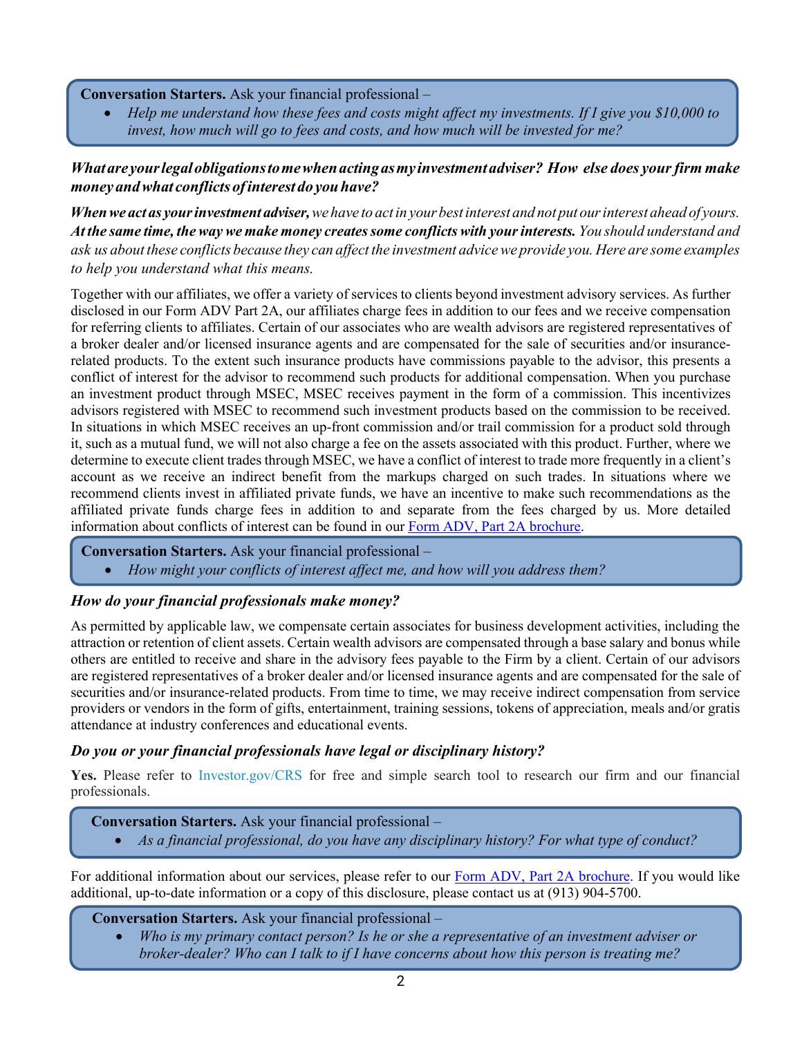**Conversation Starters.** Ask your financial professional –

- *Help me understand how these fees and costs might affect my investments. If I give you $10,000 to invest, how much will go to fees and costs, and how much will be invested for me?*

***What are your legal obligations to me when acting as my investment adviser? How else does your firm make money and what conflicts of interest do you have?***

***When we act as your investment adviser,*** *we have to act in your best interest and not put our interest ahead of yours.* ***At the same time, the way we make money creates some conflicts with your interests.*** *You should understand and ask us about these conflicts because they can affect the investment advice we provide you. Here are some examples to help you understand what this means.*

Together with our affiliates, we offer a variety of services to clients beyond investment advisory services. As further disclosed in our Form ADV Part 2A, our affiliates charge fees in addition to our fees and we receive compensation for referring clients to affiliates. Certain of our associates who are wealth advisors are registered representatives of a broker dealer and/or licensed insurance agents and are compensated for the sale of securities and/or insurance-related products. To the extent such insurance products have commissions payable to the advisor, this presents a conflict of interest for the advisor to recommend such products for additional compensation. When you purchase an investment product through MSEC, MSEC receives payment in the form of a commission. This incentivizes advisors registered with MSEC to recommend such investment products based on the commission to be received. In situations in which MSEC receives an up-front commission and/or trail commission for a product sold through it, such as a mutual fund, we will not also charge a fee on the assets associated with this product. Further, where we determine to execute client trades through MSEC, we have a conflict of interest to trade more frequently in a client's account as we receive an indirect benefit from the markups charged on such trades. In situations where we recommend clients invest in affiliated private funds, we have an incentive to make such recommendations as the affiliated private funds charge fees in addition to and separate from the fees charged by us. More detailed information about conflicts of interest can be found in our Form ADV, Part 2A brochure.

**Conversation Starters.** Ask your financial professional –

- *How might your conflicts of interest affect me, and how will you address them?*

***How do your financial professionals make money?***

As permitted by applicable law, we compensate certain associates for business development activities, including the attraction or retention of client assets. Certain wealth advisors are compensated through a base salary and bonus while others are entitled to receive and share in the advisory fees payable to the Firm by a client. Certain of our advisors are registered representatives of a broker dealer and/or licensed insurance agents and are compensated for the sale of securities and/or insurance-related products. From time to time, we may receive indirect compensation from service providers or vendors in the form of gifts, entertainment, training sessions, tokens of appreciation, meals and/or gratis attendance at industry conferences and educational events.

***Do you or your financial professionals have legal or disciplinary history?***

**Yes.** Please refer to Investor.gov/CRS for free and simple search tool to research our firm and our financial professionals.

**Conversation Starters.** Ask your financial professional –

- *As a financial professional, do you have any disciplinary history? For what type of conduct?*

For additional information about our services, please refer to our Form ADV, Part 2A brochure. If you would like additional, up-to-date information or a copy of this disclosure, please contact us at (913) 904-5700.

**Conversation Starters.** Ask your financial professional –

- *Who is my primary contact person? Is he or she a representative of an investment adviser or broker-dealer? Who can I talk to if I have concerns about how this person is treating me?*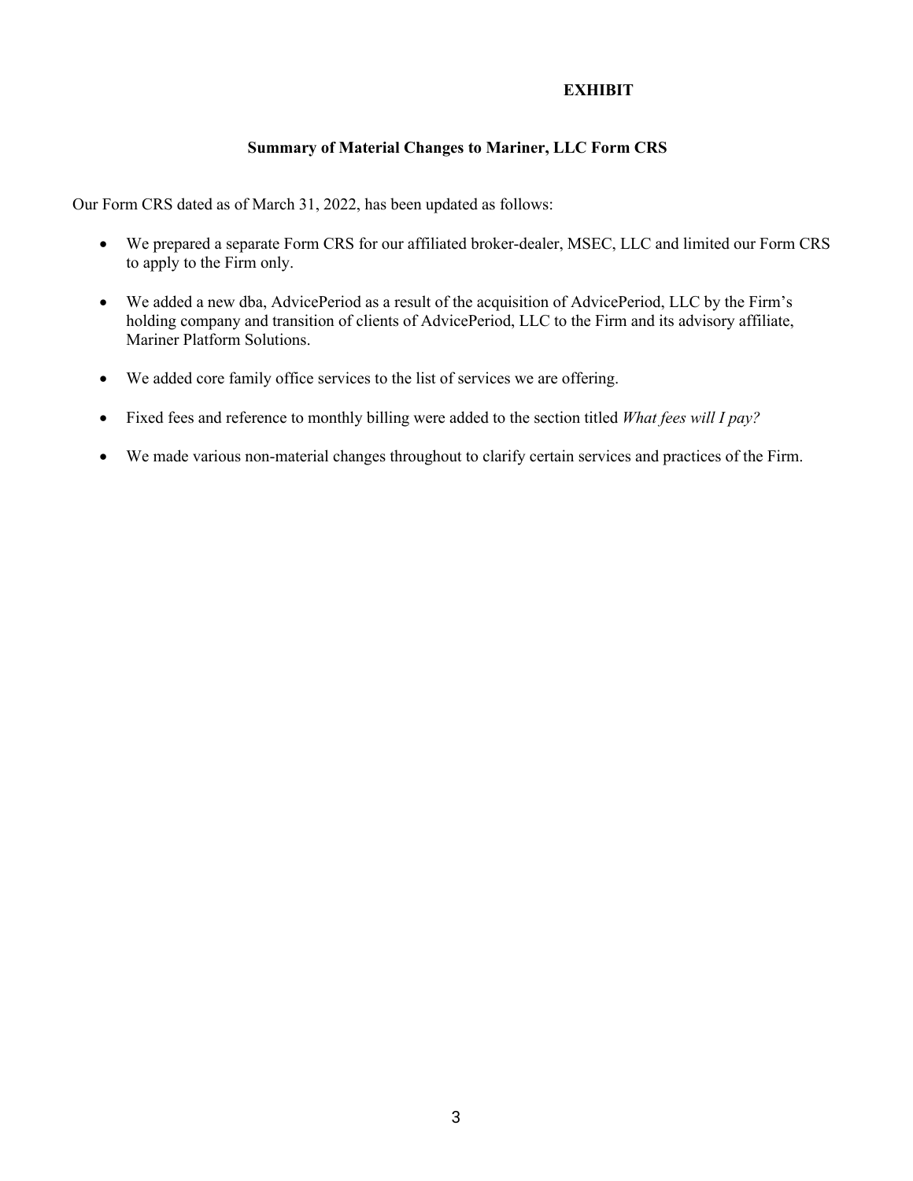**EXHIBIT**

## Summary of Material Changes to Mariner, LLC Form CRS

Our Form CRS dated as of March 31, 2022, has been updated as follows:

- We prepared a separate Form CRS for our affiliated broker-dealer, MSEC, LLC and limited our Form CRS to apply to the Firm only.
- We added a new dba, AdvicePeriod as a result of the acquisition of AdvicePeriod, LLC by the Firm's holding company and transition of clients of AdvicePeriod, LLC to the Firm and its advisory affiliate, Mariner Platform Solutions.
- We added core family office services to the list of services we are offering.
- Fixed fees and reference to monthly billing were added to the section titled *What fees will I pay?*
- We made various non-material changes throughout to clarify certain services and practices of the Firm.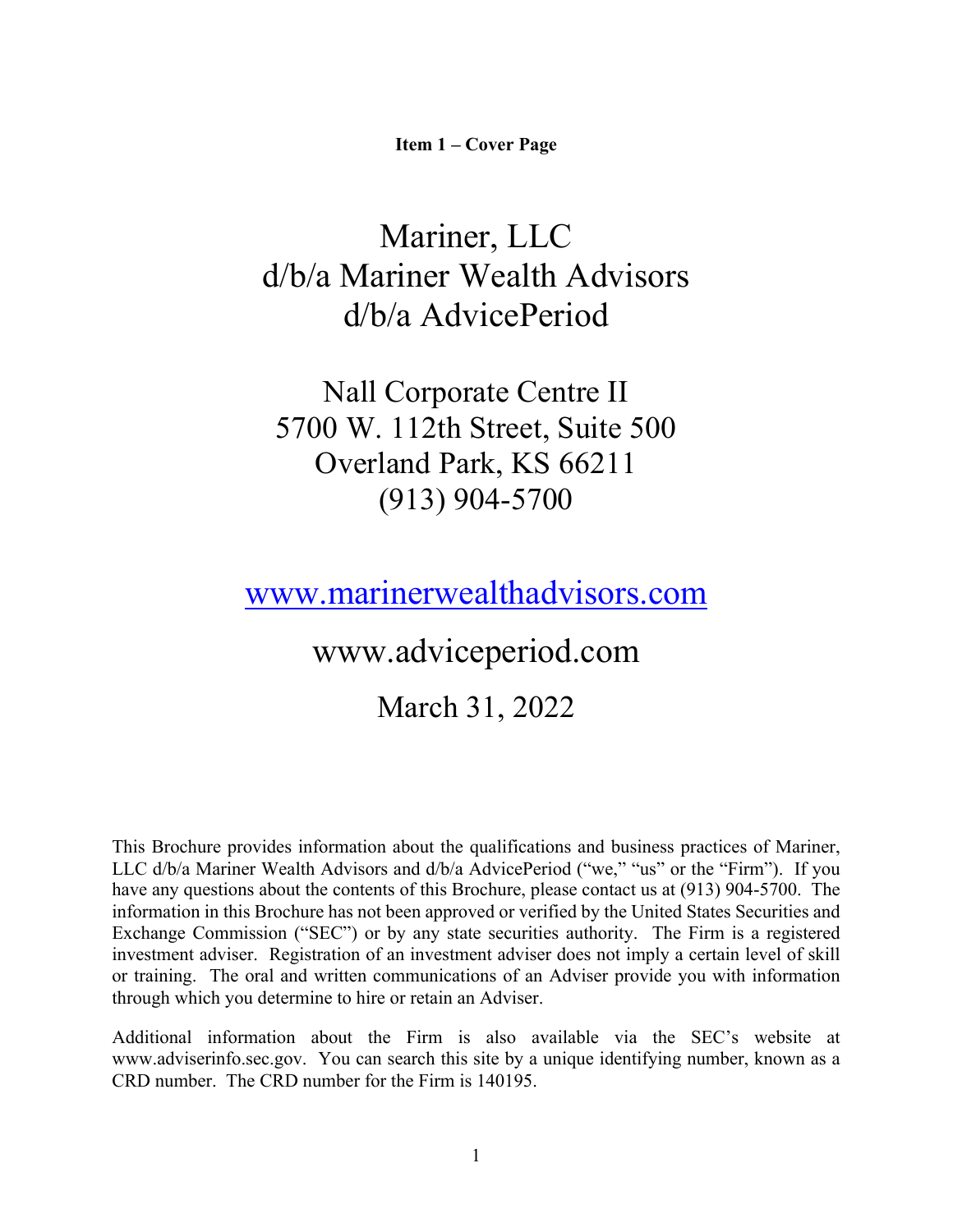**Item 1 – Cover Page**

# Mariner, LLC
# d/b/a Mariner Wealth Advisors
# d/b/a AdvicePeriod

Nall Corporate Centre II
5700 W. 112th Street, Suite 500
Overland Park, KS 66211
(913) 904-5700

www.marinerwealthadvisors.com

www.adviceperiod.com

March 31, 2022

This Brochure provides information about the qualifications and business practices of Mariner, LLC d/b/a Mariner Wealth Advisors and d/b/a AdvicePeriod ("we," "us" or the "Firm"). If you have any questions about the contents of this Brochure, please contact us at (913) 904-5700. The information in this Brochure has not been approved or verified by the United States Securities and Exchange Commission ("SEC") or by any state securities authority. The Firm is a registered investment adviser. Registration of an investment adviser does not imply a certain level of skill or training. The oral and written communications of an Adviser provide you with information through which you determine to hire or retain an Adviser.

Additional information about the Firm is also available via the SEC's website at www.adviserinfo.sec.gov. You can search this site by a unique identifying number, known as a CRD number. The CRD number for the Firm is 140195.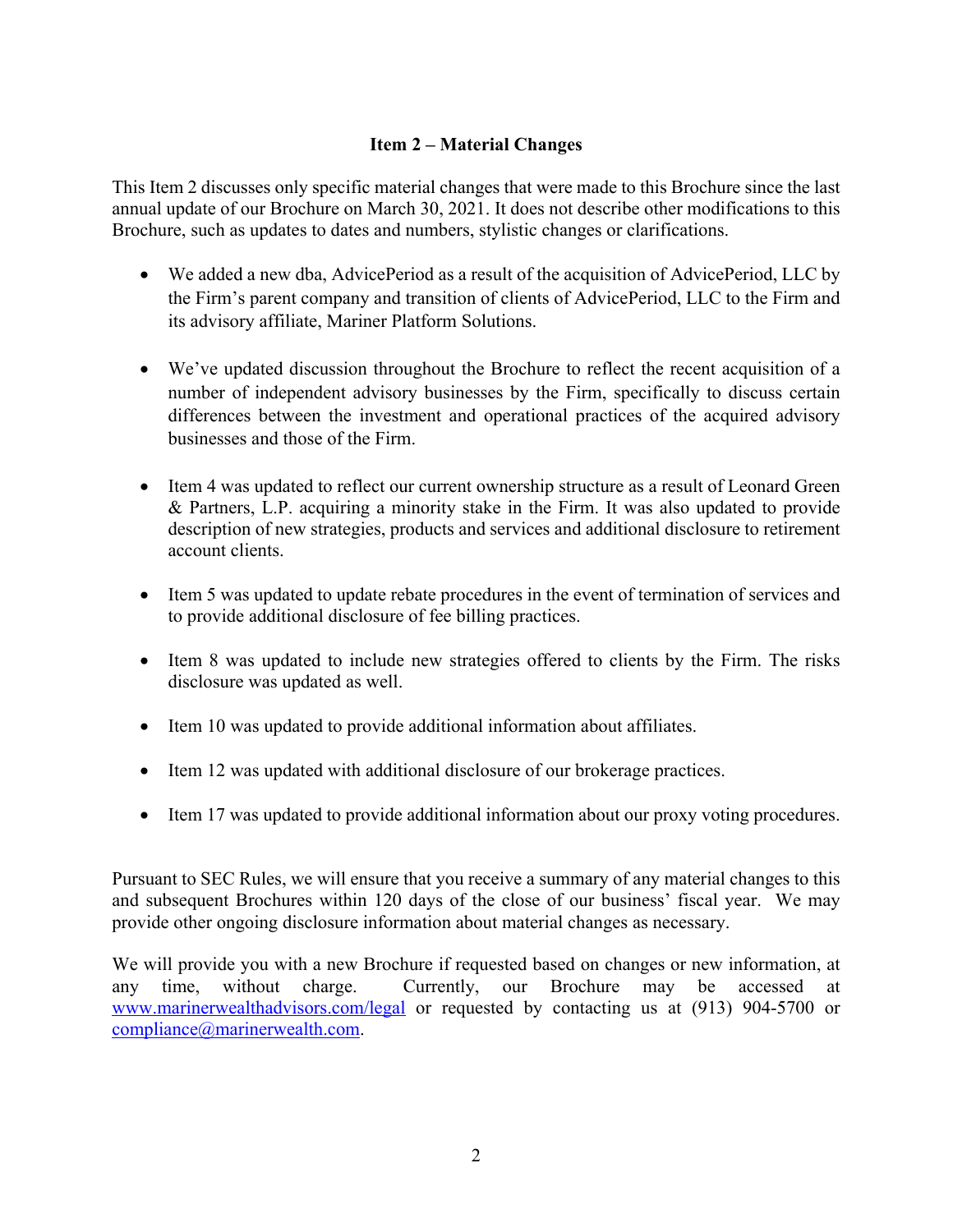## Item 2 – Material Changes

This Item 2 discusses only specific material changes that were made to this Brochure since the last annual update of our Brochure on March 30, 2021. It does not describe other modifications to this Brochure, such as updates to dates and numbers, stylistic changes or clarifications.

- We added a new dba, AdvicePeriod as a result of the acquisition of AdvicePeriod, LLC by the Firm's parent company and transition of clients of AdvicePeriod, LLC to the Firm and its advisory affiliate, Mariner Platform Solutions.
- We've updated discussion throughout the Brochure to reflect the recent acquisition of a number of independent advisory businesses by the Firm, specifically to discuss certain differences between the investment and operational practices of the acquired advisory businesses and those of the Firm.
- Item 4 was updated to reflect our current ownership structure as a result of Leonard Green & Partners, L.P. acquiring a minority stake in the Firm. It was also updated to provide description of new strategies, products and services and additional disclosure to retirement account clients.
- Item 5 was updated to update rebate procedures in the event of termination of services and to provide additional disclosure of fee billing practices.
- Item 8 was updated to include new strategies offered to clients by the Firm. The risks disclosure was updated as well.
- Item 10 was updated to provide additional information about affiliates.
- Item 12 was updated with additional disclosure of our brokerage practices.
- Item 17 was updated to provide additional information about our proxy voting procedures.

Pursuant to SEC Rules, we will ensure that you receive a summary of any material changes to this and subsequent Brochures within 120 days of the close of our business' fiscal year. We may provide other ongoing disclosure information about material changes as necessary.

We will provide you with a new Brochure if requested based on changes or new information, at any time, without charge. Currently, our Brochure may be accessed at www.marinerwealthadvisors.com/legal or requested by contacting us at (913) 904-5700 or compliance@marinerwealth.com.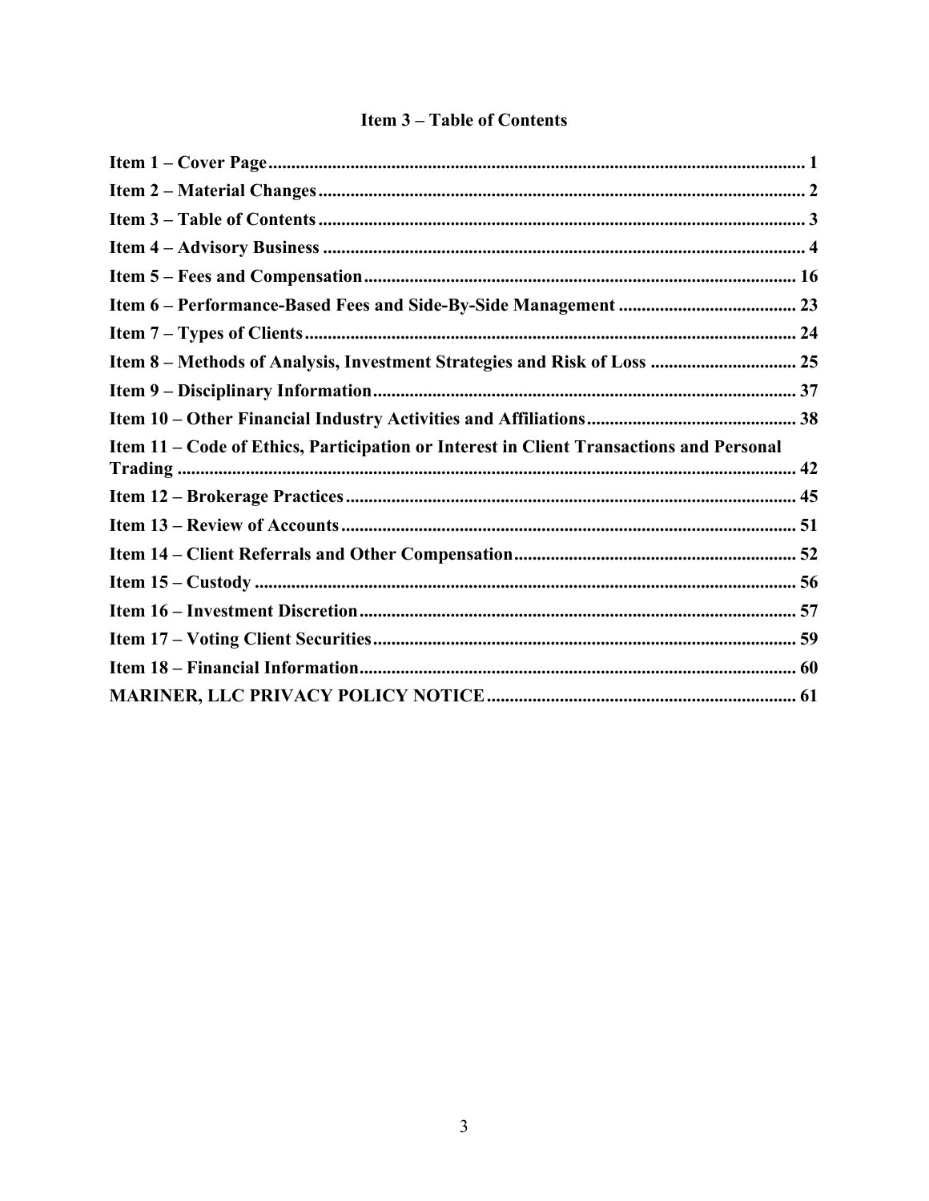## Item 3 – Table of Contents

**Item 1 – Cover Page** ..... **1**
**Item 2 – Material Changes** ..... **2**
**Item 3 – Table of Contents** ..... **3**
**Item 4 – Advisory Business** ..... **4**
**Item 5 – Fees and Compensation** ..... **16**
**Item 6 – Performance-Based Fees and Side-By-Side Management** ..... **23**
**Item 7 – Types of Clients** ..... **24**
**Item 8 – Methods of Analysis, Investment Strategies and Risk of Loss** ..... **25**
**Item 9 – Disciplinary Information** ..... **37**
**Item 10 – Other Financial Industry Activities and Affiliations** ..... **38**
**Item 11 – Code of Ethics, Participation or Interest in Client Transactions and Personal Trading** ..... **42**
**Item 12 – Brokerage Practices** ..... **45**
**Item 13 – Review of Accounts** ..... **51**
**Item 14 – Client Referrals and Other Compensation** ..... **52**
**Item 15 – Custody** ..... **56**
**Item 16 – Investment Discretion** ..... **57**
**Item 17 – Voting Client Securities** ..... **59**
**Item 18 – Financial Information** ..... **60**
**MARINER, LLC PRIVACY POLICY NOTICE** ..... **61**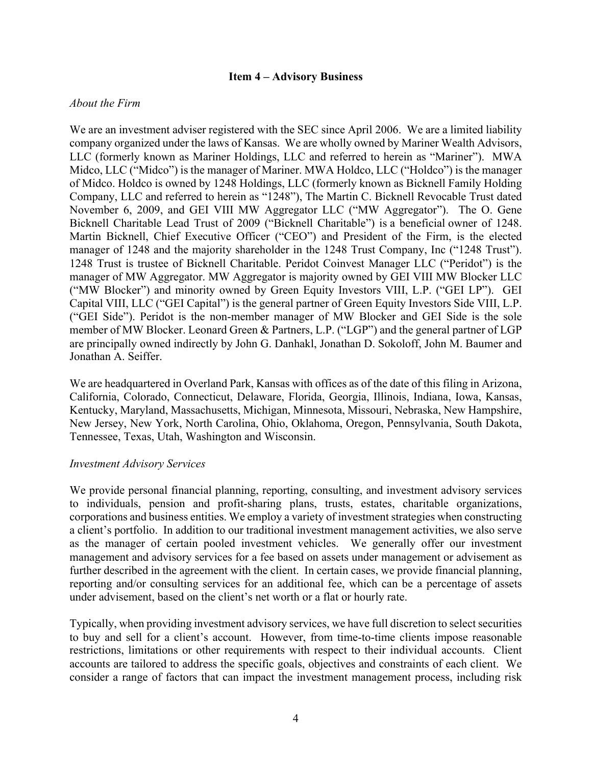## Item 4 – Advisory Business

*About the Firm*

We are an investment adviser registered with the SEC since April 2006. We are a limited liability company organized under the laws of Kansas. We are wholly owned by Mariner Wealth Advisors, LLC (formerly known as Mariner Holdings, LLC and referred to herein as "Mariner"). MWA Midco, LLC ("Midco") is the manager of Mariner. MWA Holdco, LLC ("Holdco") is the manager of Midco. Holdco is owned by 1248 Holdings, LLC (formerly known as Bicknell Family Holding Company, LLC and referred to herein as "1248"), The Martin C. Bicknell Revocable Trust dated November 6, 2009, and GEI VIII MW Aggregator LLC ("MW Aggregator"). The O. Gene Bicknell Charitable Lead Trust of 2009 ("Bicknell Charitable") is a beneficial owner of 1248. Martin Bicknell, Chief Executive Officer ("CEO") and President of the Firm, is the elected manager of 1248 and the majority shareholder in the 1248 Trust Company, Inc ("1248 Trust"). 1248 Trust is trustee of Bicknell Charitable. Peridot Coinvest Manager LLC ("Peridot") is the manager of MW Aggregator. MW Aggregator is majority owned by GEI VIII MW Blocker LLC ("MW Blocker") and minority owned by Green Equity Investors VIII, L.P. ("GEI LP"). GEI Capital VIII, LLC ("GEI Capital") is the general partner of Green Equity Investors Side VIII, L.P. ("GEI Side"). Peridot is the non-member manager of MW Blocker and GEI Side is the sole member of MW Blocker. Leonard Green & Partners, L.P. ("LGP") and the general partner of LGP are principally owned indirectly by John G. Danhakl, Jonathan D. Sokoloff, John M. Baumer and Jonathan A. Seiffer.

We are headquartered in Overland Park, Kansas with offices as of the date of this filing in Arizona, California, Colorado, Connecticut, Delaware, Florida, Georgia, Illinois, Indiana, Iowa, Kansas, Kentucky, Maryland, Massachusetts, Michigan, Minnesota, Missouri, Nebraska, New Hampshire, New Jersey, New York, North Carolina, Ohio, Oklahoma, Oregon, Pennsylvania, South Dakota, Tennessee, Texas, Utah, Washington and Wisconsin.

*Investment Advisory Services*

We provide personal financial planning, reporting, consulting, and investment advisory services to individuals, pension and profit-sharing plans, trusts, estates, charitable organizations, corporations and business entities. We employ a variety of investment strategies when constructing a client's portfolio. In addition to our traditional investment management activities, we also serve as the manager of certain pooled investment vehicles. We generally offer our investment management and advisory services for a fee based on assets under management or advisement as further described in the agreement with the client. In certain cases, we provide financial planning, reporting and/or consulting services for an additional fee, which can be a percentage of assets under advisement, based on the client's net worth or a flat or hourly rate.

Typically, when providing investment advisory services, we have full discretion to select securities to buy and sell for a client's account. However, from time-to-time clients impose reasonable restrictions, limitations or other requirements with respect to their individual accounts. Client accounts are tailored to address the specific goals, objectives and constraints of each client. We consider a range of factors that can impact the investment management process, including risk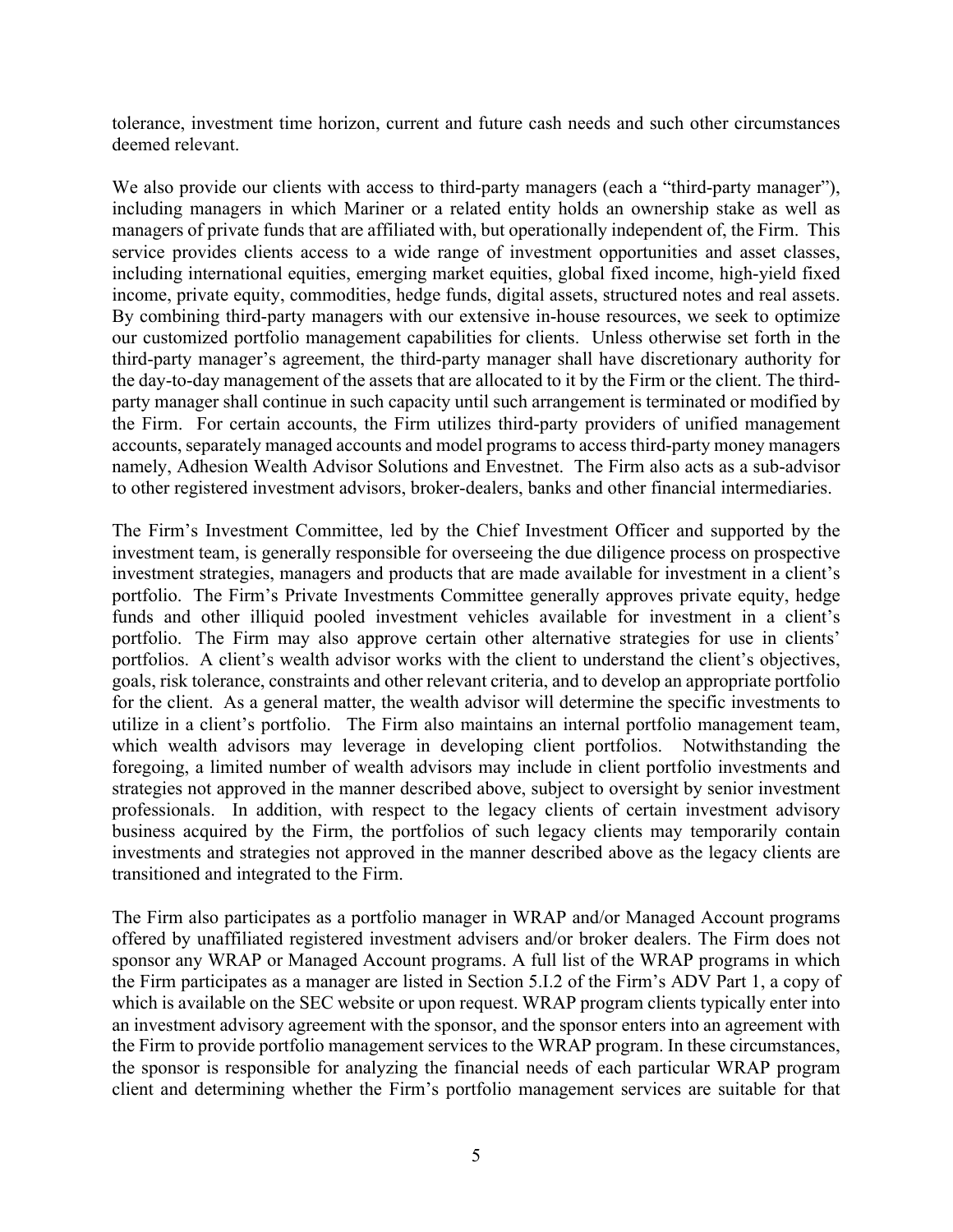tolerance, investment time horizon, current and future cash needs and such other circumstances deemed relevant.

We also provide our clients with access to third-party managers (each a "third-party manager"), including managers in which Mariner or a related entity holds an ownership stake as well as managers of private funds that are affiliated with, but operationally independent of, the Firm. This service provides clients access to a wide range of investment opportunities and asset classes, including international equities, emerging market equities, global fixed income, high-yield fixed income, private equity, commodities, hedge funds, digital assets, structured notes and real assets. By combining third-party managers with our extensive in-house resources, we seek to optimize our customized portfolio management capabilities for clients. Unless otherwise set forth in the third-party manager's agreement, the third-party manager shall have discretionary authority for the day-to-day management of the assets that are allocated to it by the Firm or the client. The third-party manager shall continue in such capacity until such arrangement is terminated or modified by the Firm. For certain accounts, the Firm utilizes third-party providers of unified management accounts, separately managed accounts and model programs to access third-party money managers namely, Adhesion Wealth Advisor Solutions and Envestnet. The Firm also acts as a sub-advisor to other registered investment advisors, broker-dealers, banks and other financial intermediaries.

The Firm's Investment Committee, led by the Chief Investment Officer and supported by the investment team, is generally responsible for overseeing the due diligence process on prospective investment strategies, managers and products that are made available for investment in a client's portfolio. The Firm's Private Investments Committee generally approves private equity, hedge funds and other illiquid pooled investment vehicles available for investment in a client's portfolio. The Firm may also approve certain other alternative strategies for use in clients' portfolios. A client's wealth advisor works with the client to understand the client's objectives, goals, risk tolerance, constraints and other relevant criteria, and to develop an appropriate portfolio for the client. As a general matter, the wealth advisor will determine the specific investments to utilize in a client's portfolio. The Firm also maintains an internal portfolio management team, which wealth advisors may leverage in developing client portfolios. Notwithstanding the foregoing, a limited number of wealth advisors may include in client portfolio investments and strategies not approved in the manner described above, subject to oversight by senior investment professionals. In addition, with respect to the legacy clients of certain investment advisory business acquired by the Firm, the portfolios of such legacy clients may temporarily contain investments and strategies not approved in the manner described above as the legacy clients are transitioned and integrated to the Firm.

The Firm also participates as a portfolio manager in WRAP and/or Managed Account programs offered by unaffiliated registered investment advisers and/or broker dealers. The Firm does not sponsor any WRAP or Managed Account programs. A full list of the WRAP programs in which the Firm participates as a manager are listed in Section 5.I.2 of the Firm's ADV Part 1, a copy of which is available on the SEC website or upon request. WRAP program clients typically enter into an investment advisory agreement with the sponsor, and the sponsor enters into an agreement with the Firm to provide portfolio management services to the WRAP program. In these circumstances, the sponsor is responsible for analyzing the financial needs of each particular WRAP program client and determining whether the Firm's portfolio management services are suitable for that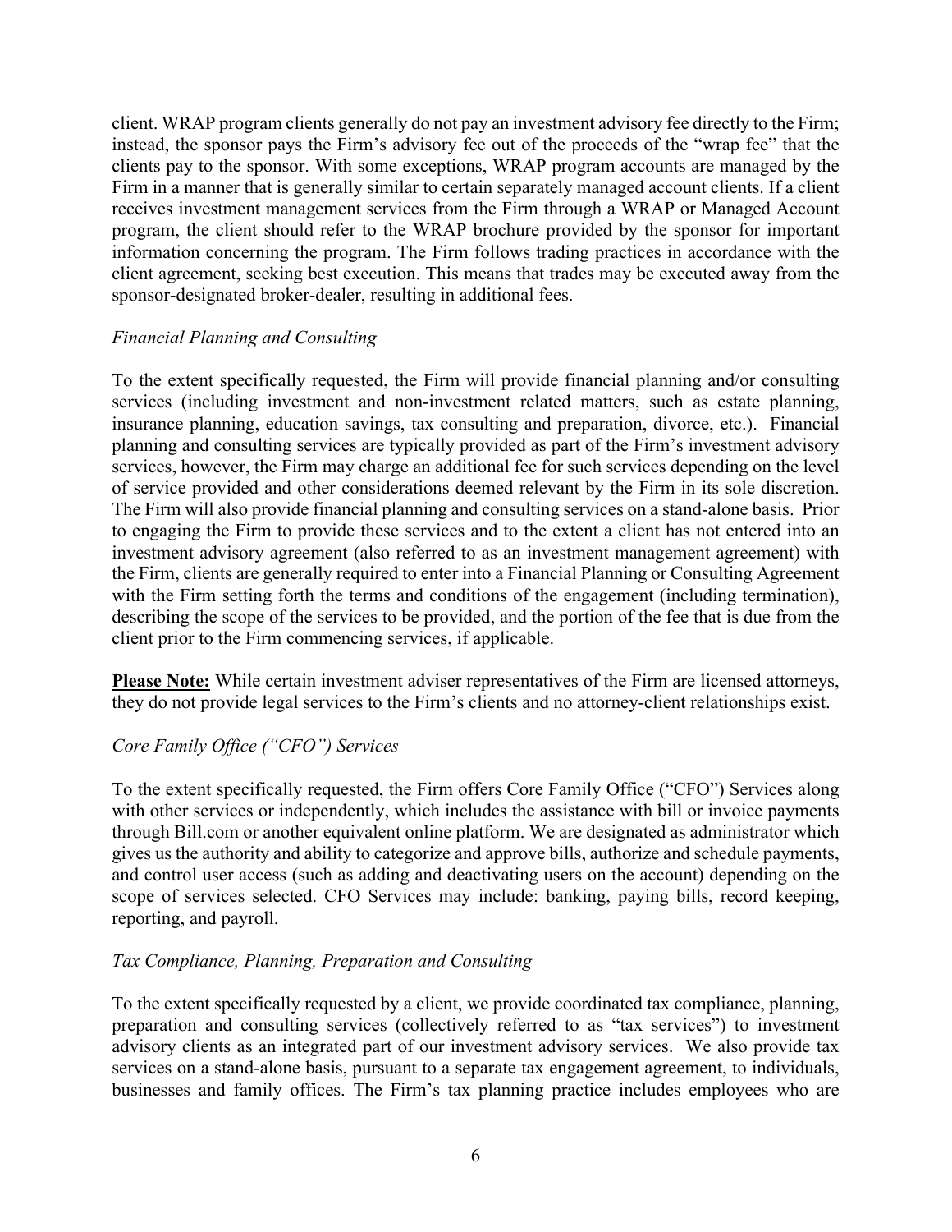client. WRAP program clients generally do not pay an investment advisory fee directly to the Firm; instead, the sponsor pays the Firm's advisory fee out of the proceeds of the "wrap fee" that the clients pay to the sponsor. With some exceptions, WRAP program accounts are managed by the Firm in a manner that is generally similar to certain separately managed account clients. If a client receives investment management services from the Firm through a WRAP or Managed Account program, the client should refer to the WRAP brochure provided by the sponsor for important information concerning the program. The Firm follows trading practices in accordance with the client agreement, seeking best execution. This means that trades may be executed away from the sponsor-designated broker-dealer, resulting in additional fees.

*Financial Planning and Consulting*

To the extent specifically requested, the Firm will provide financial planning and/or consulting services (including investment and non-investment related matters, such as estate planning, insurance planning, education savings, tax consulting and preparation, divorce, etc.). Financial planning and consulting services are typically provided as part of the Firm's investment advisory services, however, the Firm may charge an additional fee for such services depending on the level of service provided and other considerations deemed relevant by the Firm in its sole discretion. The Firm will also provide financial planning and consulting services on a stand-alone basis. Prior to engaging the Firm to provide these services and to the extent a client has not entered into an investment advisory agreement (also referred to as an investment management agreement) with the Firm, clients are generally required to enter into a Financial Planning or Consulting Agreement with the Firm setting forth the terms and conditions of the engagement (including termination), describing the scope of the services to be provided, and the portion of the fee that is due from the client prior to the Firm commencing services, if applicable.

**Please Note:** While certain investment adviser representatives of the Firm are licensed attorneys, they do not provide legal services to the Firm's clients and no attorney-client relationships exist.

*Core Family Office ("CFO") Services*

To the extent specifically requested, the Firm offers Core Family Office ("CFO") Services along with other services or independently, which includes the assistance with bill or invoice payments through Bill.com or another equivalent online platform. We are designated as administrator which gives us the authority and ability to categorize and approve bills, authorize and schedule payments, and control user access (such as adding and deactivating users on the account) depending on the scope of services selected. CFO Services may include: banking, paying bills, record keeping, reporting, and payroll.

*Tax Compliance, Planning, Preparation and Consulting*

To the extent specifically requested by a client, we provide coordinated tax compliance, planning, preparation and consulting services (collectively referred to as "tax services") to investment advisory clients as an integrated part of our investment advisory services. We also provide tax services on a stand-alone basis, pursuant to a separate tax engagement agreement, to individuals, businesses and family offices. The Firm's tax planning practice includes employees who are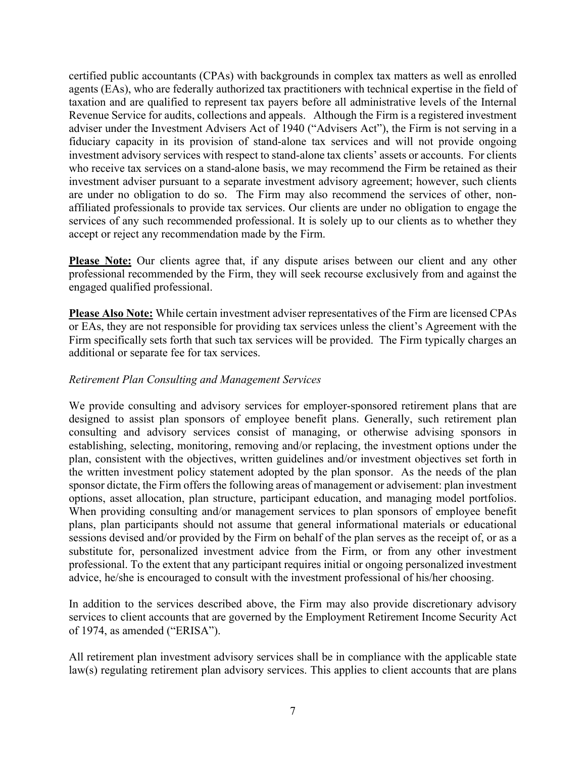certified public accountants (CPAs) with backgrounds in complex tax matters as well as enrolled agents (EAs), who are federally authorized tax practitioners with technical expertise in the field of taxation and are qualified to represent tax payers before all administrative levels of the Internal Revenue Service for audits, collections and appeals. Although the Firm is a registered investment adviser under the Investment Advisers Act of 1940 ("Advisers Act"), the Firm is not serving in a fiduciary capacity in its provision of stand-alone tax services and will not provide ongoing investment advisory services with respect to stand-alone tax clients' assets or accounts. For clients who receive tax services on a stand-alone basis, we may recommend the Firm be retained as their investment adviser pursuant to a separate investment advisory agreement; however, such clients are under no obligation to do so. The Firm may also recommend the services of other, non-affiliated professionals to provide tax services. Our clients are under no obligation to engage the services of any such recommended professional. It is solely up to our clients as to whether they accept or reject any recommendation made by the Firm.

**Please Note:** Our clients agree that, if any dispute arises between our client and any other professional recommended by the Firm, they will seek recourse exclusively from and against the engaged qualified professional.

**Please Also Note:** While certain investment adviser representatives of the Firm are licensed CPAs or EAs, they are not responsible for providing tax services unless the client's Agreement with the Firm specifically sets forth that such tax services will be provided. The Firm typically charges an additional or separate fee for tax services.

*Retirement Plan Consulting and Management Services*

We provide consulting and advisory services for employer-sponsored retirement plans that are designed to assist plan sponsors of employee benefit plans. Generally, such retirement plan consulting and advisory services consist of managing, or otherwise advising sponsors in establishing, selecting, monitoring, removing and/or replacing, the investment options under the plan, consistent with the objectives, written guidelines and/or investment objectives set forth in the written investment policy statement adopted by the plan sponsor. As the needs of the plan sponsor dictate, the Firm offers the following areas of management or advisement: plan investment options, asset allocation, plan structure, participant education, and managing model portfolios. When providing consulting and/or management services to plan sponsors of employee benefit plans, plan participants should not assume that general informational materials or educational sessions devised and/or provided by the Firm on behalf of the plan serves as the receipt of, or as a substitute for, personalized investment advice from the Firm, or from any other investment professional. To the extent that any participant requires initial or ongoing personalized investment advice, he/she is encouraged to consult with the investment professional of his/her choosing.

In addition to the services described above, the Firm may also provide discretionary advisory services to client accounts that are governed by the Employment Retirement Income Security Act of 1974, as amended ("ERISA").

All retirement plan investment advisory services shall be in compliance with the applicable state law(s) regulating retirement plan advisory services. This applies to client accounts that are plans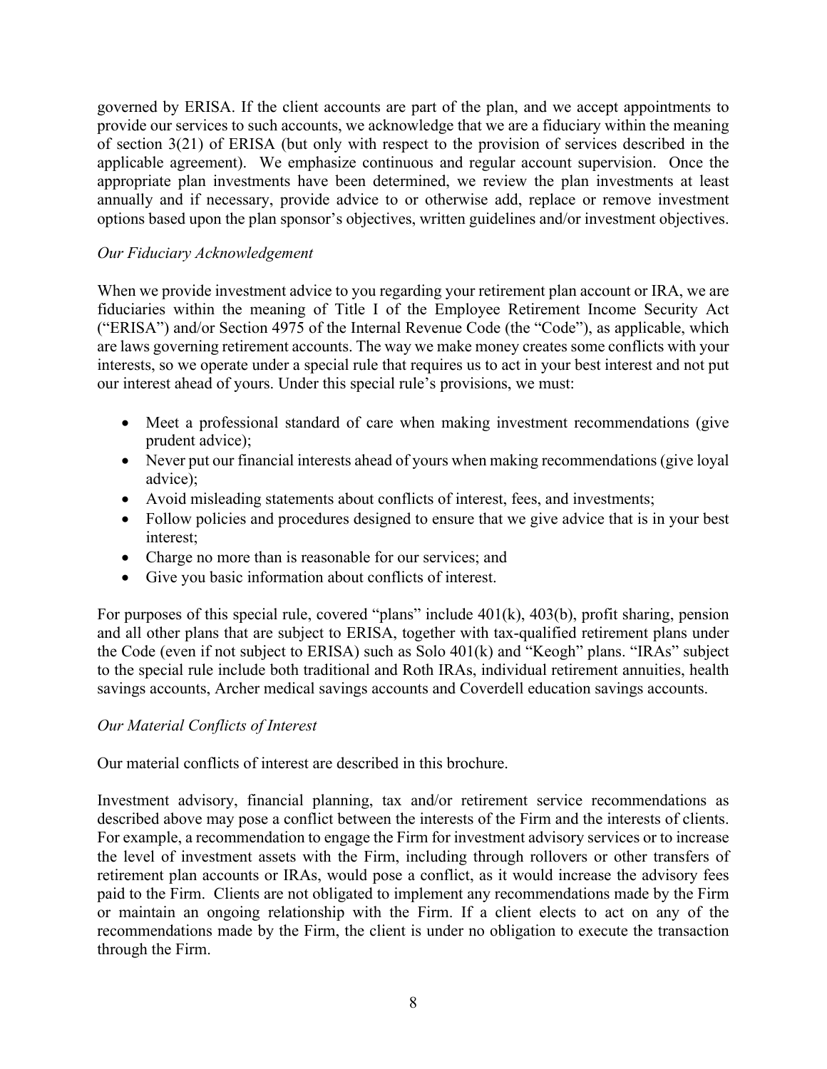governed by ERISA. If the client accounts are part of the plan, and we accept appointments to provide our services to such accounts, we acknowledge that we are a fiduciary within the meaning of section 3(21) of ERISA (but only with respect to the provision of services described in the applicable agreement). We emphasize continuous and regular account supervision. Once the appropriate plan investments have been determined, we review the plan investments at least annually and if necessary, provide advice to or otherwise add, replace or remove investment options based upon the plan sponsor's objectives, written guidelines and/or investment objectives.

*Our Fiduciary Acknowledgement*

When we provide investment advice to you regarding your retirement plan account or IRA, we are fiduciaries within the meaning of Title I of the Employee Retirement Income Security Act ("ERISA") and/or Section 4975 of the Internal Revenue Code (the "Code"), as applicable, which are laws governing retirement accounts. The way we make money creates some conflicts with your interests, so we operate under a special rule that requires us to act in your best interest and not put our interest ahead of yours. Under this special rule's provisions, we must:

- Meet a professional standard of care when making investment recommendations (give prudent advice);
- Never put our financial interests ahead of yours when making recommendations (give loyal advice);
- Avoid misleading statements about conflicts of interest, fees, and investments;
- Follow policies and procedures designed to ensure that we give advice that is in your best interest;
- Charge no more than is reasonable for our services; and
- Give you basic information about conflicts of interest.

For purposes of this special rule, covered "plans" include 401(k), 403(b), profit sharing, pension and all other plans that are subject to ERISA, together with tax-qualified retirement plans under the Code (even if not subject to ERISA) such as Solo 401(k) and "Keogh" plans. "IRAs" subject to the special rule include both traditional and Roth IRAs, individual retirement annuities, health savings accounts, Archer medical savings accounts and Coverdell education savings accounts.

*Our Material Conflicts of Interest*

Our material conflicts of interest are described in this brochure.

Investment advisory, financial planning, tax and/or retirement service recommendations as described above may pose a conflict between the interests of the Firm and the interests of clients. For example, a recommendation to engage the Firm for investment advisory services or to increase the level of investment assets with the Firm, including through rollovers or other transfers of retirement plan accounts or IRAs, would pose a conflict, as it would increase the advisory fees paid to the Firm. Clients are not obligated to implement any recommendations made by the Firm or maintain an ongoing relationship with the Firm. If a client elects to act on any of the recommendations made by the Firm, the client is under no obligation to execute the transaction through the Firm.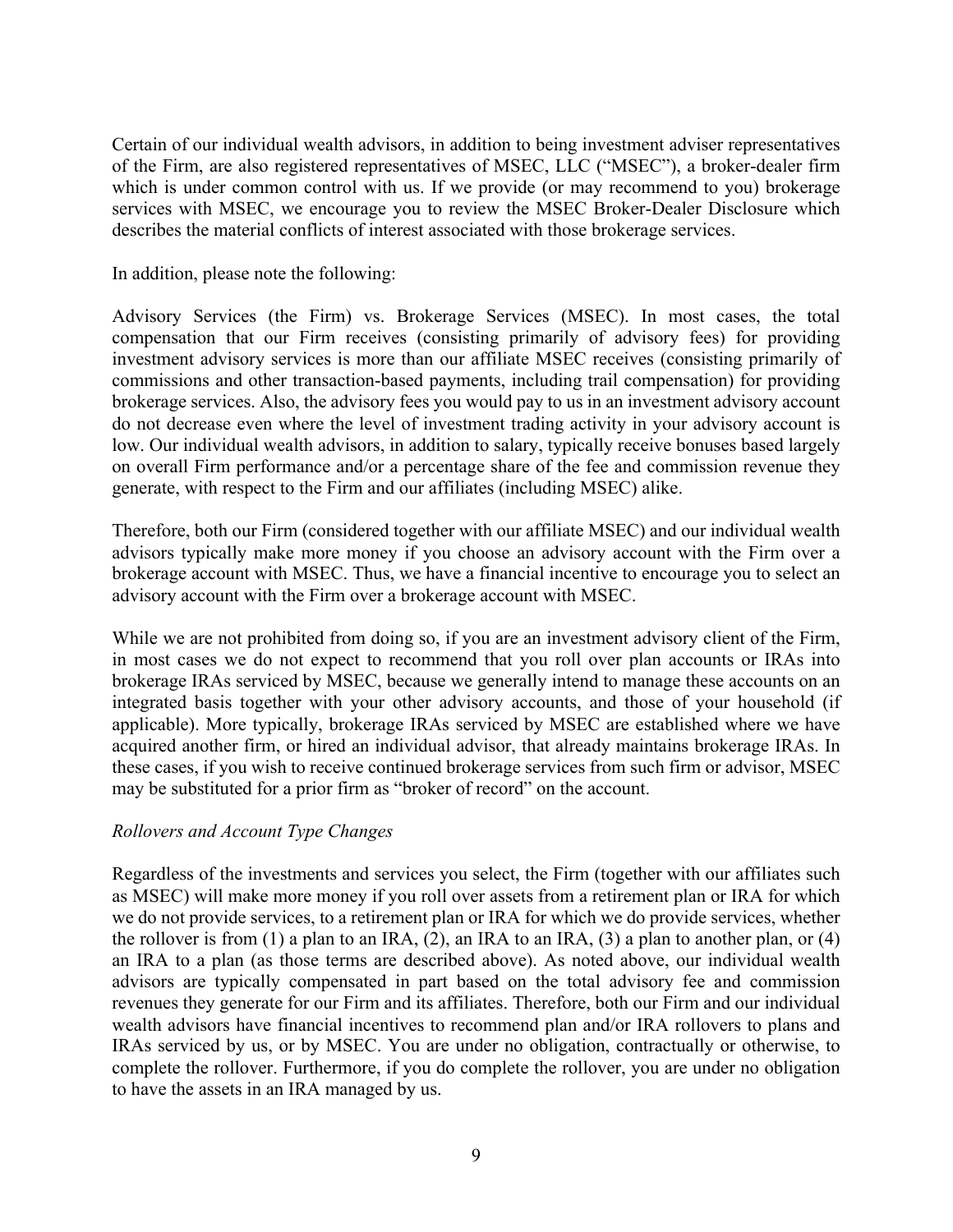Certain of our individual wealth advisors, in addition to being investment adviser representatives of the Firm, are also registered representatives of MSEC, LLC ("MSEC"), a broker-dealer firm which is under common control with us. If we provide (or may recommend to you) brokerage services with MSEC, we encourage you to review the MSEC Broker-Dealer Disclosure which describes the material conflicts of interest associated with those brokerage services.

In addition, please note the following:

Advisory Services (the Firm) vs. Brokerage Services (MSEC). In most cases, the total compensation that our Firm receives (consisting primarily of advisory fees) for providing investment advisory services is more than our affiliate MSEC receives (consisting primarily of commissions and other transaction-based payments, including trail compensation) for providing brokerage services. Also, the advisory fees you would pay to us in an investment advisory account do not decrease even where the level of investment trading activity in your advisory account is low. Our individual wealth advisors, in addition to salary, typically receive bonuses based largely on overall Firm performance and/or a percentage share of the fee and commission revenue they generate, with respect to the Firm and our affiliates (including MSEC) alike.

Therefore, both our Firm (considered together with our affiliate MSEC) and our individual wealth advisors typically make more money if you choose an advisory account with the Firm over a brokerage account with MSEC. Thus, we have a financial incentive to encourage you to select an advisory account with the Firm over a brokerage account with MSEC.

While we are not prohibited from doing so, if you are an investment advisory client of the Firm, in most cases we do not expect to recommend that you roll over plan accounts or IRAs into brokerage IRAs serviced by MSEC, because we generally intend to manage these accounts on an integrated basis together with your other advisory accounts, and those of your household (if applicable). More typically, brokerage IRAs serviced by MSEC are established where we have acquired another firm, or hired an individual advisor, that already maintains brokerage IRAs. In these cases, if you wish to receive continued brokerage services from such firm or advisor, MSEC may be substituted for a prior firm as "broker of record" on the account.

*Rollovers and Account Type Changes*

Regardless of the investments and services you select, the Firm (together with our affiliates such as MSEC) will make more money if you roll over assets from a retirement plan or IRA for which we do not provide services, to a retirement plan or IRA for which we do provide services, whether the rollover is from (1) a plan to an IRA, (2), an IRA to an IRA, (3) a plan to another plan, or (4) an IRA to a plan (as those terms are described above). As noted above, our individual wealth advisors are typically compensated in part based on the total advisory fee and commission revenues they generate for our Firm and its affiliates. Therefore, both our Firm and our individual wealth advisors have financial incentives to recommend plan and/or IRA rollovers to plans and IRAs serviced by us, or by MSEC. You are under no obligation, contractually or otherwise, to complete the rollover. Furthermore, if you do complete the rollover, you are under no obligation to have the assets in an IRA managed by us.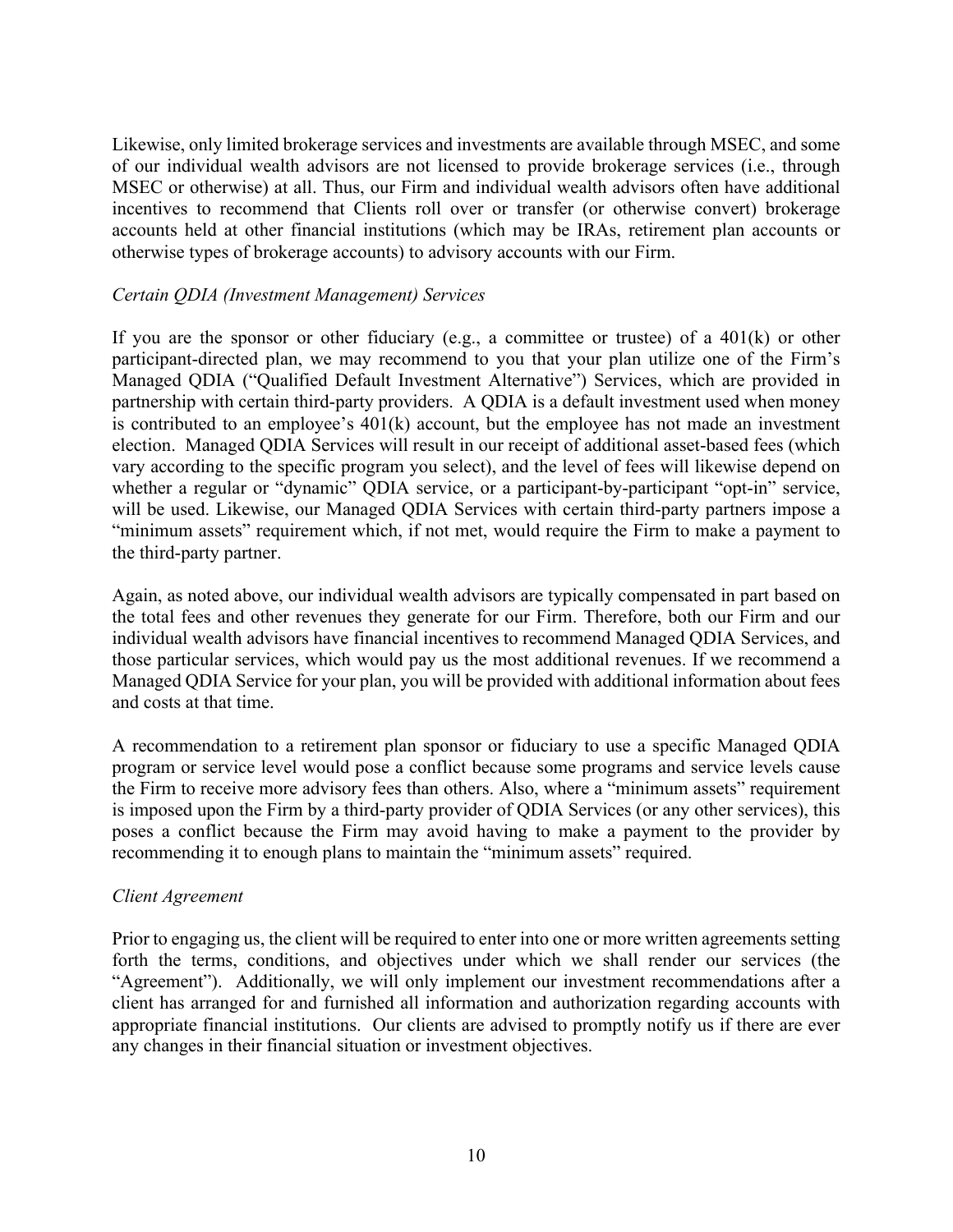Likewise, only limited brokerage services and investments are available through MSEC, and some of our individual wealth advisors are not licensed to provide brokerage services (i.e., through MSEC or otherwise) at all. Thus, our Firm and individual wealth advisors often have additional incentives to recommend that Clients roll over or transfer (or otherwise convert) brokerage accounts held at other financial institutions (which may be IRAs, retirement plan accounts or otherwise types of brokerage accounts) to advisory accounts with our Firm.

*Certain QDIA (Investment Management) Services*

If you are the sponsor or other fiduciary (e.g., a committee or trustee) of a 401(k) or other participant-directed plan, we may recommend to you that your plan utilize one of the Firm's Managed QDIA ("Qualified Default Investment Alternative") Services, which are provided in partnership with certain third-party providers. A QDIA is a default investment used when money is contributed to an employee's 401(k) account, but the employee has not made an investment election. Managed QDIA Services will result in our receipt of additional asset-based fees (which vary according to the specific program you select), and the level of fees will likewise depend on whether a regular or "dynamic" QDIA service, or a participant-by-participant "opt-in" service, will be used. Likewise, our Managed QDIA Services with certain third-party partners impose a "minimum assets" requirement which, if not met, would require the Firm to make a payment to the third-party partner.

Again, as noted above, our individual wealth advisors are typically compensated in part based on the total fees and other revenues they generate for our Firm. Therefore, both our Firm and our individual wealth advisors have financial incentives to recommend Managed QDIA Services, and those particular services, which would pay us the most additional revenues. If we recommend a Managed QDIA Service for your plan, you will be provided with additional information about fees and costs at that time.

A recommendation to a retirement plan sponsor or fiduciary to use a specific Managed QDIA program or service level would pose a conflict because some programs and service levels cause the Firm to receive more advisory fees than others. Also, where a "minimum assets" requirement is imposed upon the Firm by a third-party provider of QDIA Services (or any other services), this poses a conflict because the Firm may avoid having to make a payment to the provider by recommending it to enough plans to maintain the "minimum assets" required.

*Client Agreement*

Prior to engaging us, the client will be required to enter into one or more written agreements setting forth the terms, conditions, and objectives under which we shall render our services (the "Agreement"). Additionally, we will only implement our investment recommendations after a client has arranged for and furnished all information and authorization regarding accounts with appropriate financial institutions. Our clients are advised to promptly notify us if there are ever any changes in their financial situation or investment objectives.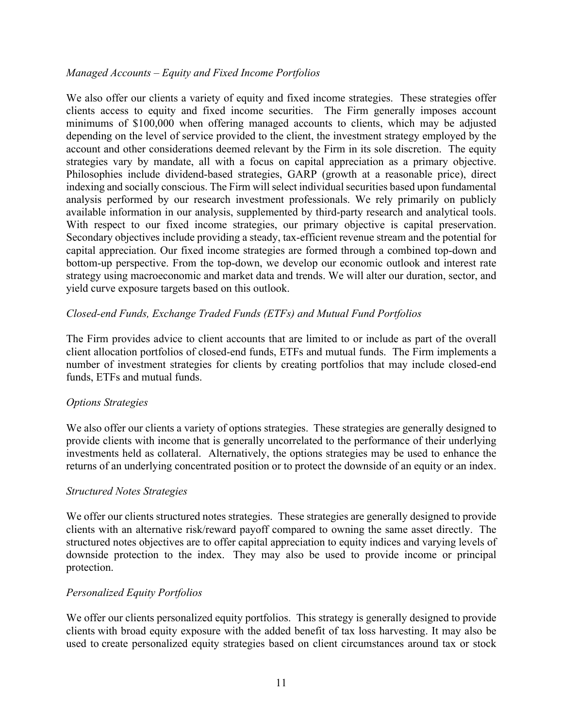*Managed Accounts – Equity and Fixed Income Portfolios*

We also offer our clients a variety of equity and fixed income strategies. These strategies offer clients access to equity and fixed income securities. The Firm generally imposes account minimums of $100,000 when offering managed accounts to clients, which may be adjusted depending on the level of service provided to the client, the investment strategy employed by the account and other considerations deemed relevant by the Firm in its sole discretion. The equity strategies vary by mandate, all with a focus on capital appreciation as a primary objective. Philosophies include dividend-based strategies, GARP (growth at a reasonable price), direct indexing and socially conscious. The Firm will select individual securities based upon fundamental analysis performed by our research investment professionals. We rely primarily on publicly available information in our analysis, supplemented by third-party research and analytical tools. With respect to our fixed income strategies, our primary objective is capital preservation. Secondary objectives include providing a steady, tax-efficient revenue stream and the potential for capital appreciation. Our fixed income strategies are formed through a combined top-down and bottom-up perspective. From the top-down, we develop our economic outlook and interest rate strategy using macroeconomic and market data and trends. We will alter our duration, sector, and yield curve exposure targets based on this outlook.

*Closed-end Funds, Exchange Traded Funds (ETFs) and Mutual Fund Portfolios*

The Firm provides advice to client accounts that are limited to or include as part of the overall client allocation portfolios of closed-end funds, ETFs and mutual funds. The Firm implements a number of investment strategies for clients by creating portfolios that may include closed-end funds, ETFs and mutual funds.

*Options Strategies*

We also offer our clients a variety of options strategies. These strategies are generally designed to provide clients with income that is generally uncorrelated to the performance of their underlying investments held as collateral. Alternatively, the options strategies may be used to enhance the returns of an underlying concentrated position or to protect the downside of an equity or an index.

*Structured Notes Strategies*

We offer our clients structured notes strategies. These strategies are generally designed to provide clients with an alternative risk/reward payoff compared to owning the same asset directly. The structured notes objectives are to offer capital appreciation to equity indices and varying levels of downside protection to the index. They may also be used to provide income or principal protection.

*Personalized Equity Portfolios*

We offer our clients personalized equity portfolios. This strategy is generally designed to provide clients with broad equity exposure with the added benefit of tax loss harvesting. It may also be used to create personalized equity strategies based on client circumstances around tax or stock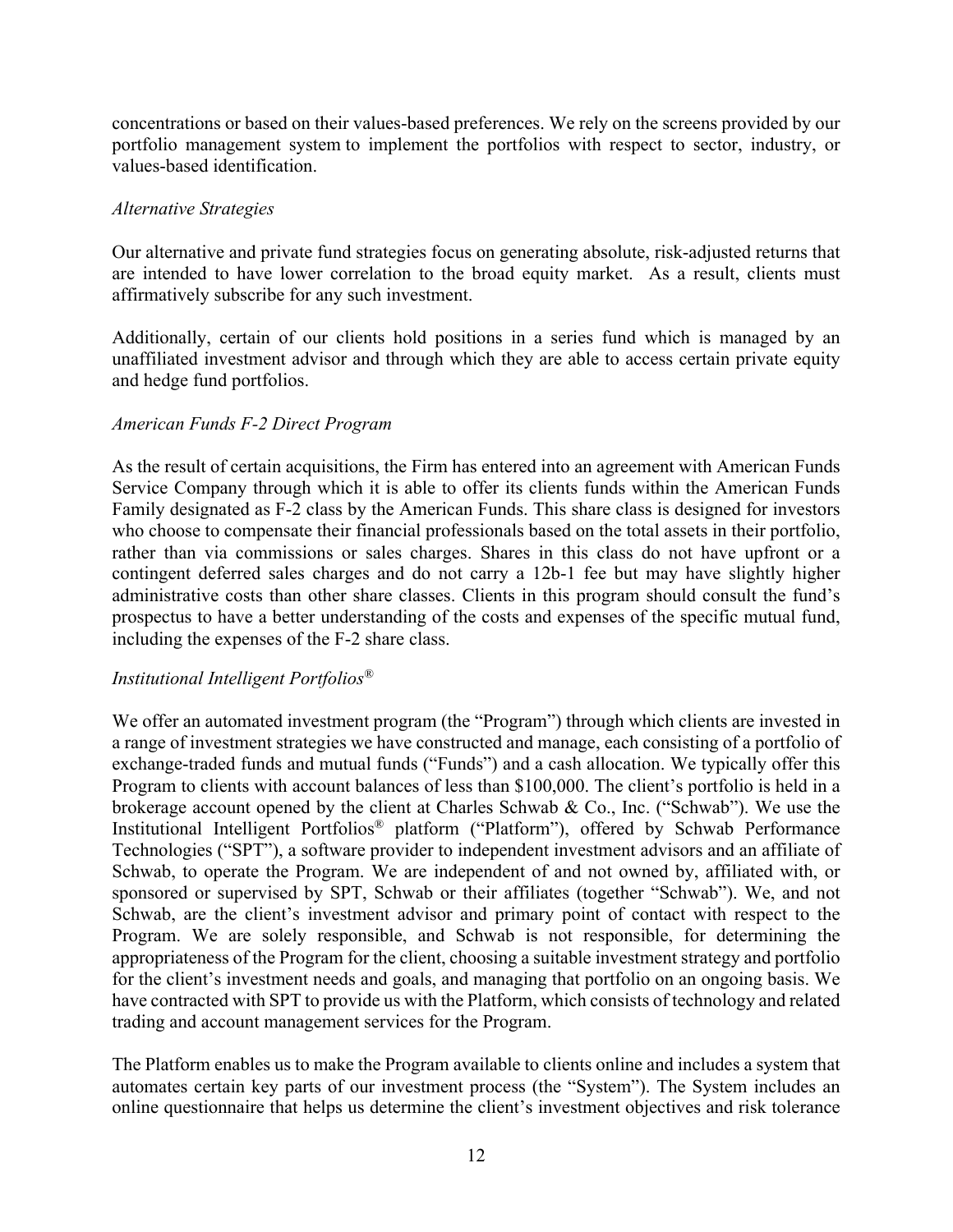concentrations or based on their values-based preferences. We rely on the screens provided by our portfolio management system to implement the portfolios with respect to sector, industry, or values-based identification.

*Alternative Strategies*

Our alternative and private fund strategies focus on generating absolute, risk-adjusted returns that are intended to have lower correlation to the broad equity market. As a result, clients must affirmatively subscribe for any such investment.

Additionally, certain of our clients hold positions in a series fund which is managed by an unaffiliated investment advisor and through which they are able to access certain private equity and hedge fund portfolios.

*American Funds F-2 Direct Program*

As the result of certain acquisitions, the Firm has entered into an agreement with American Funds Service Company through which it is able to offer its clients funds within the American Funds Family designated as F-2 class by the American Funds. This share class is designed for investors who choose to compensate their financial professionals based on the total assets in their portfolio, rather than via commissions or sales charges. Shares in this class do not have upfront or a contingent deferred sales charges and do not carry a 12b-1 fee but may have slightly higher administrative costs than other share classes. Clients in this program should consult the fund's prospectus to have a better understanding of the costs and expenses of the specific mutual fund, including the expenses of the F-2 share class.

*Institutional Intelligent Portfolios®*

We offer an automated investment program (the "Program") through which clients are invested in a range of investment strategies we have constructed and manage, each consisting of a portfolio of exchange-traded funds and mutual funds ("Funds") and a cash allocation. We typically offer this Program to clients with account balances of less than $100,000. The client's portfolio is held in a brokerage account opened by the client at Charles Schwab & Co., Inc. ("Schwab"). We use the Institutional Intelligent Portfolios® platform ("Platform"), offered by Schwab Performance Technologies ("SPT"), a software provider to independent investment advisors and an affiliate of Schwab, to operate the Program. We are independent of and not owned by, affiliated with, or sponsored or supervised by SPT, Schwab or their affiliates (together "Schwab"). We, and not Schwab, are the client's investment advisor and primary point of contact with respect to the Program. We are solely responsible, and Schwab is not responsible, for determining the appropriateness of the Program for the client, choosing a suitable investment strategy and portfolio for the client's investment needs and goals, and managing that portfolio on an ongoing basis. We have contracted with SPT to provide us with the Platform, which consists of technology and related trading and account management services for the Program.

The Platform enables us to make the Program available to clients online and includes a system that automates certain key parts of our investment process (the "System"). The System includes an online questionnaire that helps us determine the client's investment objectives and risk tolerance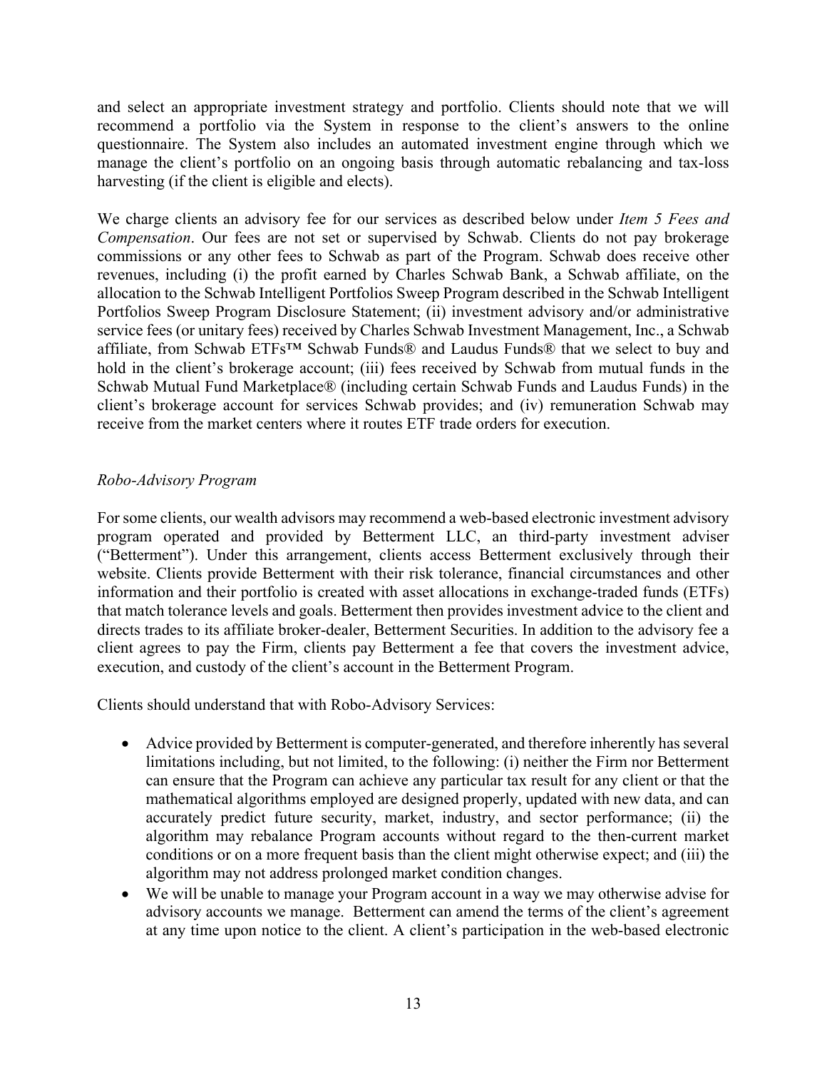and select an appropriate investment strategy and portfolio. Clients should note that we will recommend a portfolio via the System in response to the client's answers to the online questionnaire. The System also includes an automated investment engine through which we manage the client's portfolio on an ongoing basis through automatic rebalancing and tax-loss harvesting (if the client is eligible and elects).

We charge clients an advisory fee for our services as described below under *Item 5 Fees and Compensation*. Our fees are not set or supervised by Schwab. Clients do not pay brokerage commissions or any other fees to Schwab as part of the Program. Schwab does receive other revenues, including (i) the profit earned by Charles Schwab Bank, a Schwab affiliate, on the allocation to the Schwab Intelligent Portfolios Sweep Program described in the Schwab Intelligent Portfolios Sweep Program Disclosure Statement; (ii) investment advisory and/or administrative service fees (or unitary fees) received by Charles Schwab Investment Management, Inc., a Schwab affiliate, from Schwab ETFs™ Schwab Funds® and Laudus Funds® that we select to buy and hold in the client's brokerage account; (iii) fees received by Schwab from mutual funds in the Schwab Mutual Fund Marketplace® (including certain Schwab Funds and Laudus Funds) in the client's brokerage account for services Schwab provides; and (iv) remuneration Schwab may receive from the market centers where it routes ETF trade orders for execution.

*Robo-Advisory Program*

For some clients, our wealth advisors may recommend a web-based electronic investment advisory program operated and provided by Betterment LLC, an third-party investment adviser ("Betterment"). Under this arrangement, clients access Betterment exclusively through their website. Clients provide Betterment with their risk tolerance, financial circumstances and other information and their portfolio is created with asset allocations in exchange-traded funds (ETFs) that match tolerance levels and goals. Betterment then provides investment advice to the client and directs trades to its affiliate broker-dealer, Betterment Securities. In addition to the advisory fee a client agrees to pay the Firm, clients pay Betterment a fee that covers the investment advice, execution, and custody of the client's account in the Betterment Program.

Clients should understand that with Robo-Advisory Services:

- Advice provided by Betterment is computer-generated, and therefore inherently has several limitations including, but not limited, to the following: (i) neither the Firm nor Betterment can ensure that the Program can achieve any particular tax result for any client or that the mathematical algorithms employed are designed properly, updated with new data, and can accurately predict future security, market, industry, and sector performance; (ii) the algorithm may rebalance Program accounts without regard to the then-current market conditions or on a more frequent basis than the client might otherwise expect; and (iii) the algorithm may not address prolonged market condition changes.
- We will be unable to manage your Program account in a way we may otherwise advise for advisory accounts we manage. Betterment can amend the terms of the client's agreement at any time upon notice to the client. A client's participation in the web-based electronic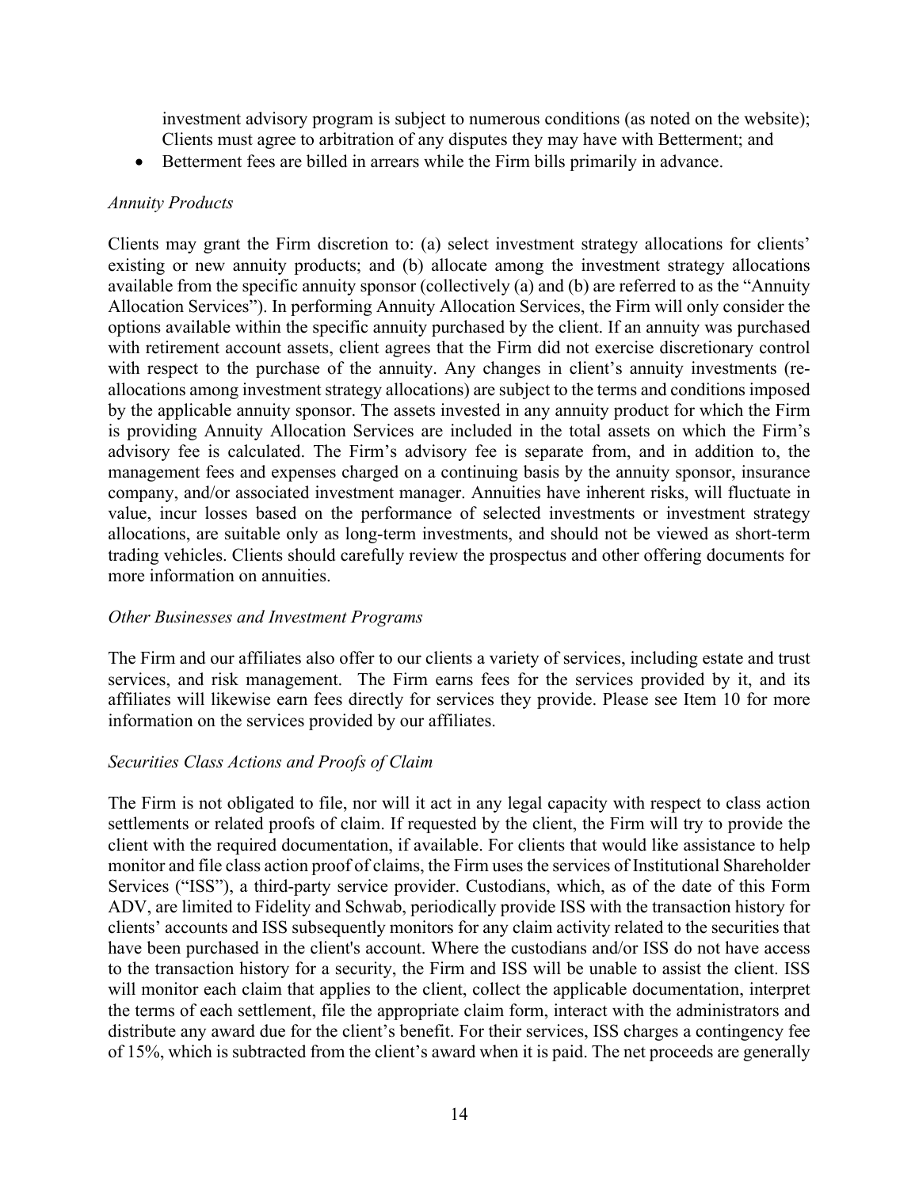investment advisory program is subject to numerous conditions (as noted on the website); Clients must agree to arbitration of any disputes they may have with Betterment; and

- Betterment fees are billed in arrears while the Firm bills primarily in advance.

*Annuity Products*

Clients may grant the Firm discretion to: (a) select investment strategy allocations for clients' existing or new annuity products; and (b) allocate among the investment strategy allocations available from the specific annuity sponsor (collectively (a) and (b) are referred to as the "Annuity Allocation Services"). In performing Annuity Allocation Services, the Firm will only consider the options available within the specific annuity purchased by the client. If an annuity was purchased with retirement account assets, client agrees that the Firm did not exercise discretionary control with respect to the purchase of the annuity. Any changes in client's annuity investments (re-allocations among investment strategy allocations) are subject to the terms and conditions imposed by the applicable annuity sponsor. The assets invested in any annuity product for which the Firm is providing Annuity Allocation Services are included in the total assets on which the Firm's advisory fee is calculated. The Firm's advisory fee is separate from, and in addition to, the management fees and expenses charged on a continuing basis by the annuity sponsor, insurance company, and/or associated investment manager. Annuities have inherent risks, will fluctuate in value, incur losses based on the performance of selected investments or investment strategy allocations, are suitable only as long-term investments, and should not be viewed as short-term trading vehicles. Clients should carefully review the prospectus and other offering documents for more information on annuities.

*Other Businesses and Investment Programs*

The Firm and our affiliates also offer to our clients a variety of services, including estate and trust services, and risk management. The Firm earns fees for the services provided by it, and its affiliates will likewise earn fees directly for services they provide. Please see Item 10 for more information on the services provided by our affiliates.

*Securities Class Actions and Proofs of Claim*

The Firm is not obligated to file, nor will it act in any legal capacity with respect to class action settlements or related proofs of claim. If requested by the client, the Firm will try to provide the client with the required documentation, if available. For clients that would like assistance to help monitor and file class action proof of claims, the Firm uses the services of Institutional Shareholder Services ("ISS"), a third-party service provider. Custodians, which, as of the date of this Form ADV, are limited to Fidelity and Schwab, periodically provide ISS with the transaction history for clients' accounts and ISS subsequently monitors for any claim activity related to the securities that have been purchased in the client's account. Where the custodians and/or ISS do not have access to the transaction history for a security, the Firm and ISS will be unable to assist the client. ISS will monitor each claim that applies to the client, collect the applicable documentation, interpret the terms of each settlement, file the appropriate claim form, interact with the administrators and distribute any award due for the client's benefit. For their services, ISS charges a contingency fee of 15%, which is subtracted from the client's award when it is paid. The net proceeds are generally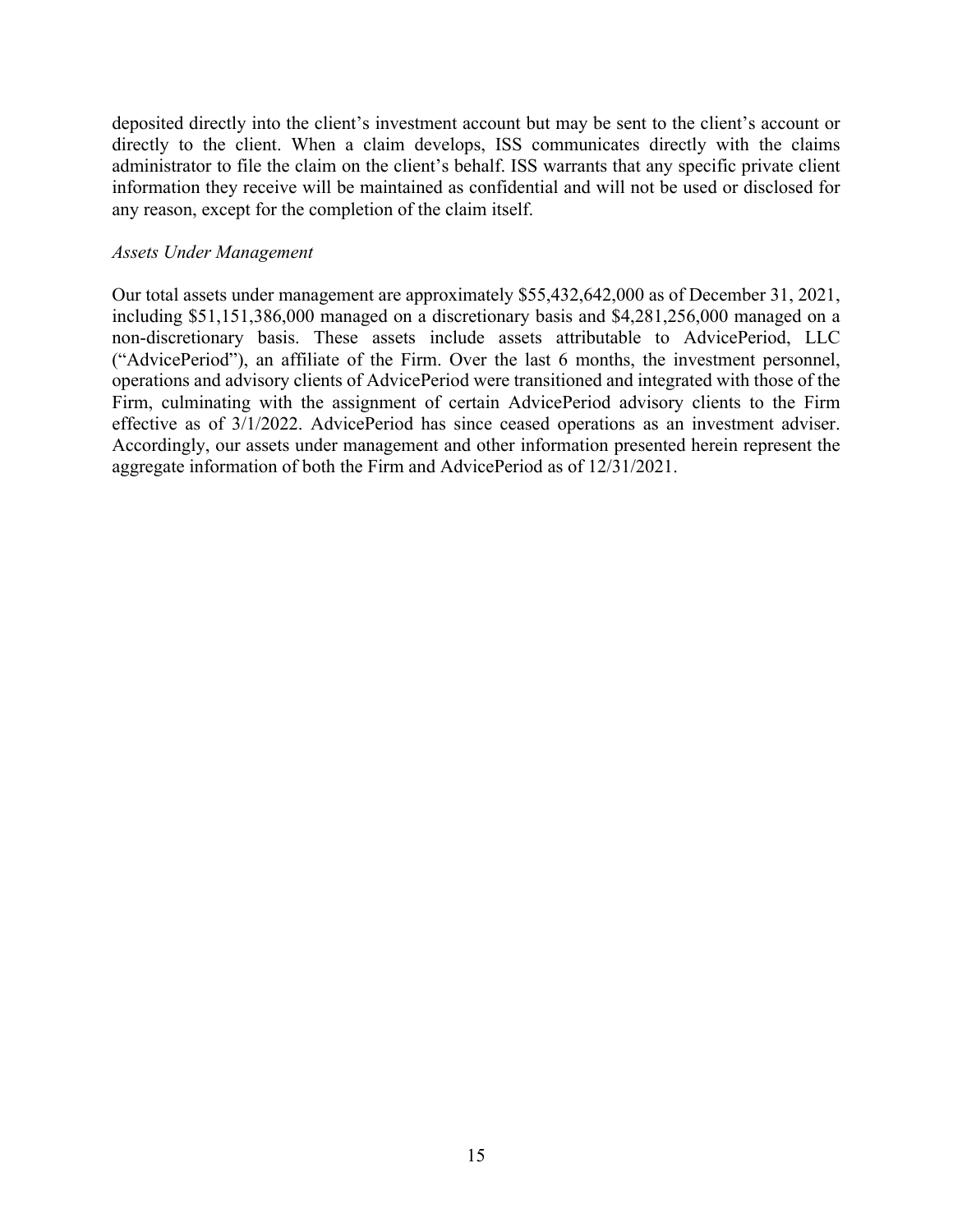deposited directly into the client's investment account but may be sent to the client's account or directly to the client. When a claim develops, ISS communicates directly with the claims administrator to file the claim on the client's behalf. ISS warrants that any specific private client information they receive will be maintained as confidential and will not be used or disclosed for any reason, except for the completion of the claim itself.

*Assets Under Management*

Our total assets under management are approximately $55,432,642,000 as of December 31, 2021, including $51,151,386,000 managed on a discretionary basis and $4,281,256,000 managed on a non-discretionary basis. These assets include assets attributable to AdvicePeriod, LLC ("AdvicePeriod"), an affiliate of the Firm. Over the last 6 months, the investment personnel, operations and advisory clients of AdvicePeriod were transitioned and integrated with those of the Firm, culminating with the assignment of certain AdvicePeriod advisory clients to the Firm effective as of 3/1/2022. AdvicePeriod has since ceased operations as an investment adviser. Accordingly, our assets under management and other information presented herein represent the aggregate information of both the Firm and AdvicePeriod as of 12/31/2021.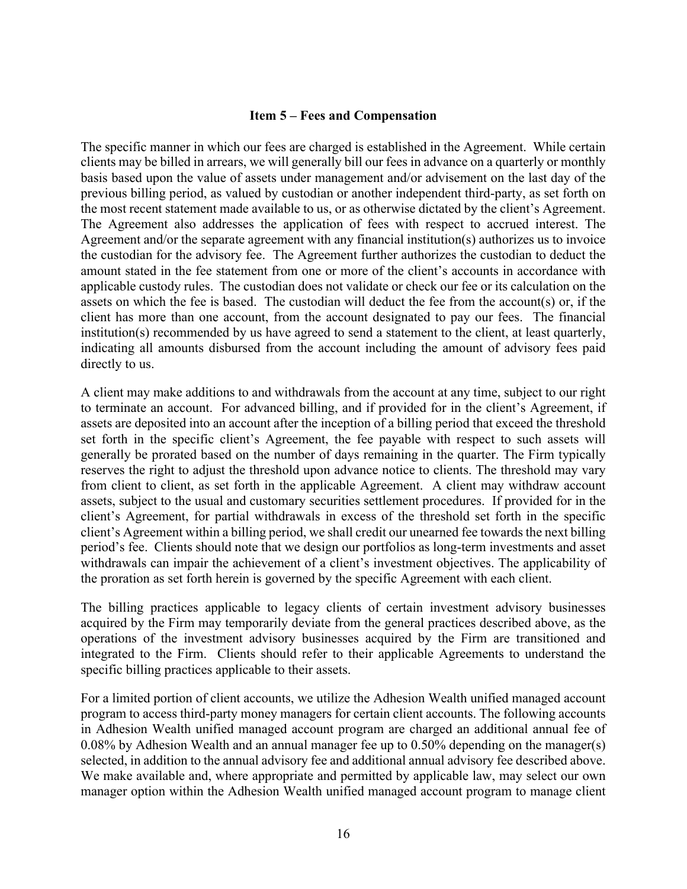## Item 5 – Fees and Compensation

The specific manner in which our fees are charged is established in the Agreement. While certain clients may be billed in arrears, we will generally bill our fees in advance on a quarterly or monthly basis based upon the value of assets under management and/or advisement on the last day of the previous billing period, as valued by custodian or another independent third-party, as set forth on the most recent statement made available to us, or as otherwise dictated by the client's Agreement. The Agreement also addresses the application of fees with respect to accrued interest. The Agreement and/or the separate agreement with any financial institution(s) authorizes us to invoice the custodian for the advisory fee. The Agreement further authorizes the custodian to deduct the amount stated in the fee statement from one or more of the client's accounts in accordance with applicable custody rules. The custodian does not validate or check our fee or its calculation on the assets on which the fee is based. The custodian will deduct the fee from the account(s) or, if the client has more than one account, from the account designated to pay our fees. The financial institution(s) recommended by us have agreed to send a statement to the client, at least quarterly, indicating all amounts disbursed from the account including the amount of advisory fees paid directly to us.

A client may make additions to and withdrawals from the account at any time, subject to our right to terminate an account. For advanced billing, and if provided for in the client's Agreement, if assets are deposited into an account after the inception of a billing period that exceed the threshold set forth in the specific client's Agreement, the fee payable with respect to such assets will generally be prorated based on the number of days remaining in the quarter. The Firm typically reserves the right to adjust the threshold upon advance notice to clients. The threshold may vary from client to client, as set forth in the applicable Agreement. A client may withdraw account assets, subject to the usual and customary securities settlement procedures. If provided for in the client's Agreement, for partial withdrawals in excess of the threshold set forth in the specific client's Agreement within a billing period, we shall credit our unearned fee towards the next billing period's fee. Clients should note that we design our portfolios as long-term investments and asset withdrawals can impair the achievement of a client's investment objectives. The applicability of the proration as set forth herein is governed by the specific Agreement with each client.

The billing practices applicable to legacy clients of certain investment advisory businesses acquired by the Firm may temporarily deviate from the general practices described above, as the operations of the investment advisory businesses acquired by the Firm are transitioned and integrated to the Firm. Clients should refer to their applicable Agreements to understand the specific billing practices applicable to their assets.

For a limited portion of client accounts, we utilize the Adhesion Wealth unified managed account program to access third-party money managers for certain client accounts. The following accounts in Adhesion Wealth unified managed account program are charged an additional annual fee of 0.08% by Adhesion Wealth and an annual manager fee up to 0.50% depending on the manager(s) selected, in addition to the annual advisory fee and additional annual advisory fee described above. We make available and, where appropriate and permitted by applicable law, may select our own manager option within the Adhesion Wealth unified managed account program to manage client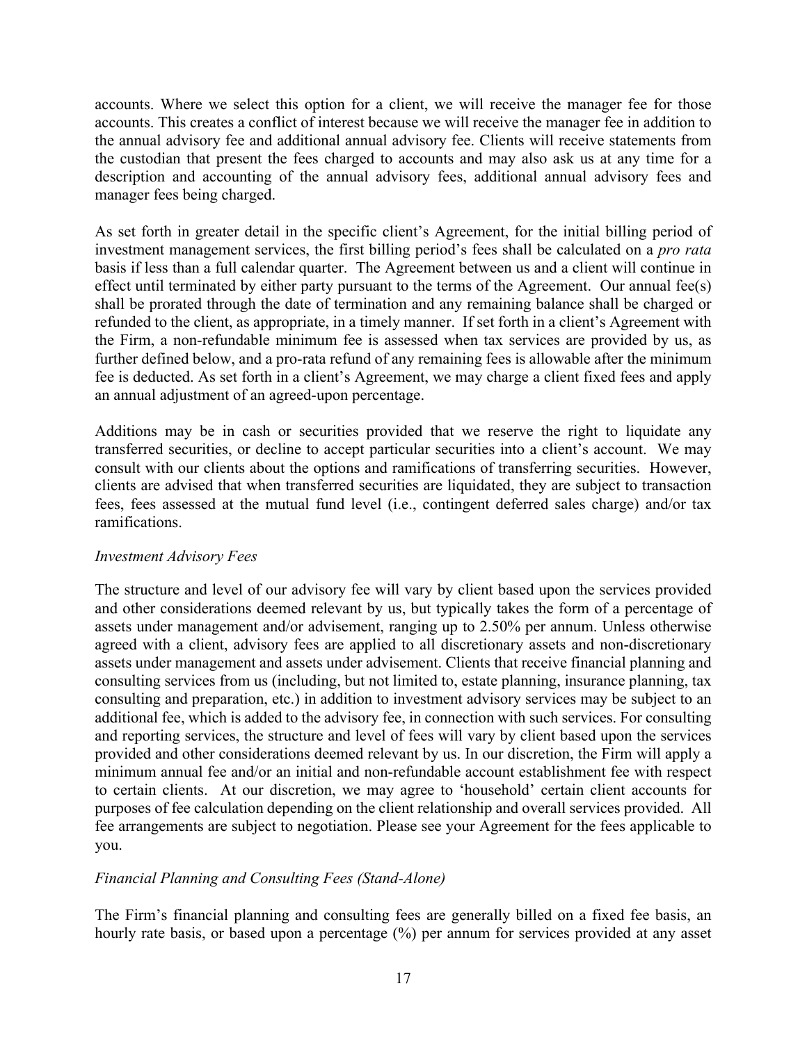accounts. Where we select this option for a client, we will receive the manager fee for those accounts. This creates a conflict of interest because we will receive the manager fee in addition to the annual advisory fee and additional annual advisory fee. Clients will receive statements from the custodian that present the fees charged to accounts and may also ask us at any time for a description and accounting of the annual advisory fees, additional annual advisory fees and manager fees being charged.

As set forth in greater detail in the specific client's Agreement, for the initial billing period of investment management services, the first billing period's fees shall be calculated on a *pro rata* basis if less than a full calendar quarter. The Agreement between us and a client will continue in effect until terminated by either party pursuant to the terms of the Agreement. Our annual fee(s) shall be prorated through the date of termination and any remaining balance shall be charged or refunded to the client, as appropriate, in a timely manner. If set forth in a client's Agreement with the Firm, a non-refundable minimum fee is assessed when tax services are provided by us, as further defined below, and a pro-rata refund of any remaining fees is allowable after the minimum fee is deducted. As set forth in a client's Agreement, we may charge a client fixed fees and apply an annual adjustment of an agreed-upon percentage.

Additions may be in cash or securities provided that we reserve the right to liquidate any transferred securities, or decline to accept particular securities into a client's account. We may consult with our clients about the options and ramifications of transferring securities. However, clients are advised that when transferred securities are liquidated, they are subject to transaction fees, fees assessed at the mutual fund level (i.e., contingent deferred sales charge) and/or tax ramifications.

*Investment Advisory Fees*

The structure and level of our advisory fee will vary by client based upon the services provided and other considerations deemed relevant by us, but typically takes the form of a percentage of assets under management and/or advisement, ranging up to 2.50% per annum. Unless otherwise agreed with a client, advisory fees are applied to all discretionary assets and non-discretionary assets under management and assets under advisement. Clients that receive financial planning and consulting services from us (including, but not limited to, estate planning, insurance planning, tax consulting and preparation, etc.) in addition to investment advisory services may be subject to an additional fee, which is added to the advisory fee, in connection with such services. For consulting and reporting services, the structure and level of fees will vary by client based upon the services provided and other considerations deemed relevant by us. In our discretion, the Firm will apply a minimum annual fee and/or an initial and non-refundable account establishment fee with respect to certain clients. At our discretion, we may agree to 'household' certain client accounts for purposes of fee calculation depending on the client relationship and overall services provided. All fee arrangements are subject to negotiation. Please see your Agreement for the fees applicable to you.

*Financial Planning and Consulting Fees (Stand-Alone)*

The Firm's financial planning and consulting fees are generally billed on a fixed fee basis, an hourly rate basis, or based upon a percentage (%) per annum for services provided at any asset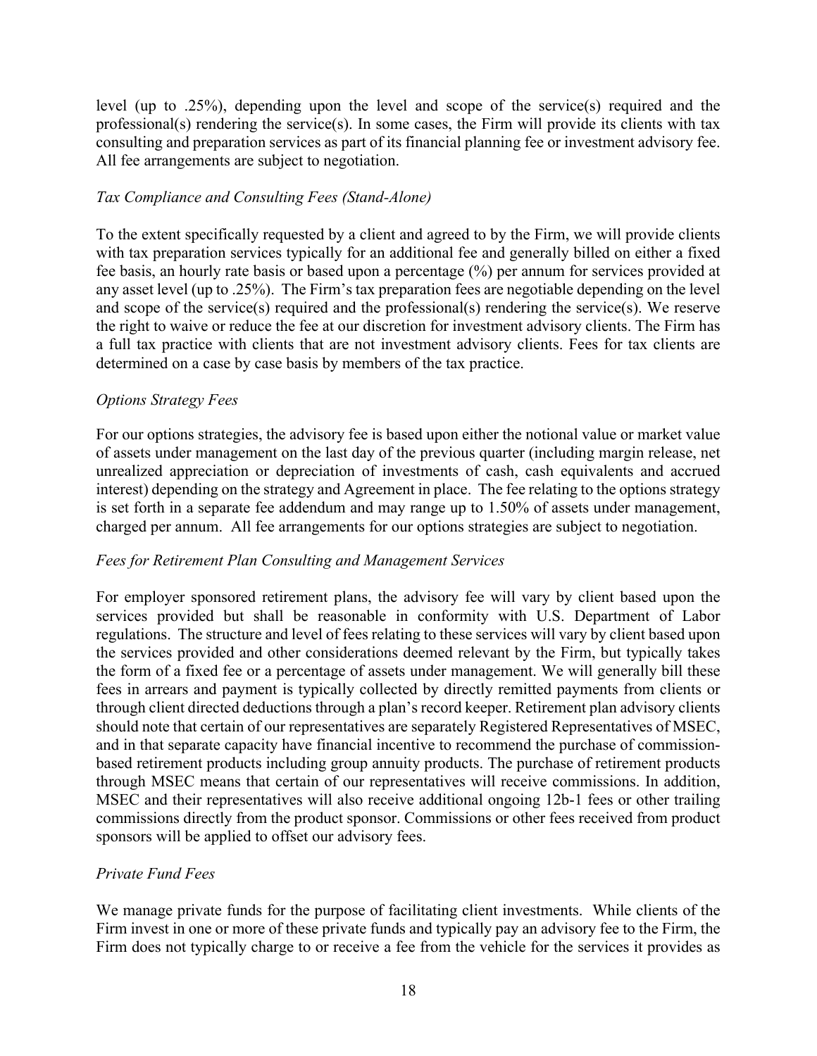level (up to .25%), depending upon the level and scope of the service(s) required and the professional(s) rendering the service(s). In some cases, the Firm will provide its clients with tax consulting and preparation services as part of its financial planning fee or investment advisory fee. All fee arrangements are subject to negotiation.

*Tax Compliance and Consulting Fees (Stand-Alone)*

To the extent specifically requested by a client and agreed to by the Firm, we will provide clients with tax preparation services typically for an additional fee and generally billed on either a fixed fee basis, an hourly rate basis or based upon a percentage (%) per annum for services provided at any asset level (up to .25%). The Firm's tax preparation fees are negotiable depending on the level and scope of the service(s) required and the professional(s) rendering the service(s). We reserve the right to waive or reduce the fee at our discretion for investment advisory clients. The Firm has a full tax practice with clients that are not investment advisory clients. Fees for tax clients are determined on a case by case basis by members of the tax practice.

*Options Strategy Fees*

For our options strategies, the advisory fee is based upon either the notional value or market value of assets under management on the last day of the previous quarter (including margin release, net unrealized appreciation or depreciation of investments of cash, cash equivalents and accrued interest) depending on the strategy and Agreement in place. The fee relating to the options strategy is set forth in a separate fee addendum and may range up to 1.50% of assets under management, charged per annum. All fee arrangements for our options strategies are subject to negotiation.

*Fees for Retirement Plan Consulting and Management Services*

For employer sponsored retirement plans, the advisory fee will vary by client based upon the services provided but shall be reasonable in conformity with U.S. Department of Labor regulations. The structure and level of fees relating to these services will vary by client based upon the services provided and other considerations deemed relevant by the Firm, but typically takes the form of a fixed fee or a percentage of assets under management. We will generally bill these fees in arrears and payment is typically collected by directly remitted payments from clients or through client directed deductions through a plan's record keeper. Retirement plan advisory clients should note that certain of our representatives are separately Registered Representatives of MSEC, and in that separate capacity have financial incentive to recommend the purchase of commission-based retirement products including group annuity products. The purchase of retirement products through MSEC means that certain of our representatives will receive commissions. In addition, MSEC and their representatives will also receive additional ongoing 12b-1 fees or other trailing commissions directly from the product sponsor. Commissions or other fees received from product sponsors will be applied to offset our advisory fees.

*Private Fund Fees*

We manage private funds for the purpose of facilitating client investments. While clients of the Firm invest in one or more of these private funds and typically pay an advisory fee to the Firm, the Firm does not typically charge to or receive a fee from the vehicle for the services it provides as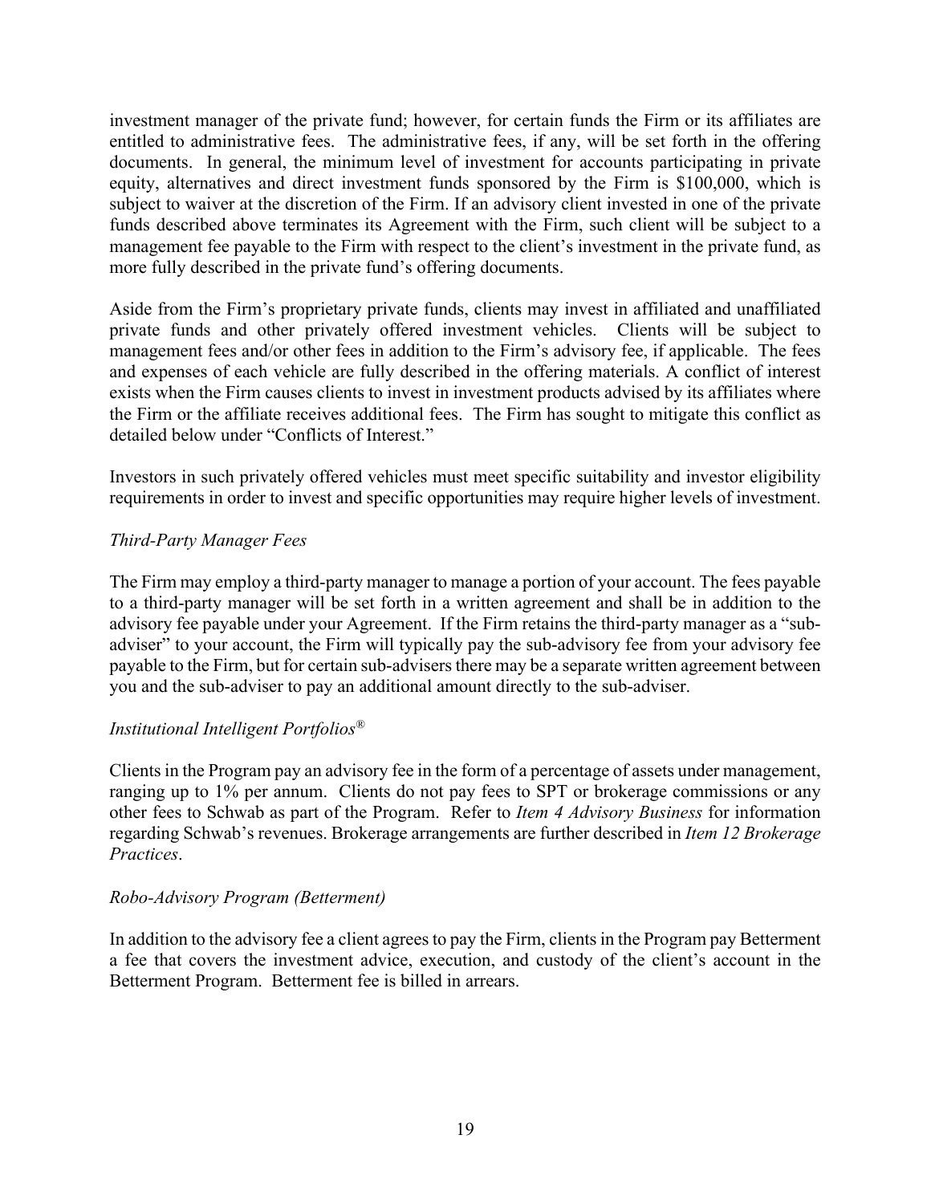investment manager of the private fund; however, for certain funds the Firm or its affiliates are entitled to administrative fees. The administrative fees, if any, will be set forth in the offering documents. In general, the minimum level of investment for accounts participating in private equity, alternatives and direct investment funds sponsored by the Firm is $100,000, which is subject to waiver at the discretion of the Firm. If an advisory client invested in one of the private funds described above terminates its Agreement with the Firm, such client will be subject to a management fee payable to the Firm with respect to the client's investment in the private fund, as more fully described in the private fund's offering documents.

Aside from the Firm's proprietary private funds, clients may invest in affiliated and unaffiliated private funds and other privately offered investment vehicles. Clients will be subject to management fees and/or other fees in addition to the Firm's advisory fee, if applicable. The fees and expenses of each vehicle are fully described in the offering materials. A conflict of interest exists when the Firm causes clients to invest in investment products advised by its affiliates where the Firm or the affiliate receives additional fees. The Firm has sought to mitigate this conflict as detailed below under "Conflicts of Interest."

Investors in such privately offered vehicles must meet specific suitability and investor eligibility requirements in order to invest and specific opportunities may require higher levels of investment.

*Third-Party Manager Fees*

The Firm may employ a third-party manager to manage a portion of your account. The fees payable to a third-party manager will be set forth in a written agreement and shall be in addition to the advisory fee payable under your Agreement. If the Firm retains the third-party manager as a "sub-adviser" to your account, the Firm will typically pay the sub-advisory fee from your advisory fee payable to the Firm, but for certain sub-advisers there may be a separate written agreement between you and the sub-adviser to pay an additional amount directly to the sub-adviser.

*Institutional Intelligent Portfolios®*

Clients in the Program pay an advisory fee in the form of a percentage of assets under management, ranging up to 1% per annum. Clients do not pay fees to SPT or brokerage commissions or any other fees to Schwab as part of the Program. Refer to *Item 4 Advisory Business* for information regarding Schwab's revenues. Brokerage arrangements are further described in *Item 12 Brokerage Practices*.

*Robo-Advisory Program (Betterment)*

In addition to the advisory fee a client agrees to pay the Firm, clients in the Program pay Betterment a fee that covers the investment advice, execution, and custody of the client's account in the Betterment Program. Betterment fee is billed in arrears.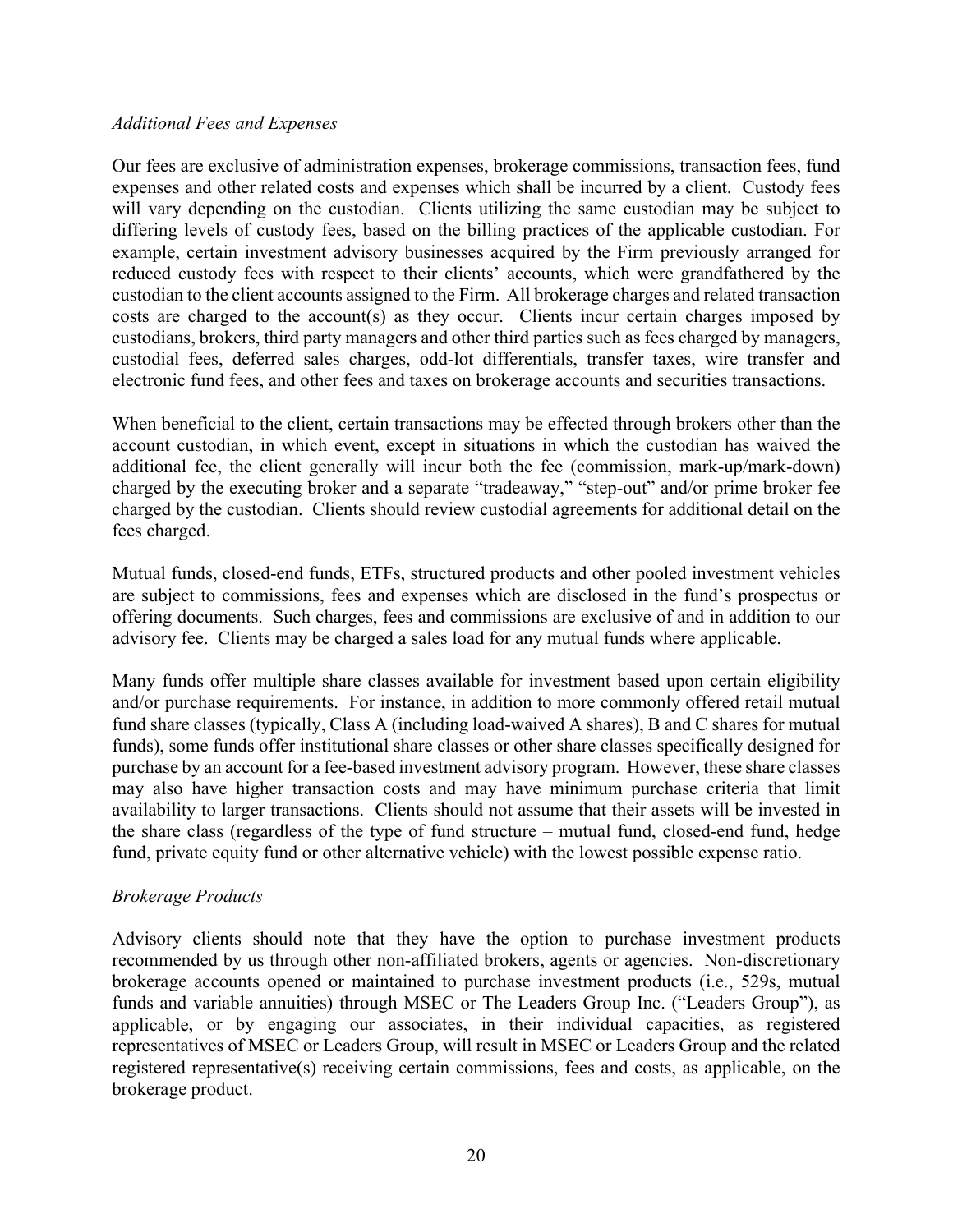*Additional Fees and Expenses*

Our fees are exclusive of administration expenses, brokerage commissions, transaction fees, fund expenses and other related costs and expenses which shall be incurred by a client. Custody fees will vary depending on the custodian. Clients utilizing the same custodian may be subject to differing levels of custody fees, based on the billing practices of the applicable custodian. For example, certain investment advisory businesses acquired by the Firm previously arranged for reduced custody fees with respect to their clients' accounts, which were grandfathered by the custodian to the client accounts assigned to the Firm. All brokerage charges and related transaction costs are charged to the account(s) as they occur. Clients incur certain charges imposed by custodians, brokers, third party managers and other third parties such as fees charged by managers, custodial fees, deferred sales charges, odd-lot differentials, transfer taxes, wire transfer and electronic fund fees, and other fees and taxes on brokerage accounts and securities transactions.

When beneficial to the client, certain transactions may be effected through brokers other than the account custodian, in which event, except in situations in which the custodian has waived the additional fee, the client generally will incur both the fee (commission, mark-up/mark-down) charged by the executing broker and a separate "tradeaway," "step-out" and/or prime broker fee charged by the custodian. Clients should review custodial agreements for additional detail on the fees charged.

Mutual funds, closed-end funds, ETFs, structured products and other pooled investment vehicles are subject to commissions, fees and expenses which are disclosed in the fund's prospectus or offering documents. Such charges, fees and commissions are exclusive of and in addition to our advisory fee. Clients may be charged a sales load for any mutual funds where applicable.

Many funds offer multiple share classes available for investment based upon certain eligibility and/or purchase requirements. For instance, in addition to more commonly offered retail mutual fund share classes (typically, Class A (including load-waived A shares), B and C shares for mutual funds), some funds offer institutional share classes or other share classes specifically designed for purchase by an account for a fee-based investment advisory program. However, these share classes may also have higher transaction costs and may have minimum purchase criteria that limit availability to larger transactions. Clients should not assume that their assets will be invested in the share class (regardless of the type of fund structure – mutual fund, closed-end fund, hedge fund, private equity fund or other alternative vehicle) with the lowest possible expense ratio.

*Brokerage Products*

Advisory clients should note that they have the option to purchase investment products recommended by us through other non-affiliated brokers, agents or agencies. Non-discretionary brokerage accounts opened or maintained to purchase investment products (i.e., 529s, mutual funds and variable annuities) through MSEC or The Leaders Group Inc. ("Leaders Group"), as applicable, or by engaging our associates, in their individual capacities, as registered representatives of MSEC or Leaders Group, will result in MSEC or Leaders Group and the related registered representative(s) receiving certain commissions, fees and costs, as applicable, on the brokerage product.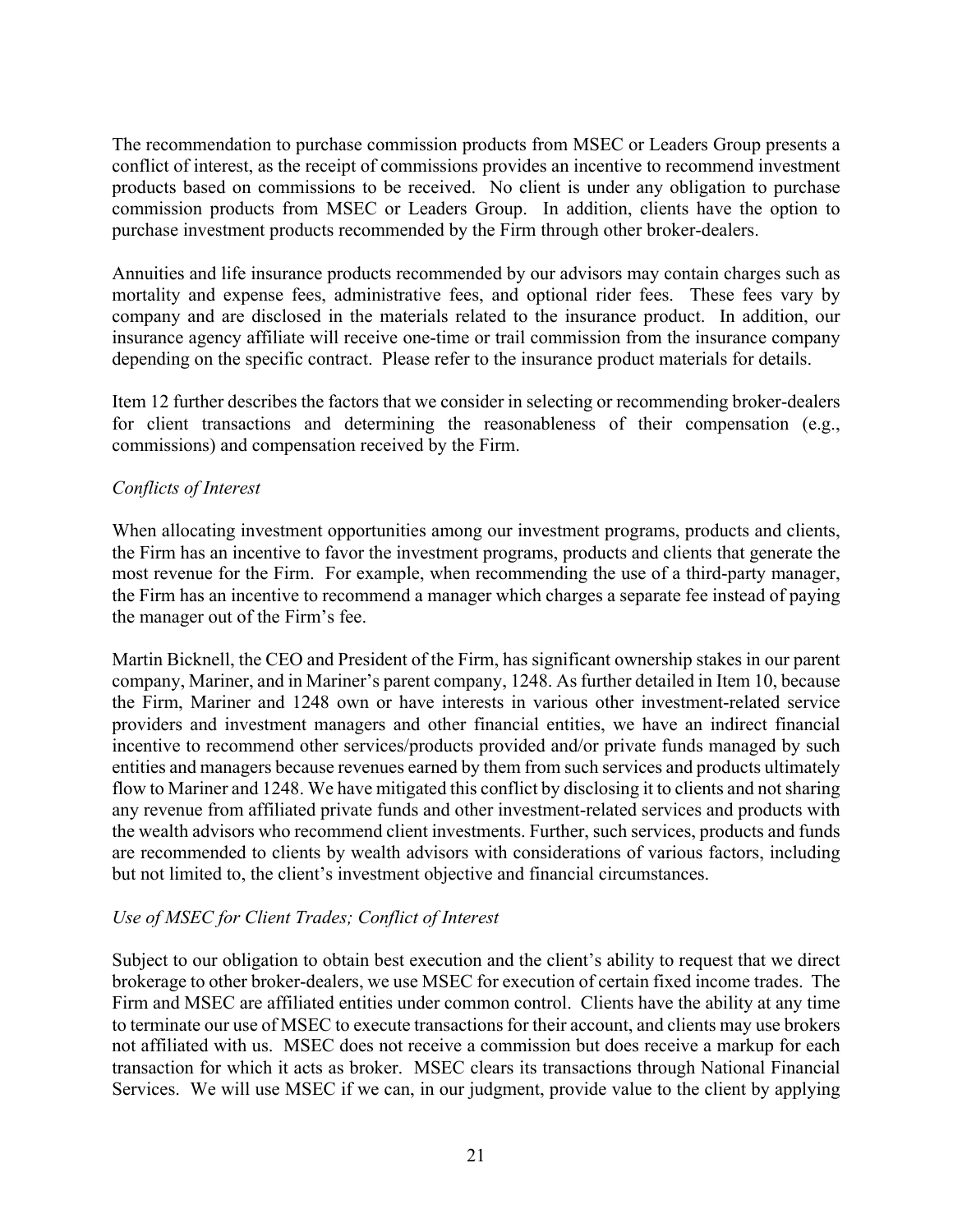The recommendation to purchase commission products from MSEC or Leaders Group presents a conflict of interest, as the receipt of commissions provides an incentive to recommend investment products based on commissions to be received. No client is under any obligation to purchase commission products from MSEC or Leaders Group. In addition, clients have the option to purchase investment products recommended by the Firm through other broker-dealers.

Annuities and life insurance products recommended by our advisors may contain charges such as mortality and expense fees, administrative fees, and optional rider fees. These fees vary by company and are disclosed in the materials related to the insurance product. In addition, our insurance agency affiliate will receive one-time or trail commission from the insurance company depending on the specific contract. Please refer to the insurance product materials for details.

Item 12 further describes the factors that we consider in selecting or recommending broker-dealers for client transactions and determining the reasonableness of their compensation (e.g., commissions) and compensation received by the Firm.

*Conflicts of Interest*

When allocating investment opportunities among our investment programs, products and clients, the Firm has an incentive to favor the investment programs, products and clients that generate the most revenue for the Firm. For example, when recommending the use of a third-party manager, the Firm has an incentive to recommend a manager which charges a separate fee instead of paying the manager out of the Firm's fee.

Martin Bicknell, the CEO and President of the Firm, has significant ownership stakes in our parent company, Mariner, and in Mariner's parent company, 1248. As further detailed in Item 10, because the Firm, Mariner and 1248 own or have interests in various other investment-related service providers and investment managers and other financial entities, we have an indirect financial incentive to recommend other services/products provided and/or private funds managed by such entities and managers because revenues earned by them from such services and products ultimately flow to Mariner and 1248. We have mitigated this conflict by disclosing it to clients and not sharing any revenue from affiliated private funds and other investment-related services and products with the wealth advisors who recommend client investments. Further, such services, products and funds are recommended to clients by wealth advisors with considerations of various factors, including but not limited to, the client's investment objective and financial circumstances.

*Use of MSEC for Client Trades; Conflict of Interest*

Subject to our obligation to obtain best execution and the client's ability to request that we direct brokerage to other broker-dealers, we use MSEC for execution of certain fixed income trades. The Firm and MSEC are affiliated entities under common control. Clients have the ability at any time to terminate our use of MSEC to execute transactions for their account, and clients may use brokers not affiliated with us. MSEC does not receive a commission but does receive a markup for each transaction for which it acts as broker. MSEC clears its transactions through National Financial Services. We will use MSEC if we can, in our judgment, provide value to the client by applying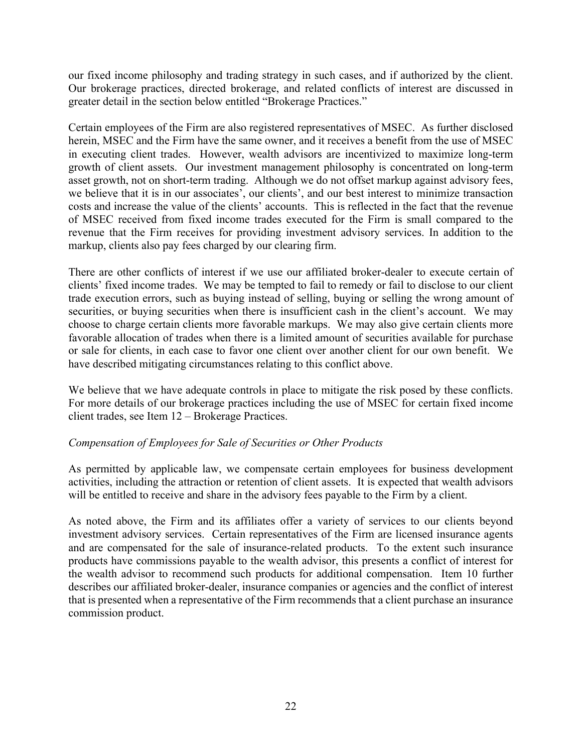our fixed income philosophy and trading strategy in such cases, and if authorized by the client. Our brokerage practices, directed brokerage, and related conflicts of interest are discussed in greater detail in the section below entitled "Brokerage Practices."

Certain employees of the Firm are also registered representatives of MSEC. As further disclosed herein, MSEC and the Firm have the same owner, and it receives a benefit from the use of MSEC in executing client trades. However, wealth advisors are incentivized to maximize long-term growth of client assets. Our investment management philosophy is concentrated on long-term asset growth, not on short-term trading. Although we do not offset markup against advisory fees, we believe that it is in our associates', our clients', and our best interest to minimize transaction costs and increase the value of the clients' accounts. This is reflected in the fact that the revenue of MSEC received from fixed income trades executed for the Firm is small compared to the revenue that the Firm receives for providing investment advisory services. In addition to the markup, clients also pay fees charged by our clearing firm.

There are other conflicts of interest if we use our affiliated broker-dealer to execute certain of clients' fixed income trades. We may be tempted to fail to remedy or fail to disclose to our client trade execution errors, such as buying instead of selling, buying or selling the wrong amount of securities, or buying securities when there is insufficient cash in the client's account. We may choose to charge certain clients more favorable markups. We may also give certain clients more favorable allocation of trades when there is a limited amount of securities available for purchase or sale for clients, in each case to favor one client over another client for our own benefit. We have described mitigating circumstances relating to this conflict above.

We believe that we have adequate controls in place to mitigate the risk posed by these conflicts. For more details of our brokerage practices including the use of MSEC for certain fixed income client trades, see Item 12 – Brokerage Practices.

*Compensation of Employees for Sale of Securities or Other Products*

As permitted by applicable law, we compensate certain employees for business development activities, including the attraction or retention of client assets. It is expected that wealth advisors will be entitled to receive and share in the advisory fees payable to the Firm by a client.

As noted above, the Firm and its affiliates offer a variety of services to our clients beyond investment advisory services. Certain representatives of the Firm are licensed insurance agents and are compensated for the sale of insurance-related products. To the extent such insurance products have commissions payable to the wealth advisor, this presents a conflict of interest for the wealth advisor to recommend such products for additional compensation. Item 10 further describes our affiliated broker-dealer, insurance companies or agencies and the conflict of interest that is presented when a representative of the Firm recommends that a client purchase an insurance commission product.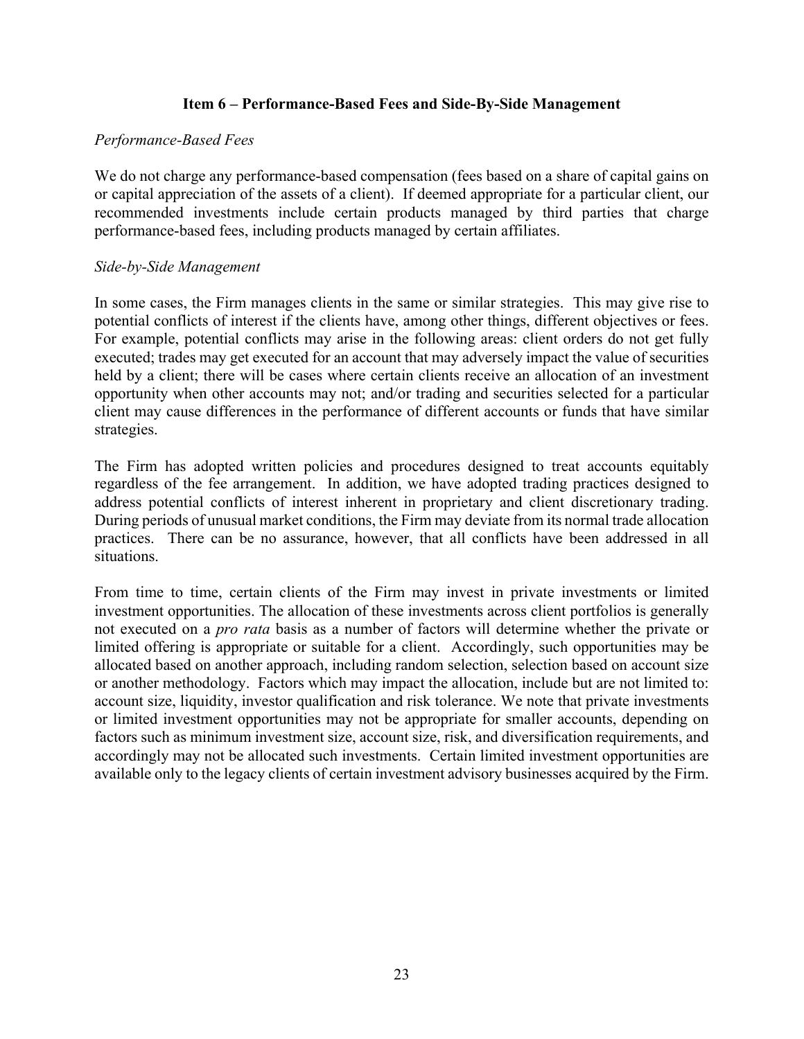## Item 6 – Performance-Based Fees and Side-By-Side Management

*Performance-Based Fees*

We do not charge any performance-based compensation (fees based on a share of capital gains on or capital appreciation of the assets of a client). If deemed appropriate for a particular client, our recommended investments include certain products managed by third parties that charge performance-based fees, including products managed by certain affiliates.

*Side-by-Side Management*

In some cases, the Firm manages clients in the same or similar strategies. This may give rise to potential conflicts of interest if the clients have, among other things, different objectives or fees. For example, potential conflicts may arise in the following areas: client orders do not get fully executed; trades may get executed for an account that may adversely impact the value of securities held by a client; there will be cases where certain clients receive an allocation of an investment opportunity when other accounts may not; and/or trading and securities selected for a particular client may cause differences in the performance of different accounts or funds that have similar strategies.

The Firm has adopted written policies and procedures designed to treat accounts equitably regardless of the fee arrangement. In addition, we have adopted trading practices designed to address potential conflicts of interest inherent in proprietary and client discretionary trading. During periods of unusual market conditions, the Firm may deviate from its normal trade allocation practices. There can be no assurance, however, that all conflicts have been addressed in all situations.

From time to time, certain clients of the Firm may invest in private investments or limited investment opportunities. The allocation of these investments across client portfolios is generally not executed on a *pro rata* basis as a number of factors will determine whether the private or limited offering is appropriate or suitable for a client. Accordingly, such opportunities may be allocated based on another approach, including random selection, selection based on account size or another methodology. Factors which may impact the allocation, include but are not limited to: account size, liquidity, investor qualification and risk tolerance. We note that private investments or limited investment opportunities may not be appropriate for smaller accounts, depending on factors such as minimum investment size, account size, risk, and diversification requirements, and accordingly may not be allocated such investments. Certain limited investment opportunities are available only to the legacy clients of certain investment advisory businesses acquired by the Firm.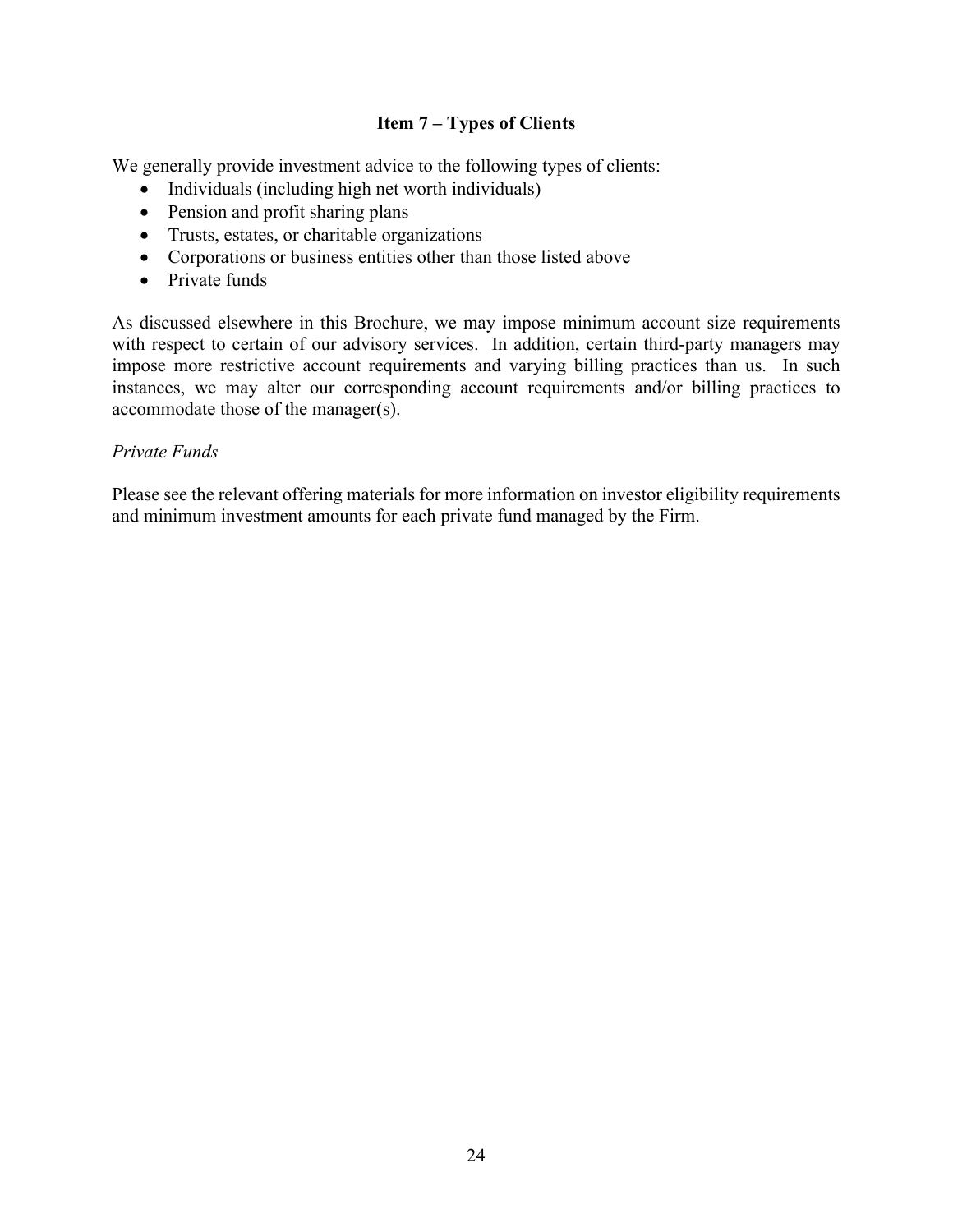## Item 7 – Types of Clients

We generally provide investment advice to the following types of clients:

- Individuals (including high net worth individuals)
- Pension and profit sharing plans
- Trusts, estates, or charitable organizations
- Corporations or business entities other than those listed above
- Private funds

As discussed elsewhere in this Brochure, we may impose minimum account size requirements with respect to certain of our advisory services. In addition, certain third-party managers may impose more restrictive account requirements and varying billing practices than us. In such instances, we may alter our corresponding account requirements and/or billing practices to accommodate those of the manager(s).

*Private Funds*

Please see the relevant offering materials for more information on investor eligibility requirements and minimum investment amounts for each private fund managed by the Firm.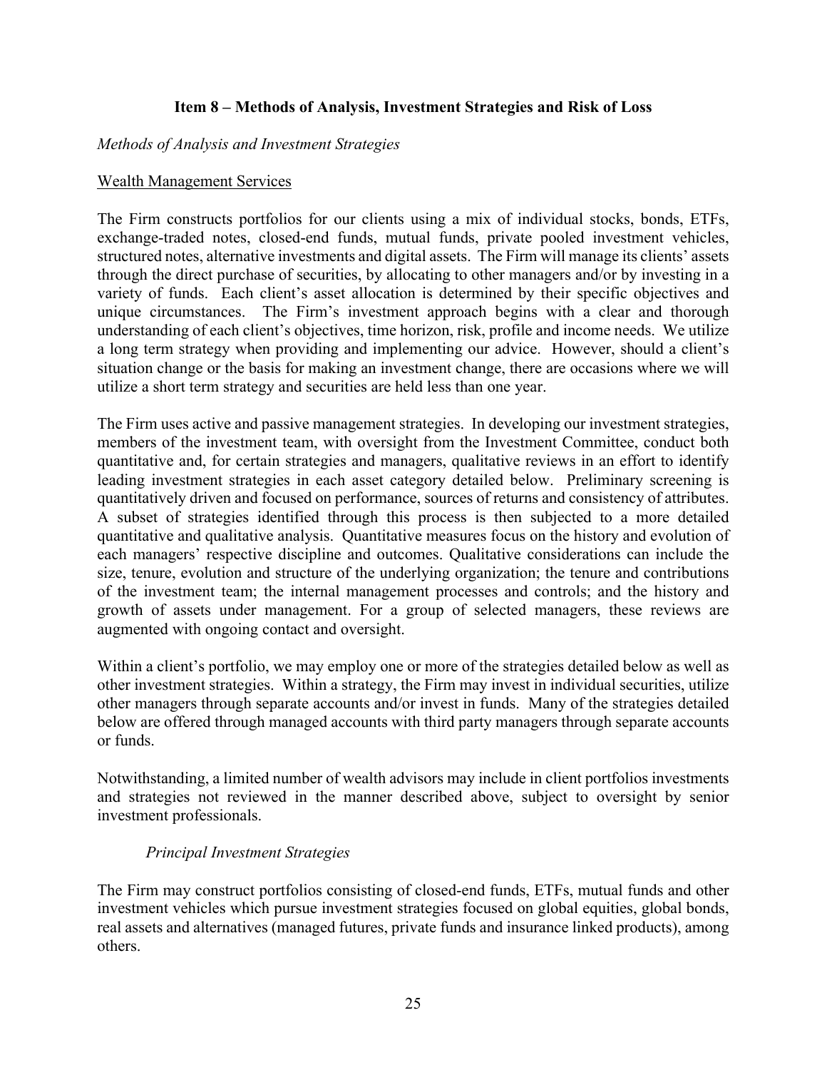## Item 8 – Methods of Analysis, Investment Strategies and Risk of Loss

*Methods of Analysis and Investment Strategies*

Wealth Management Services

The Firm constructs portfolios for our clients using a mix of individual stocks, bonds, ETFs, exchange-traded notes, closed-end funds, mutual funds, private pooled investment vehicles, structured notes, alternative investments and digital assets. The Firm will manage its clients' assets through the direct purchase of securities, by allocating to other managers and/or by investing in a variety of funds. Each client's asset allocation is determined by their specific objectives and unique circumstances. The Firm's investment approach begins with a clear and thorough understanding of each client's objectives, time horizon, risk, profile and income needs. We utilize a long term strategy when providing and implementing our advice. However, should a client's situation change or the basis for making an investment change, there are occasions where we will utilize a short term strategy and securities are held less than one year.

The Firm uses active and passive management strategies. In developing our investment strategies, members of the investment team, with oversight from the Investment Committee, conduct both quantitative and, for certain strategies and managers, qualitative reviews in an effort to identify leading investment strategies in each asset category detailed below. Preliminary screening is quantitatively driven and focused on performance, sources of returns and consistency of attributes. A subset of strategies identified through this process is then subjected to a more detailed quantitative and qualitative analysis. Quantitative measures focus on the history and evolution of each managers' respective discipline and outcomes. Qualitative considerations can include the size, tenure, evolution and structure of the underlying organization; the tenure and contributions of the investment team; the internal management processes and controls; and the history and growth of assets under management. For a group of selected managers, these reviews are augmented with ongoing contact and oversight.

Within a client's portfolio, we may employ one or more of the strategies detailed below as well as other investment strategies. Within a strategy, the Firm may invest in individual securities, utilize other managers through separate accounts and/or invest in funds. Many of the strategies detailed below are offered through managed accounts with third party managers through separate accounts or funds.

Notwithstanding, a limited number of wealth advisors may include in client portfolios investments and strategies not reviewed in the manner described above, subject to oversight by senior investment professionals.

*Principal Investment Strategies*

The Firm may construct portfolios consisting of closed-end funds, ETFs, mutual funds and other investment vehicles which pursue investment strategies focused on global equities, global bonds, real assets and alternatives (managed futures, private funds and insurance linked products), among others.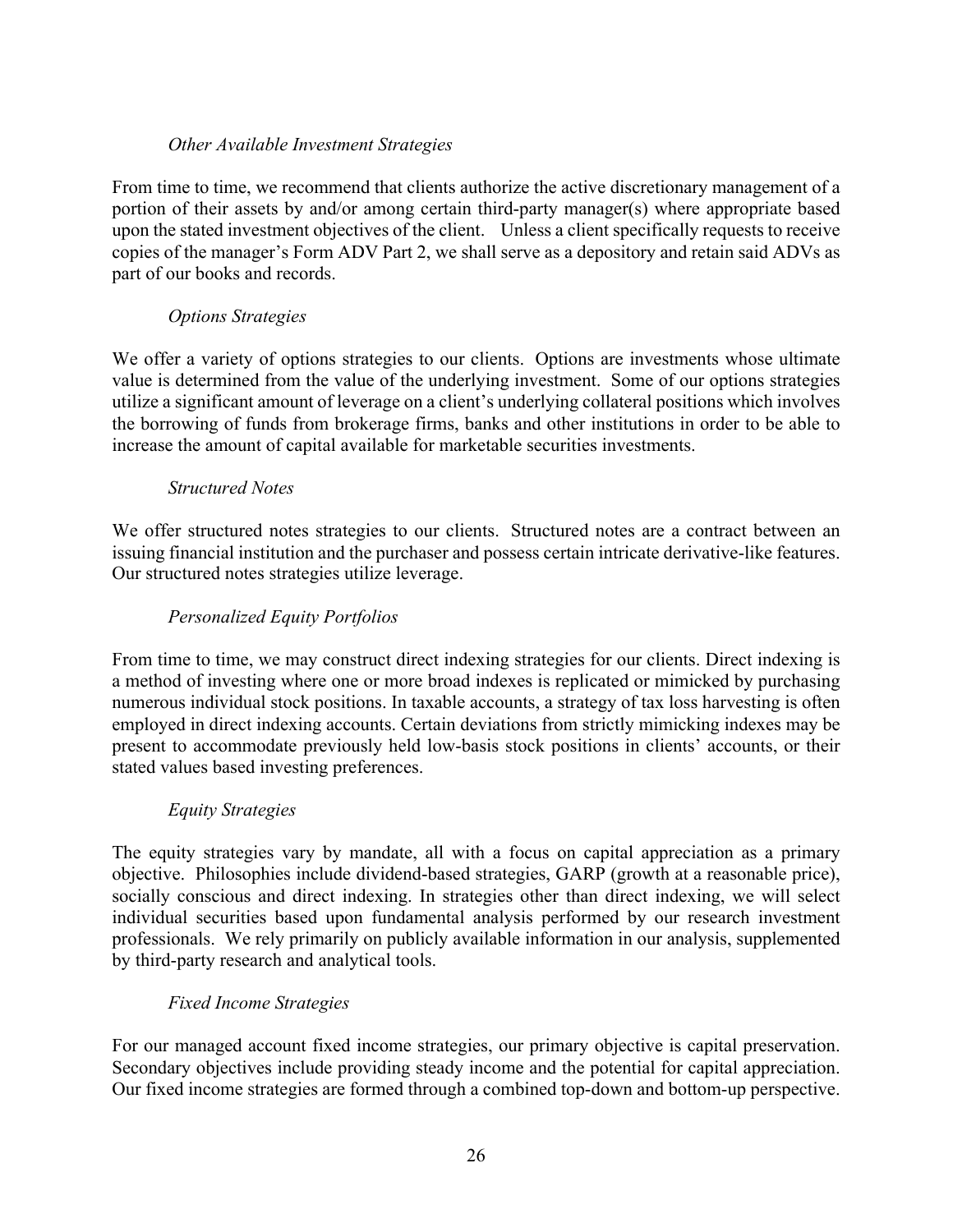*Other Available Investment Strategies*

From time to time, we recommend that clients authorize the active discretionary management of a portion of their assets by and/or among certain third-party manager(s) where appropriate based upon the stated investment objectives of the client. Unless a client specifically requests to receive copies of the manager's Form ADV Part 2, we shall serve as a depository and retain said ADVs as part of our books and records.

*Options Strategies*

We offer a variety of options strategies to our clients. Options are investments whose ultimate value is determined from the value of the underlying investment. Some of our options strategies utilize a significant amount of leverage on a client's underlying collateral positions which involves the borrowing of funds from brokerage firms, banks and other institutions in order to be able to increase the amount of capital available for marketable securities investments.

*Structured Notes*

We offer structured notes strategies to our clients. Structured notes are a contract between an issuing financial institution and the purchaser and possess certain intricate derivative-like features. Our structured notes strategies utilize leverage.

*Personalized Equity Portfolios*

From time to time, we may construct direct indexing strategies for our clients. Direct indexing is a method of investing where one or more broad indexes is replicated or mimicked by purchasing numerous individual stock positions. In taxable accounts, a strategy of tax loss harvesting is often employed in direct indexing accounts. Certain deviations from strictly mimicking indexes may be present to accommodate previously held low-basis stock positions in clients' accounts, or their stated values based investing preferences.

*Equity Strategies*

The equity strategies vary by mandate, all with a focus on capital appreciation as a primary objective. Philosophies include dividend-based strategies, GARP (growth at a reasonable price), socially conscious and direct indexing. In strategies other than direct indexing, we will select individual securities based upon fundamental analysis performed by our research investment professionals. We rely primarily on publicly available information in our analysis, supplemented by third-party research and analytical tools.

*Fixed Income Strategies*

For our managed account fixed income strategies, our primary objective is capital preservation. Secondary objectives include providing steady income and the potential for capital appreciation. Our fixed income strategies are formed through a combined top-down and bottom-up perspective.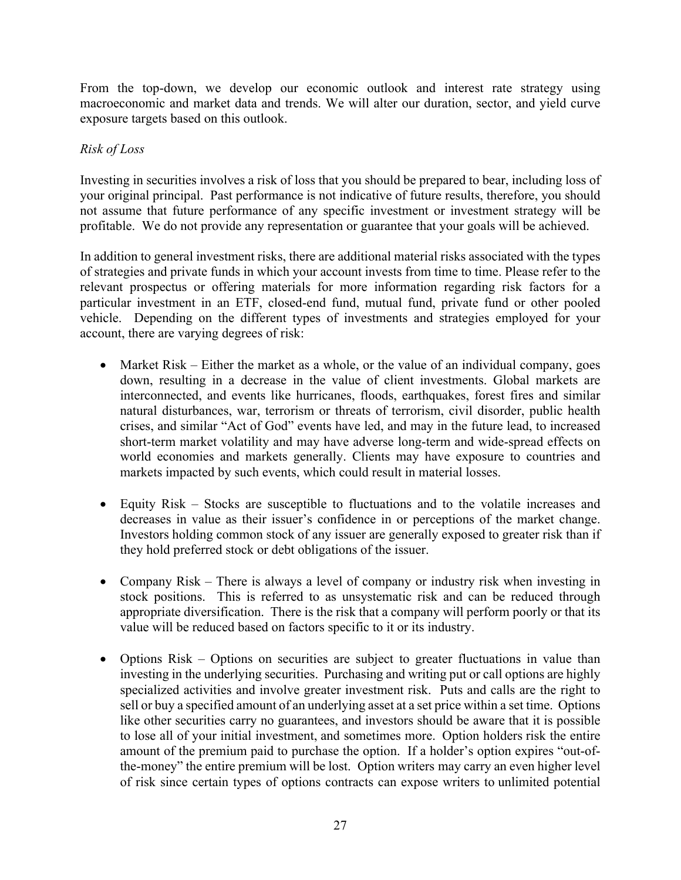From the top-down, we develop our economic outlook and interest rate strategy using macroeconomic and market data and trends. We will alter our duration, sector, and yield curve exposure targets based on this outlook.

*Risk of Loss*

Investing in securities involves a risk of loss that you should be prepared to bear, including loss of your original principal. Past performance is not indicative of future results, therefore, you should not assume that future performance of any specific investment or investment strategy will be profitable. We do not provide any representation or guarantee that your goals will be achieved.

In addition to general investment risks, there are additional material risks associated with the types of strategies and private funds in which your account invests from time to time. Please refer to the relevant prospectus or offering materials for more information regarding risk factors for a particular investment in an ETF, closed-end fund, mutual fund, private fund or other pooled vehicle. Depending on the different types of investments and strategies employed for your account, there are varying degrees of risk:

- Market Risk – Either the market as a whole, or the value of an individual company, goes down, resulting in a decrease in the value of client investments. Global markets are interconnected, and events like hurricanes, floods, earthquakes, forest fires and similar natural disturbances, war, terrorism or threats of terrorism, civil disorder, public health crises, and similar "Act of God" events have led, and may in the future lead, to increased short-term market volatility and may have adverse long-term and wide-spread effects on world economies and markets generally. Clients may have exposure to countries and markets impacted by such events, which could result in material losses.

- Equity Risk – Stocks are susceptible to fluctuations and to the volatile increases and decreases in value as their issuer's confidence in or perceptions of the market change. Investors holding common stock of any issuer are generally exposed to greater risk than if they hold preferred stock or debt obligations of the issuer.

- Company Risk – There is always a level of company or industry risk when investing in stock positions. This is referred to as unsystematic risk and can be reduced through appropriate diversification. There is the risk that a company will perform poorly or that its value will be reduced based on factors specific to it or its industry.

- Options Risk – Options on securities are subject to greater fluctuations in value than investing in the underlying securities. Purchasing and writing put or call options are highly specialized activities and involve greater investment risk. Puts and calls are the right to sell or buy a specified amount of an underlying asset at a set price within a set time. Options like other securities carry no guarantees, and investors should be aware that it is possible to lose all of your initial investment, and sometimes more. Option holders risk the entire amount of the premium paid to purchase the option. If a holder's option expires "out-of-the-money" the entire premium will be lost. Option writers may carry an even higher level of risk since certain types of options contracts can expose writers to unlimited potential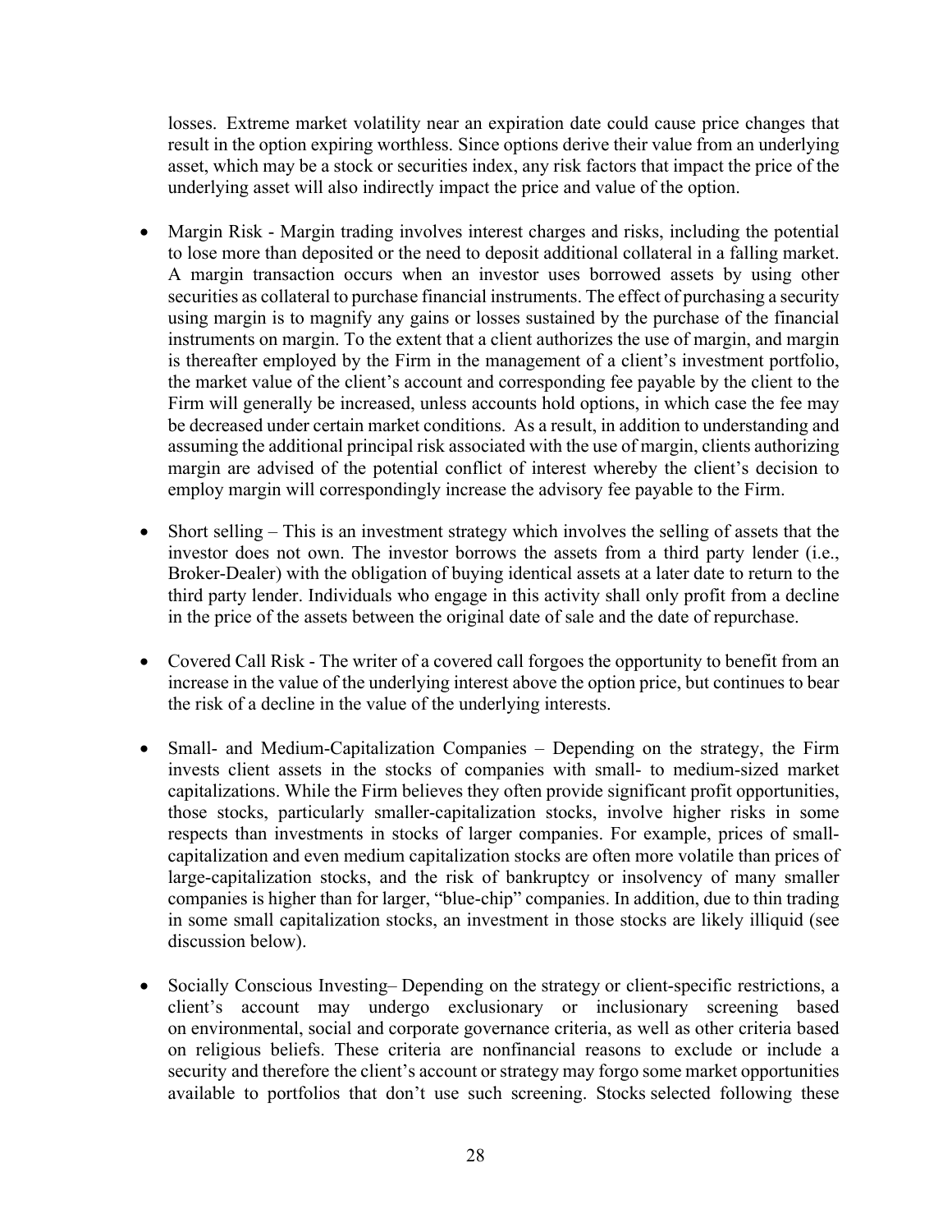losses. Extreme market volatility near an expiration date could cause price changes that result in the option expiring worthless. Since options derive their value from an underlying asset, which may be a stock or securities index, any risk factors that impact the price of the underlying asset will also indirectly impact the price and value of the option.

- Margin Risk - Margin trading involves interest charges and risks, including the potential to lose more than deposited or the need to deposit additional collateral in a falling market. A margin transaction occurs when an investor uses borrowed assets by using other securities as collateral to purchase financial instruments. The effect of purchasing a security using margin is to magnify any gains or losses sustained by the purchase of the financial instruments on margin. To the extent that a client authorizes the use of margin, and margin is thereafter employed by the Firm in the management of a client's investment portfolio, the market value of the client's account and corresponding fee payable by the client to the Firm will generally be increased, unless accounts hold options, in which case the fee may be decreased under certain market conditions. As a result, in addition to understanding and assuming the additional principal risk associated with the use of margin, clients authorizing margin are advised of the potential conflict of interest whereby the client's decision to employ margin will correspondingly increase the advisory fee payable to the Firm.

- Short selling – This is an investment strategy which involves the selling of assets that the investor does not own. The investor borrows the assets from a third party lender (i.e., Broker-Dealer) with the obligation of buying identical assets at a later date to return to the third party lender. Individuals who engage in this activity shall only profit from a decline in the price of the assets between the original date of sale and the date of repurchase.

- Covered Call Risk - The writer of a covered call forgoes the opportunity to benefit from an increase in the value of the underlying interest above the option price, but continues to bear the risk of a decline in the value of the underlying interests.

- Small- and Medium-Capitalization Companies – Depending on the strategy, the Firm invests client assets in the stocks of companies with small- to medium-sized market capitalizations. While the Firm believes they often provide significant profit opportunities, those stocks, particularly smaller-capitalization stocks, involve higher risks in some respects than investments in stocks of larger companies. For example, prices of small-capitalization and even medium capitalization stocks are often more volatile than prices of large-capitalization stocks, and the risk of bankruptcy or insolvency of many smaller companies is higher than for larger, "blue-chip" companies. In addition, due to thin trading in some small capitalization stocks, an investment in those stocks are likely illiquid (see discussion below).

- Socially Conscious Investing– Depending on the strategy or client-specific restrictions, a client's account may undergo exclusionary or inclusionary screening based on environmental, social and corporate governance criteria, as well as other criteria based on religious beliefs. These criteria are nonfinancial reasons to exclude or include a security and therefore the client's account or strategy may forgo some market opportunities available to portfolios that don't use such screening. Stocks selected following these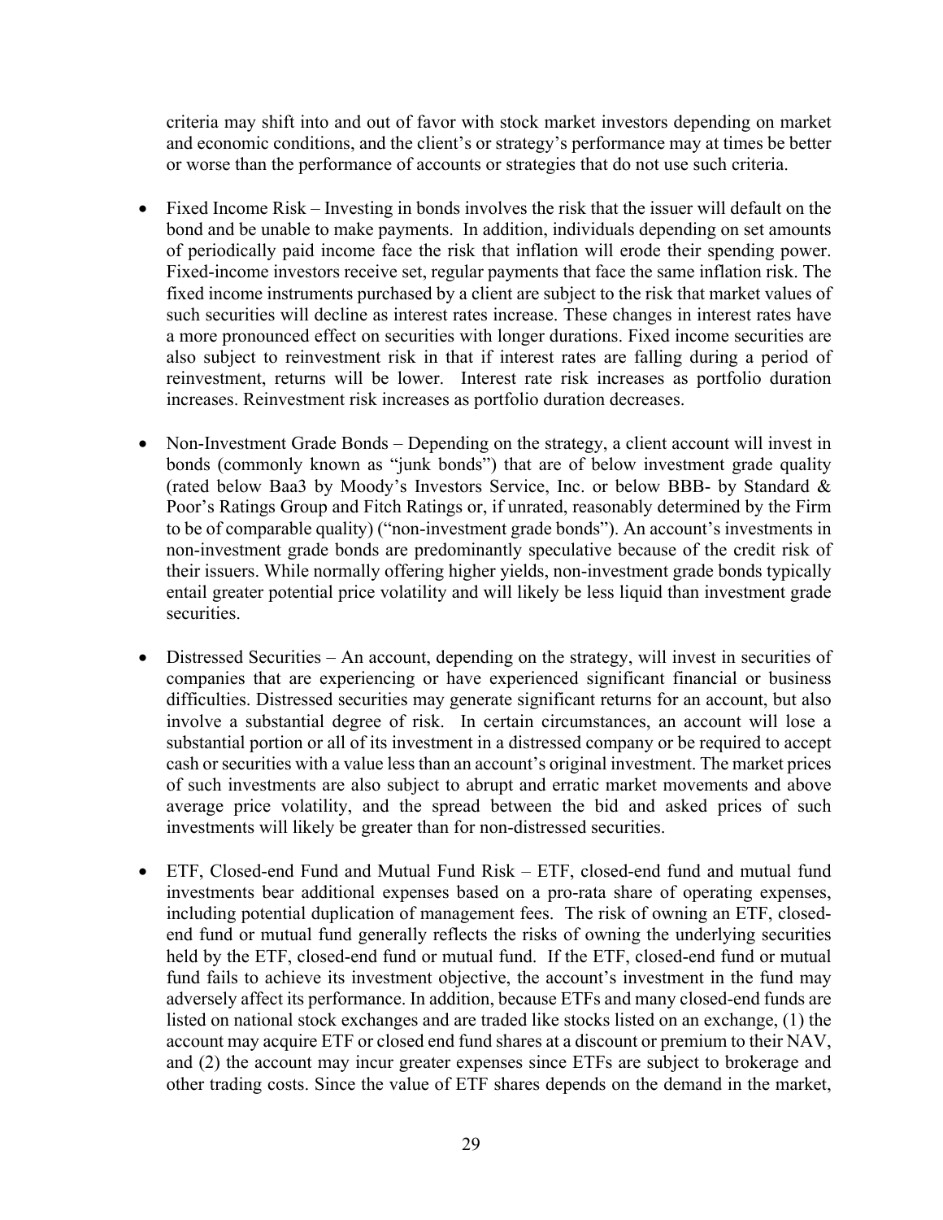criteria may shift into and out of favor with stock market investors depending on market and economic conditions, and the client's or strategy's performance may at times be better or worse than the performance of accounts or strategies that do not use such criteria.

- Fixed Income Risk – Investing in bonds involves the risk that the issuer will default on the bond and be unable to make payments. In addition, individuals depending on set amounts of periodically paid income face the risk that inflation will erode their spending power. Fixed-income investors receive set, regular payments that face the same inflation risk. The fixed income instruments purchased by a client are subject to the risk that market values of such securities will decline as interest rates increase. These changes in interest rates have a more pronounced effect on securities with longer durations. Fixed income securities are also subject to reinvestment risk in that if interest rates are falling during a period of reinvestment, returns will be lower. Interest rate risk increases as portfolio duration increases. Reinvestment risk increases as portfolio duration decreases.

- Non-Investment Grade Bonds – Depending on the strategy, a client account will invest in bonds (commonly known as "junk bonds") that are of below investment grade quality (rated below Baa3 by Moody's Investors Service, Inc. or below BBB- by Standard & Poor's Ratings Group and Fitch Ratings or, if unrated, reasonably determined by the Firm to be of comparable quality) ("non-investment grade bonds"). An account's investments in non-investment grade bonds are predominantly speculative because of the credit risk of their issuers. While normally offering higher yields, non-investment grade bonds typically entail greater potential price volatility and will likely be less liquid than investment grade securities.

- Distressed Securities – An account, depending on the strategy, will invest in securities of companies that are experiencing or have experienced significant financial or business difficulties. Distressed securities may generate significant returns for an account, but also involve a substantial degree of risk. In certain circumstances, an account will lose a substantial portion or all of its investment in a distressed company or be required to accept cash or securities with a value less than an account's original investment. The market prices of such investments are also subject to abrupt and erratic market movements and above average price volatility, and the spread between the bid and asked prices of such investments will likely be greater than for non-distressed securities.

- ETF, Closed-end Fund and Mutual Fund Risk – ETF, closed-end fund and mutual fund investments bear additional expenses based on a pro-rata share of operating expenses, including potential duplication of management fees. The risk of owning an ETF, closed-end fund or mutual fund generally reflects the risks of owning the underlying securities held by the ETF, closed-end fund or mutual fund. If the ETF, closed-end fund or mutual fund fails to achieve its investment objective, the account's investment in the fund may adversely affect its performance. In addition, because ETFs and many closed-end funds are listed on national stock exchanges and are traded like stocks listed on an exchange, (1) the account may acquire ETF or closed end fund shares at a discount or premium to their NAV, and (2) the account may incur greater expenses since ETFs are subject to brokerage and other trading costs. Since the value of ETF shares depends on the demand in the market,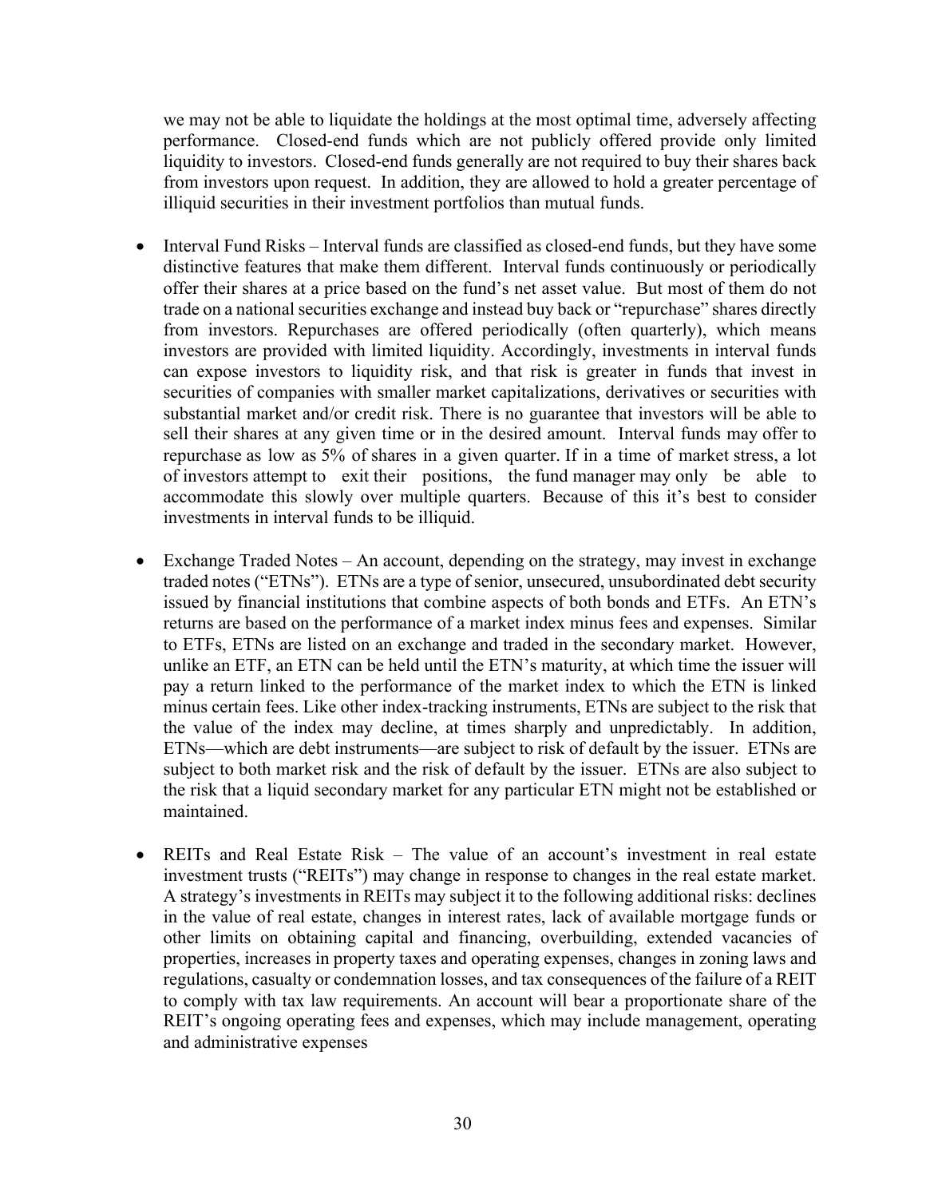we may not be able to liquidate the holdings at the most optimal time, adversely affecting performance. Closed-end funds which are not publicly offered provide only limited liquidity to investors. Closed-end funds generally are not required to buy their shares back from investors upon request. In addition, they are allowed to hold a greater percentage of illiquid securities in their investment portfolios than mutual funds.

- Interval Fund Risks – Interval funds are classified as closed-end funds, but they have some distinctive features that make them different. Interval funds continuously or periodically offer their shares at a price based on the fund's net asset value. But most of them do not trade on a national securities exchange and instead buy back or "repurchase" shares directly from investors. Repurchases are offered periodically (often quarterly), which means investors are provided with limited liquidity. Accordingly, investments in interval funds can expose investors to liquidity risk, and that risk is greater in funds that invest in securities of companies with smaller market capitalizations, derivatives or securities with substantial market and/or credit risk. There is no guarantee that investors will be able to sell their shares at any given time or in the desired amount. Interval funds may offer to repurchase as low as 5% of shares in a given quarter. If in a time of market stress, a lot of investors attempt to exit their positions, the fund manager may only be able to accommodate this slowly over multiple quarters. Because of this it's best to consider investments in interval funds to be illiquid.

- Exchange Traded Notes – An account, depending on the strategy, may invest in exchange traded notes ("ETNs"). ETNs are a type of senior, unsecured, unsubordinated debt security issued by financial institutions that combine aspects of both bonds and ETFs. An ETN's returns are based on the performance of a market index minus fees and expenses. Similar to ETFs, ETNs are listed on an exchange and traded in the secondary market. However, unlike an ETF, an ETN can be held until the ETN's maturity, at which time the issuer will pay a return linked to the performance of the market index to which the ETN is linked minus certain fees. Like other index-tracking instruments, ETNs are subject to the risk that the value of the index may decline, at times sharply and unpredictably. In addition, ETNs—which are debt instruments—are subject to risk of default by the issuer. ETNs are subject to both market risk and the risk of default by the issuer. ETNs are also subject to the risk that a liquid secondary market for any particular ETN might not be established or maintained.

- REITs and Real Estate Risk – The value of an account's investment in real estate investment trusts ("REITs") may change in response to changes in the real estate market. A strategy's investments in REITs may subject it to the following additional risks: declines in the value of real estate, changes in interest rates, lack of available mortgage funds or other limits on obtaining capital and financing, overbuilding, extended vacancies of properties, increases in property taxes and operating expenses, changes in zoning laws and regulations, casualty or condemnation losses, and tax consequences of the failure of a REIT to comply with tax law requirements. An account will bear a proportionate share of the REIT's ongoing operating fees and expenses, which may include management, operating and administrative expenses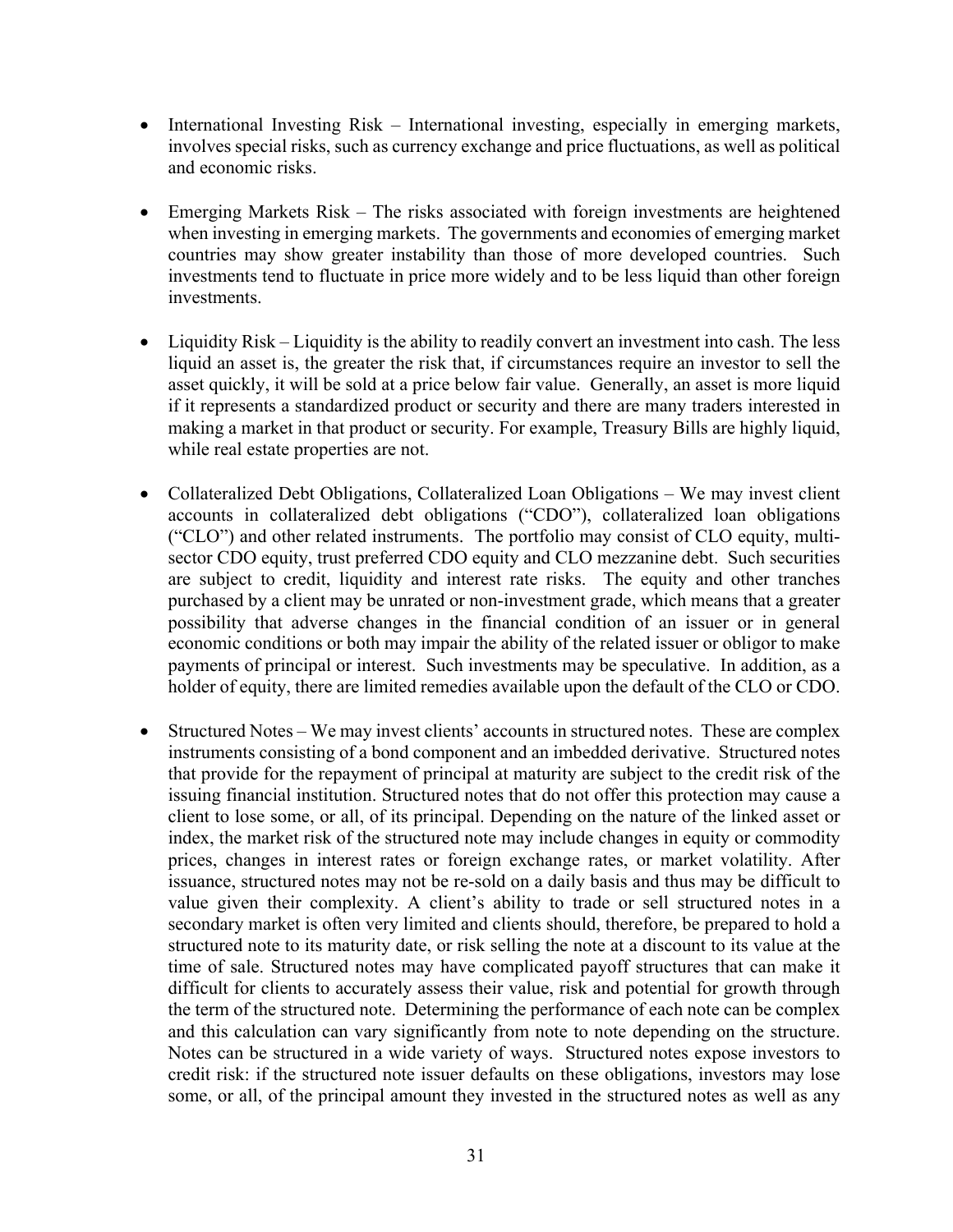- International Investing Risk – International investing, especially in emerging markets, involves special risks, such as currency exchange and price fluctuations, as well as political and economic risks.

- Emerging Markets Risk – The risks associated with foreign investments are heightened when investing in emerging markets. The governments and economies of emerging market countries may show greater instability than those of more developed countries. Such investments tend to fluctuate in price more widely and to be less liquid than other foreign investments.

- Liquidity Risk – Liquidity is the ability to readily convert an investment into cash. The less liquid an asset is, the greater the risk that, if circumstances require an investor to sell the asset quickly, it will be sold at a price below fair value. Generally, an asset is more liquid if it represents a standardized product or security and there are many traders interested in making a market in that product or security. For example, Treasury Bills are highly liquid, while real estate properties are not.

- Collateralized Debt Obligations, Collateralized Loan Obligations – We may invest client accounts in collateralized debt obligations ("CDO"), collateralized loan obligations ("CLO") and other related instruments. The portfolio may consist of CLO equity, multi-sector CDO equity, trust preferred CDO equity and CLO mezzanine debt. Such securities are subject to credit, liquidity and interest rate risks. The equity and other tranches purchased by a client may be unrated or non-investment grade, which means that a greater possibility that adverse changes in the financial condition of an issuer or in general economic conditions or both may impair the ability of the related issuer or obligor to make payments of principal or interest. Such investments may be speculative. In addition, as a holder of equity, there are limited remedies available upon the default of the CLO or CDO.

- Structured Notes – We may invest clients' accounts in structured notes. These are complex instruments consisting of a bond component and an imbedded derivative. Structured notes that provide for the repayment of principal at maturity are subject to the credit risk of the issuing financial institution. Structured notes that do not offer this protection may cause a client to lose some, or all, of its principal. Depending on the nature of the linked asset or index, the market risk of the structured note may include changes in equity or commodity prices, changes in interest rates or foreign exchange rates, or market volatility. After issuance, structured notes may not be re-sold on a daily basis and thus may be difficult to value given their complexity. A client's ability to trade or sell structured notes in a secondary market is often very limited and clients should, therefore, be prepared to hold a structured note to its maturity date, or risk selling the note at a discount to its value at the time of sale. Structured notes may have complicated payoff structures that can make it difficult for clients to accurately assess their value, risk and potential for growth through the term of the structured note. Determining the performance of each note can be complex and this calculation can vary significantly from note to note depending on the structure. Notes can be structured in a wide variety of ways. Structured notes expose investors to credit risk: if the structured note issuer defaults on these obligations, investors may lose some, or all, of the principal amount they invested in the structured notes as well as any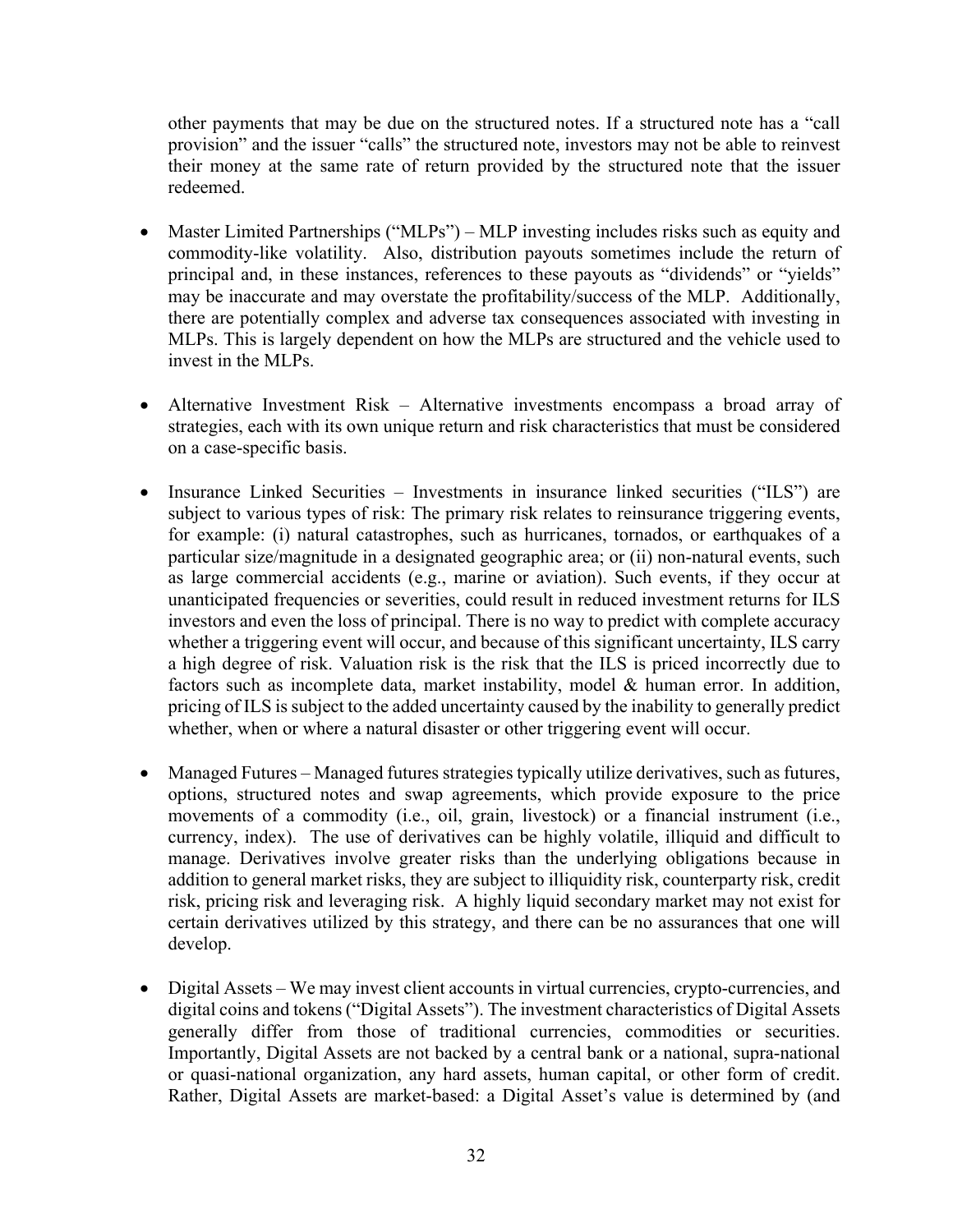other payments that may be due on the structured notes. If a structured note has a "call provision" and the issuer "calls" the structured note, investors may not be able to reinvest their money at the same rate of return provided by the structured note that the issuer redeemed.

- Master Limited Partnerships ("MLPs") – MLP investing includes risks such as equity and commodity-like volatility. Also, distribution payouts sometimes include the return of principal and, in these instances, references to these payouts as "dividends" or "yields" may be inaccurate and may overstate the profitability/success of the MLP. Additionally, there are potentially complex and adverse tax consequences associated with investing in MLPs. This is largely dependent on how the MLPs are structured and the vehicle used to invest in the MLPs.

- Alternative Investment Risk – Alternative investments encompass a broad array of strategies, each with its own unique return and risk characteristics that must be considered on a case-specific basis.

- Insurance Linked Securities – Investments in insurance linked securities ("ILS") are subject to various types of risk: The primary risk relates to reinsurance triggering events, for example: (i) natural catastrophes, such as hurricanes, tornados, or earthquakes of a particular size/magnitude in a designated geographic area; or (ii) non-natural events, such as large commercial accidents (e.g., marine or aviation). Such events, if they occur at unanticipated frequencies or severities, could result in reduced investment returns for ILS investors and even the loss of principal. There is no way to predict with complete accuracy whether a triggering event will occur, and because of this significant uncertainty, ILS carry a high degree of risk. Valuation risk is the risk that the ILS is priced incorrectly due to factors such as incomplete data, market instability, model & human error. In addition, pricing of ILS is subject to the added uncertainty caused by the inability to generally predict whether, when or where a natural disaster or other triggering event will occur.

- Managed Futures – Managed futures strategies typically utilize derivatives, such as futures, options, structured notes and swap agreements, which provide exposure to the price movements of a commodity (i.e., oil, grain, livestock) or a financial instrument (i.e., currency, index). The use of derivatives can be highly volatile, illiquid and difficult to manage. Derivatives involve greater risks than the underlying obligations because in addition to general market risks, they are subject to illiquidity risk, counterparty risk, credit risk, pricing risk and leveraging risk. A highly liquid secondary market may not exist for certain derivatives utilized by this strategy, and there can be no assurances that one will develop.

- Digital Assets – We may invest client accounts in virtual currencies, crypto-currencies, and digital coins and tokens ("Digital Assets"). The investment characteristics of Digital Assets generally differ from those of traditional currencies, commodities or securities. Importantly, Digital Assets are not backed by a central bank or a national, supra-national or quasi-national organization, any hard assets, human capital, or other form of credit. Rather, Digital Assets are market-based: a Digital Asset's value is determined by (and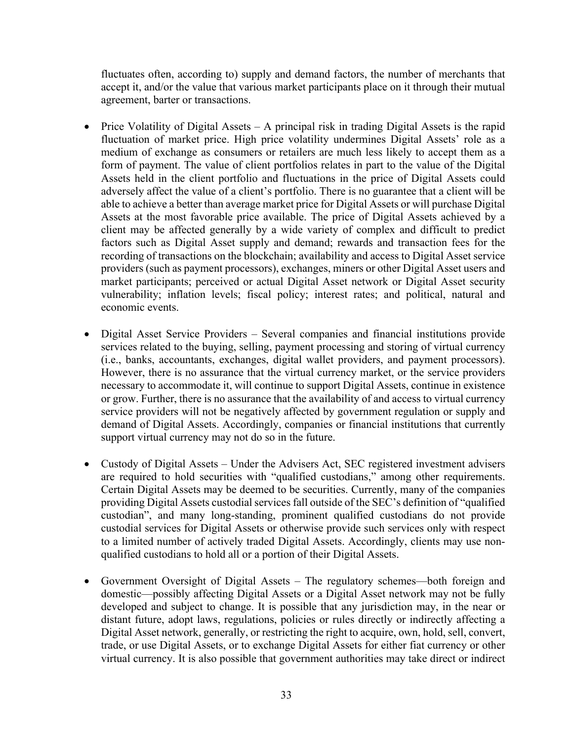fluctuates often, according to) supply and demand factors, the number of merchants that accept it, and/or the value that various market participants place on it through their mutual agreement, barter or transactions.

- Price Volatility of Digital Assets – A principal risk in trading Digital Assets is the rapid fluctuation of market price. High price volatility undermines Digital Assets' role as a medium of exchange as consumers or retailers are much less likely to accept them as a form of payment. The value of client portfolios relates in part to the value of the Digital Assets held in the client portfolio and fluctuations in the price of Digital Assets could adversely affect the value of a client's portfolio. There is no guarantee that a client will be able to achieve a better than average market price for Digital Assets or will purchase Digital Assets at the most favorable price available. The price of Digital Assets achieved by a client may be affected generally by a wide variety of complex and difficult to predict factors such as Digital Asset supply and demand; rewards and transaction fees for the recording of transactions on the blockchain; availability and access to Digital Asset service providers (such as payment processors), exchanges, miners or other Digital Asset users and market participants; perceived or actual Digital Asset network or Digital Asset security vulnerability; inflation levels; fiscal policy; interest rates; and political, natural and economic events.

- Digital Asset Service Providers – Several companies and financial institutions provide services related to the buying, selling, payment processing and storing of virtual currency (i.e., banks, accountants, exchanges, digital wallet providers, and payment processors). However, there is no assurance that the virtual currency market, or the service providers necessary to accommodate it, will continue to support Digital Assets, continue in existence or grow. Further, there is no assurance that the availability of and access to virtual currency service providers will not be negatively affected by government regulation or supply and demand of Digital Assets. Accordingly, companies or financial institutions that currently support virtual currency may not do so in the future.

- Custody of Digital Assets – Under the Advisers Act, SEC registered investment advisers are required to hold securities with "qualified custodians," among other requirements. Certain Digital Assets may be deemed to be securities. Currently, many of the companies providing Digital Assets custodial services fall outside of the SEC's definition of "qualified custodian", and many long-standing, prominent qualified custodians do not provide custodial services for Digital Assets or otherwise provide such services only with respect to a limited number of actively traded Digital Assets. Accordingly, clients may use non-qualified custodians to hold all or a portion of their Digital Assets.

- Government Oversight of Digital Assets – The regulatory schemes—both foreign and domestic—possibly affecting Digital Assets or a Digital Asset network may not be fully developed and subject to change. It is possible that any jurisdiction may, in the near or distant future, adopt laws, regulations, policies or rules directly or indirectly affecting a Digital Asset network, generally, or restricting the right to acquire, own, hold, sell, convert, trade, or use Digital Assets, or to exchange Digital Assets for either fiat currency or other virtual currency. It is also possible that government authorities may take direct or indirect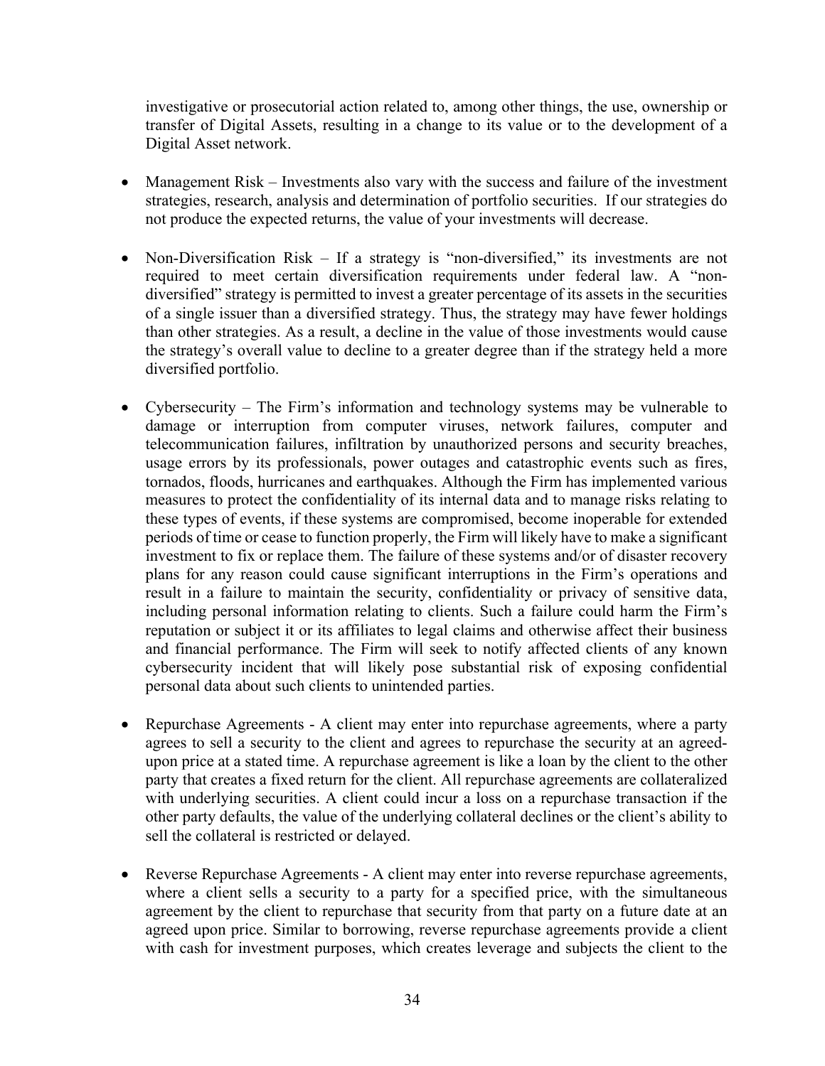investigative or prosecutorial action related to, among other things, the use, ownership or transfer of Digital Assets, resulting in a change to its value or to the development of a Digital Asset network.

- Management Risk – Investments also vary with the success and failure of the investment strategies, research, analysis and determination of portfolio securities. If our strategies do not produce the expected returns, the value of your investments will decrease.

- Non-Diversification Risk – If a strategy is "non-diversified," its investments are not required to meet certain diversification requirements under federal law. A "non-diversified" strategy is permitted to invest a greater percentage of its assets in the securities of a single issuer than a diversified strategy. Thus, the strategy may have fewer holdings than other strategies. As a result, a decline in the value of those investments would cause the strategy's overall value to decline to a greater degree than if the strategy held a more diversified portfolio.

- Cybersecurity – The Firm's information and technology systems may be vulnerable to damage or interruption from computer viruses, network failures, computer and telecommunication failures, infiltration by unauthorized persons and security breaches, usage errors by its professionals, power outages and catastrophic events such as fires, tornados, floods, hurricanes and earthquakes. Although the Firm has implemented various measures to protect the confidentiality of its internal data and to manage risks relating to these types of events, if these systems are compromised, become inoperable for extended periods of time or cease to function properly, the Firm will likely have to make a significant investment to fix or replace them. The failure of these systems and/or of disaster recovery plans for any reason could cause significant interruptions in the Firm's operations and result in a failure to maintain the security, confidentiality or privacy of sensitive data, including personal information relating to clients. Such a failure could harm the Firm's reputation or subject it or its affiliates to legal claims and otherwise affect their business and financial performance. The Firm will seek to notify affected clients of any known cybersecurity incident that will likely pose substantial risk of exposing confidential personal data about such clients to unintended parties.

- Repurchase Agreements - A client may enter into repurchase agreements, where a party agrees to sell a security to the client and agrees to repurchase the security at an agreed-upon price at a stated time. A repurchase agreement is like a loan by the client to the other party that creates a fixed return for the client. All repurchase agreements are collateralized with underlying securities. A client could incur a loss on a repurchase transaction if the other party defaults, the value of the underlying collateral declines or the client's ability to sell the collateral is restricted or delayed.

- Reverse Repurchase Agreements - A client may enter into reverse repurchase agreements, where a client sells a security to a party for a specified price, with the simultaneous agreement by the client to repurchase that security from that party on a future date at an agreed upon price. Similar to borrowing, reverse repurchase agreements provide a client with cash for investment purposes, which creates leverage and subjects the client to the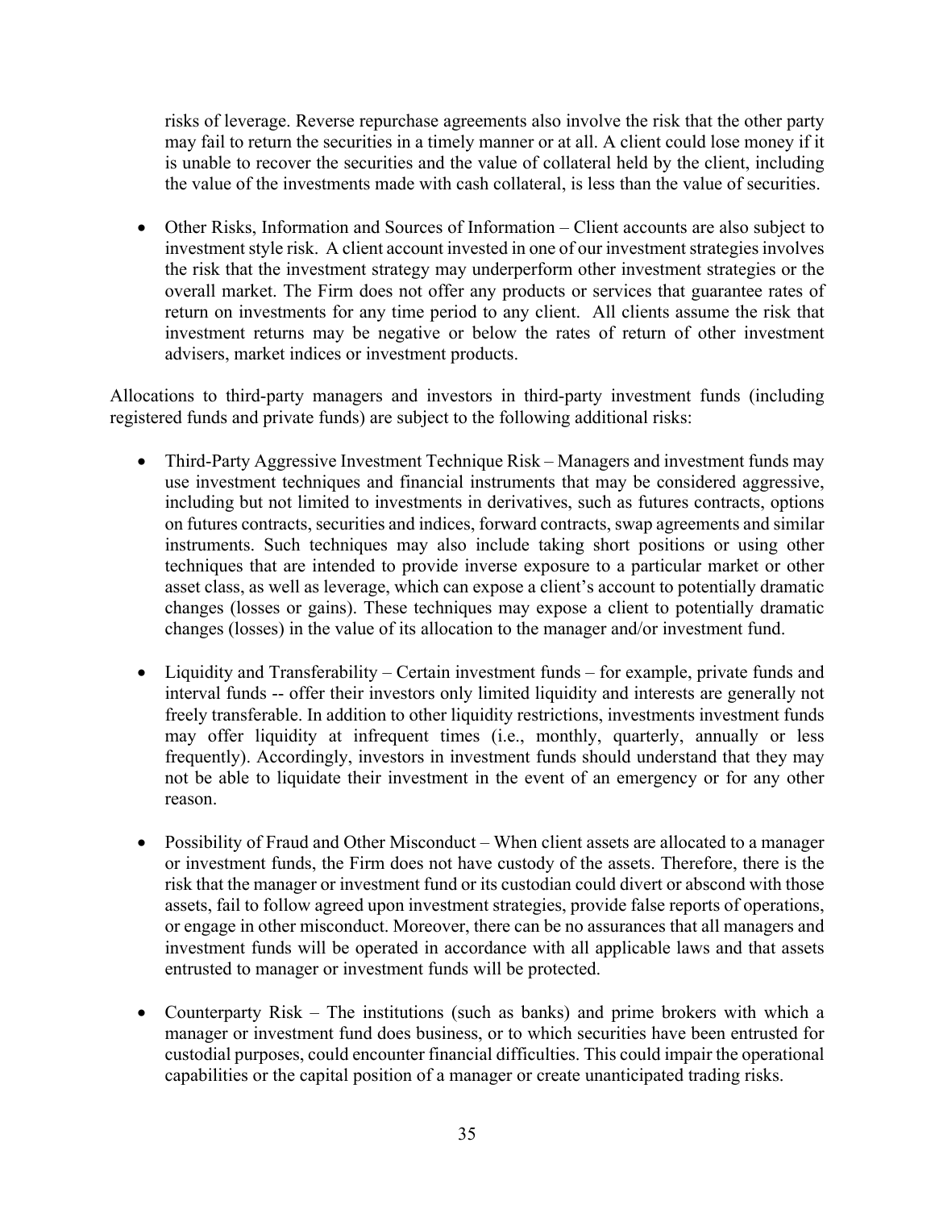risks of leverage. Reverse repurchase agreements also involve the risk that the other party may fail to return the securities in a timely manner or at all. A client could lose money if it is unable to recover the securities and the value of collateral held by the client, including the value of the investments made with cash collateral, is less than the value of securities.

- Other Risks, Information and Sources of Information – Client accounts are also subject to investment style risk. A client account invested in one of our investment strategies involves the risk that the investment strategy may underperform other investment strategies or the overall market. The Firm does not offer any products or services that guarantee rates of return on investments for any time period to any client. All clients assume the risk that investment returns may be negative or below the rates of return of other investment advisers, market indices or investment products.

Allocations to third-party managers and investors in third-party investment funds (including registered funds and private funds) are subject to the following additional risks:

- Third-Party Aggressive Investment Technique Risk – Managers and investment funds may use investment techniques and financial instruments that may be considered aggressive, including but not limited to investments in derivatives, such as futures contracts, options on futures contracts, securities and indices, forward contracts, swap agreements and similar instruments. Such techniques may also include taking short positions or using other techniques that are intended to provide inverse exposure to a particular market or other asset class, as well as leverage, which can expose a client's account to potentially dramatic changes (losses or gains). These techniques may expose a client to potentially dramatic changes (losses) in the value of its allocation to the manager and/or investment fund.

- Liquidity and Transferability – Certain investment funds – for example, private funds and interval funds -- offer their investors only limited liquidity and interests are generally not freely transferable. In addition to other liquidity restrictions, investments investment funds may offer liquidity at infrequent times (i.e., monthly, quarterly, annually or less frequently). Accordingly, investors in investment funds should understand that they may not be able to liquidate their investment in the event of an emergency or for any other reason.

- Possibility of Fraud and Other Misconduct – When client assets are allocated to a manager or investment funds, the Firm does not have custody of the assets. Therefore, there is the risk that the manager or investment fund or its custodian could divert or abscond with those assets, fail to follow agreed upon investment strategies, provide false reports of operations, or engage in other misconduct. Moreover, there can be no assurances that all managers and investment funds will be operated in accordance with all applicable laws and that assets entrusted to manager or investment funds will be protected.

- Counterparty Risk – The institutions (such as banks) and prime brokers with which a manager or investment fund does business, or to which securities have been entrusted for custodial purposes, could encounter financial difficulties. This could impair the operational capabilities or the capital position of a manager or create unanticipated trading risks.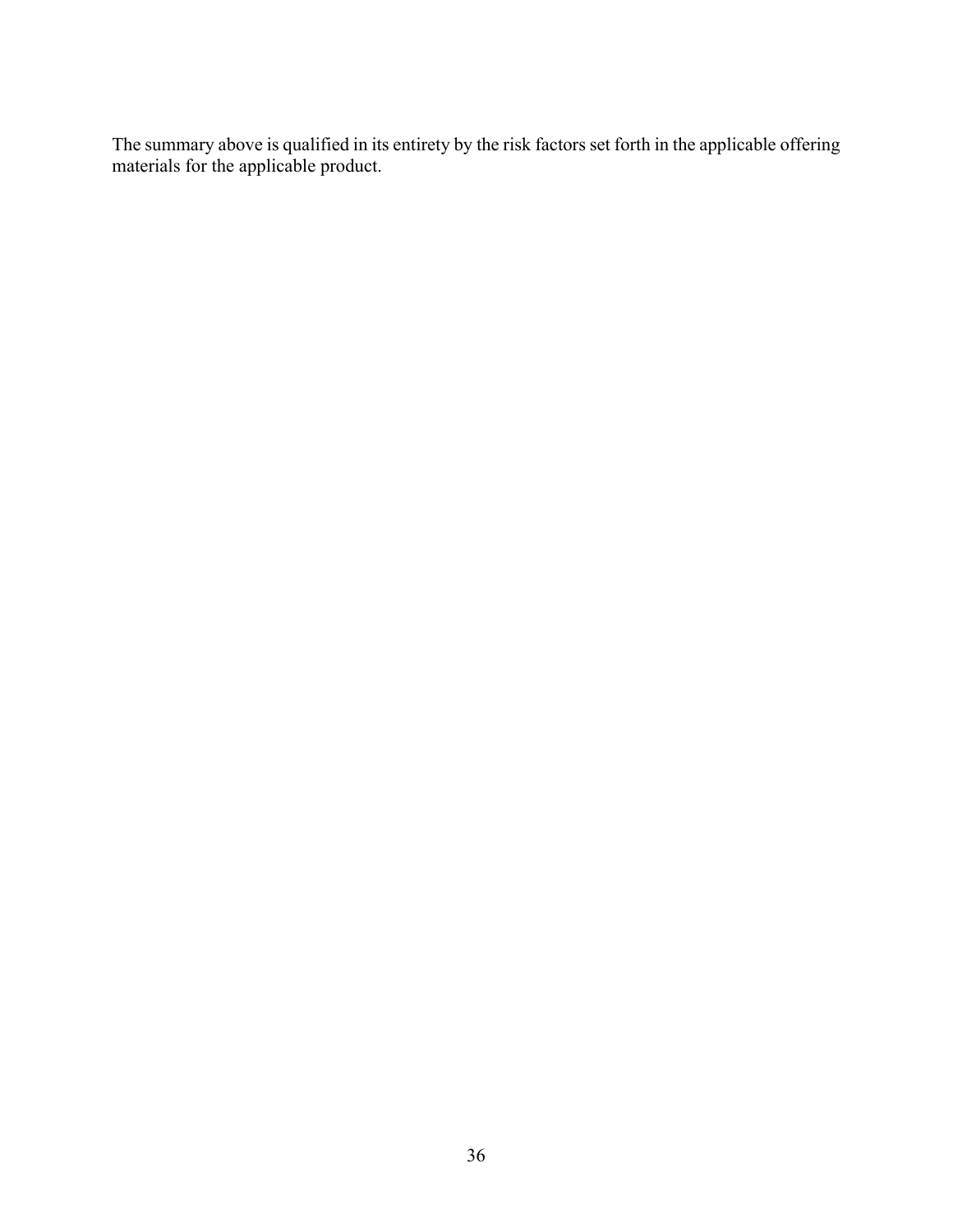The summary above is qualified in its entirety by the risk factors set forth in the applicable offering materials for the applicable product.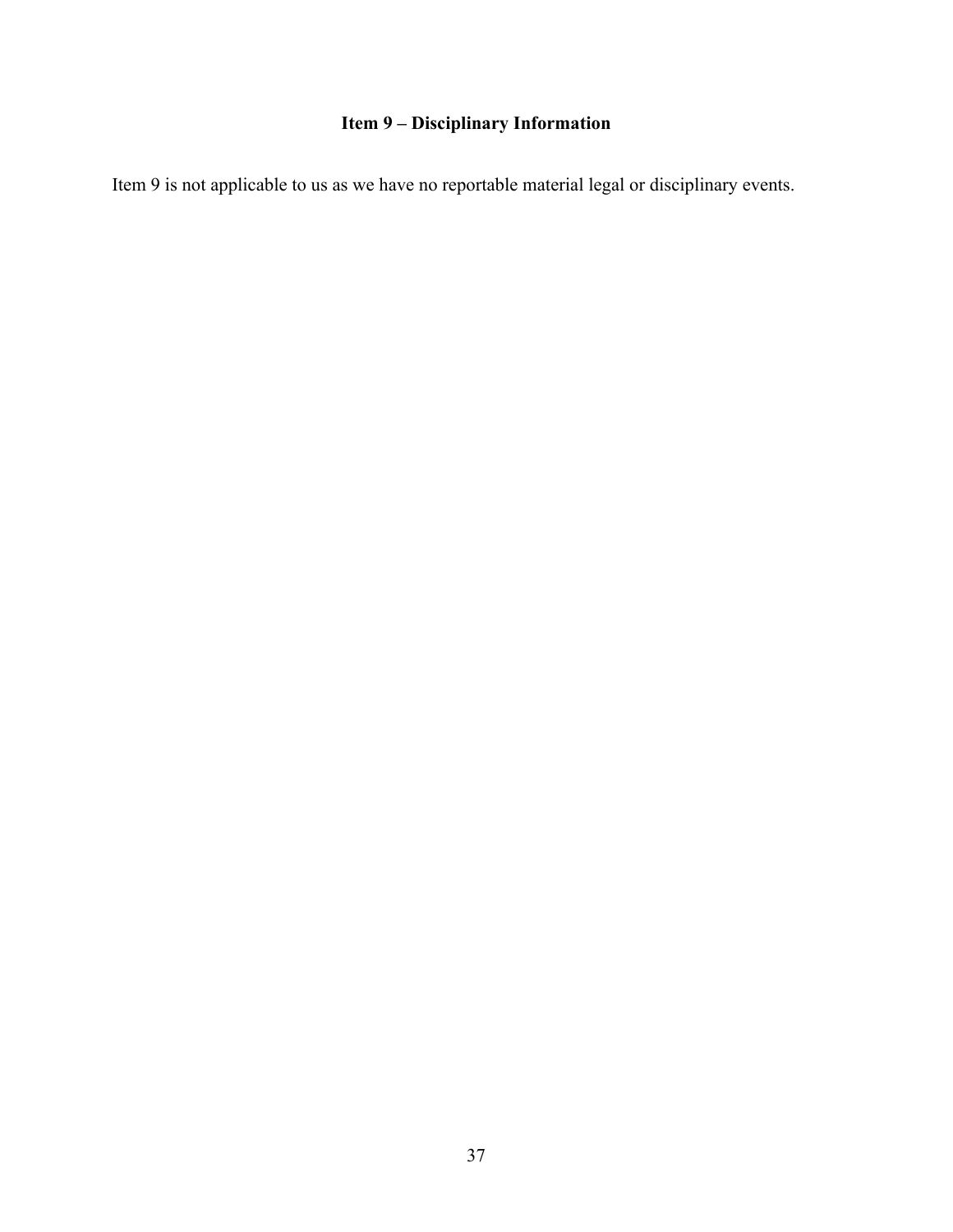## Item 9 – Disciplinary Information

Item 9 is not applicable to us as we have no reportable material legal or disciplinary events.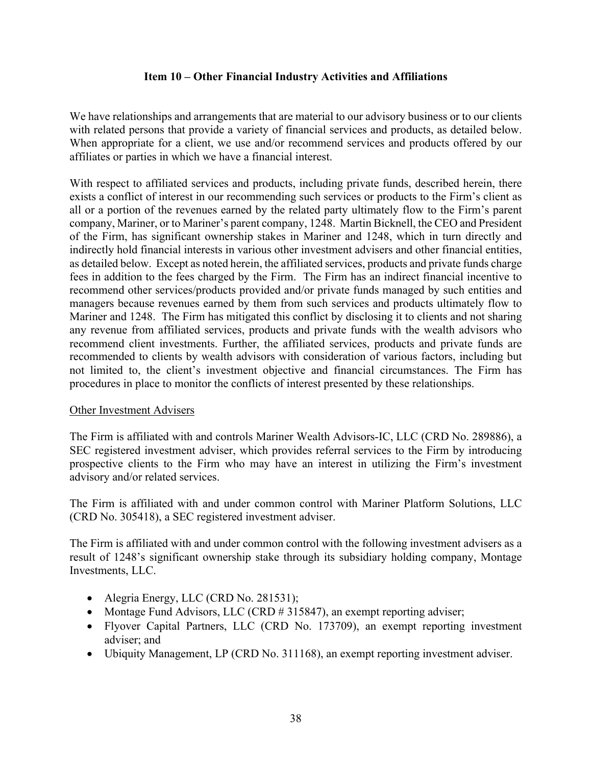## Item 10 – Other Financial Industry Activities and Affiliations

We have relationships and arrangements that are material to our advisory business or to our clients with related persons that provide a variety of financial services and products, as detailed below. When appropriate for a client, we use and/or recommend services and products offered by our affiliates or parties in which we have a financial interest.

With respect to affiliated services and products, including private funds, described herein, there exists a conflict of interest in our recommending such services or products to the Firm's client as all or a portion of the revenues earned by the related party ultimately flow to the Firm's parent company, Mariner, or to Mariner's parent company, 1248. Martin Bicknell, the CEO and President of the Firm, has significant ownership stakes in Mariner and 1248, which in turn directly and indirectly hold financial interests in various other investment advisers and other financial entities, as detailed below. Except as noted herein, the affiliated services, products and private funds charge fees in addition to the fees charged by the Firm. The Firm has an indirect financial incentive to recommend other services/products provided and/or private funds managed by such entities and managers because revenues earned by them from such services and products ultimately flow to Mariner and 1248. The Firm has mitigated this conflict by disclosing it to clients and not sharing any revenue from affiliated services, products and private funds with the wealth advisors who recommend client investments. Further, the affiliated services, products and private funds are recommended to clients by wealth advisors with consideration of various factors, including but not limited to, the client's investment objective and financial circumstances. The Firm has procedures in place to monitor the conflicts of interest presented by these relationships.

Other Investment Advisers

The Firm is affiliated with and controls Mariner Wealth Advisors-IC, LLC (CRD No. 289886), a SEC registered investment adviser, which provides referral services to the Firm by introducing prospective clients to the Firm who may have an interest in utilizing the Firm's investment advisory and/or related services.

The Firm is affiliated with and under common control with Mariner Platform Solutions, LLC (CRD No. 305418), a SEC registered investment adviser.

The Firm is affiliated with and under common control with the following investment advisers as a result of 1248's significant ownership stake through its subsidiary holding company, Montage Investments, LLC.

- Alegria Energy, LLC (CRD No. 281531);
- Montage Fund Advisors, LLC (CRD # 315847), an exempt reporting adviser;
- Flyover Capital Partners, LLC (CRD No. 173709), an exempt reporting investment adviser; and
- Ubiquity Management, LP (CRD No. 311168), an exempt reporting investment adviser.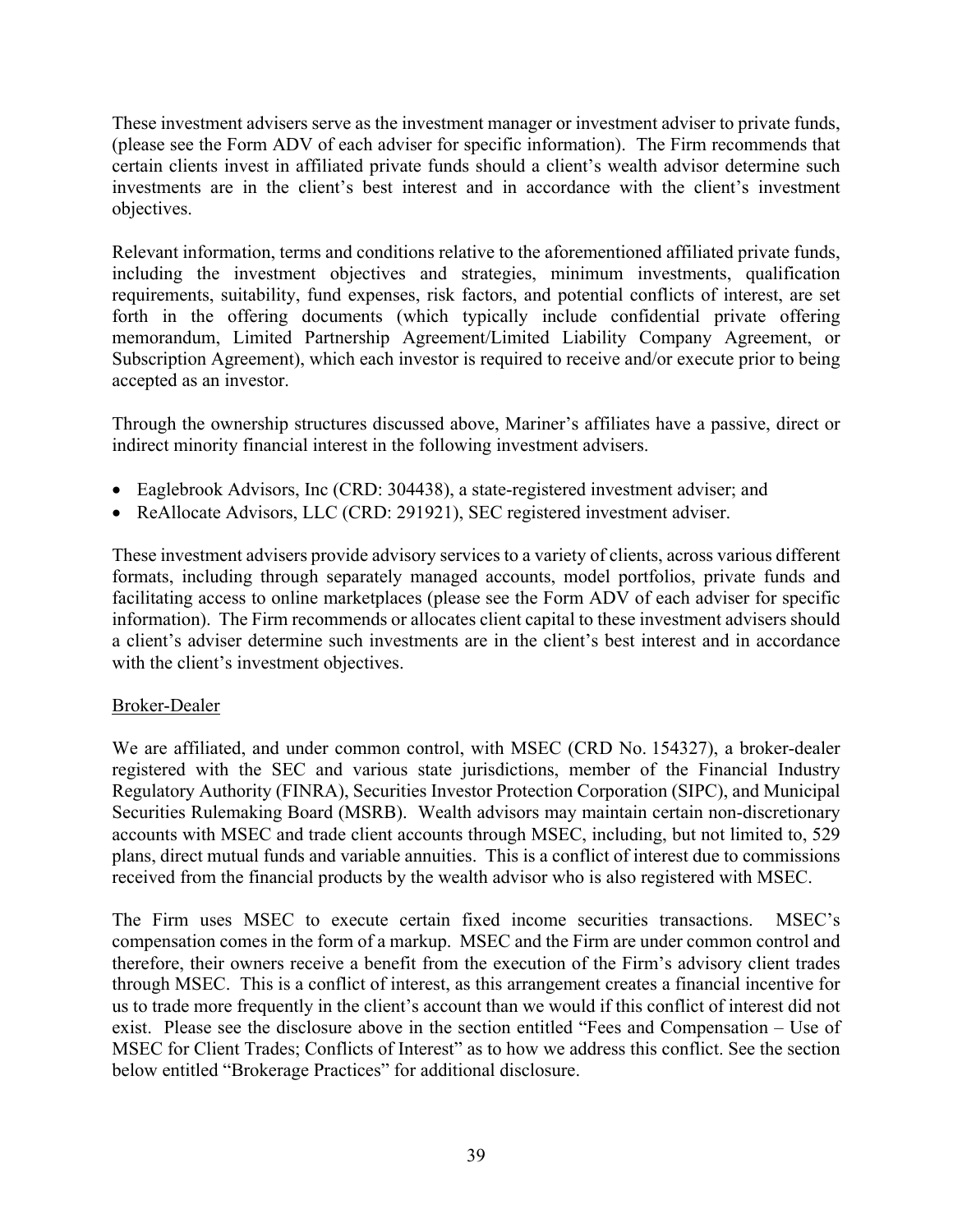These investment advisers serve as the investment manager or investment adviser to private funds, (please see the Form ADV of each adviser for specific information). The Firm recommends that certain clients invest in affiliated private funds should a client's wealth advisor determine such investments are in the client's best interest and in accordance with the client's investment objectives.

Relevant information, terms and conditions relative to the aforementioned affiliated private funds, including the investment objectives and strategies, minimum investments, qualification requirements, suitability, fund expenses, risk factors, and potential conflicts of interest, are set forth in the offering documents (which typically include confidential private offering memorandum, Limited Partnership Agreement/Limited Liability Company Agreement, or Subscription Agreement), which each investor is required to receive and/or execute prior to being accepted as an investor.

Through the ownership structures discussed above, Mariner's affiliates have a passive, direct or indirect minority financial interest in the following investment advisers.

- Eaglebrook Advisors, Inc (CRD: 304438), a state-registered investment adviser; and
- ReAllocate Advisors, LLC (CRD: 291921), SEC registered investment adviser.

These investment advisers provide advisory services to a variety of clients, across various different formats, including through separately managed accounts, model portfolios, private funds and facilitating access to online marketplaces (please see the Form ADV of each adviser for specific information). The Firm recommends or allocates client capital to these investment advisers should a client's adviser determine such investments are in the client's best interest and in accordance with the client's investment objectives.

Broker-Dealer

We are affiliated, and under common control, with MSEC (CRD No. 154327), a broker-dealer registered with the SEC and various state jurisdictions, member of the Financial Industry Regulatory Authority (FINRA), Securities Investor Protection Corporation (SIPC), and Municipal Securities Rulemaking Board (MSRB). Wealth advisors may maintain certain non-discretionary accounts with MSEC and trade client accounts through MSEC, including, but not limited to, 529 plans, direct mutual funds and variable annuities. This is a conflict of interest due to commissions received from the financial products by the wealth advisor who is also registered with MSEC.

The Firm uses MSEC to execute certain fixed income securities transactions. MSEC's compensation comes in the form of a markup. MSEC and the Firm are under common control and therefore, their owners receive a benefit from the execution of the Firm's advisory client trades through MSEC. This is a conflict of interest, as this arrangement creates a financial incentive for us to trade more frequently in the client's account than we would if this conflict of interest did not exist. Please see the disclosure above in the section entitled "Fees and Compensation – Use of MSEC for Client Trades; Conflicts of Interest" as to how we address this conflict. See the section below entitled "Brokerage Practices" for additional disclosure.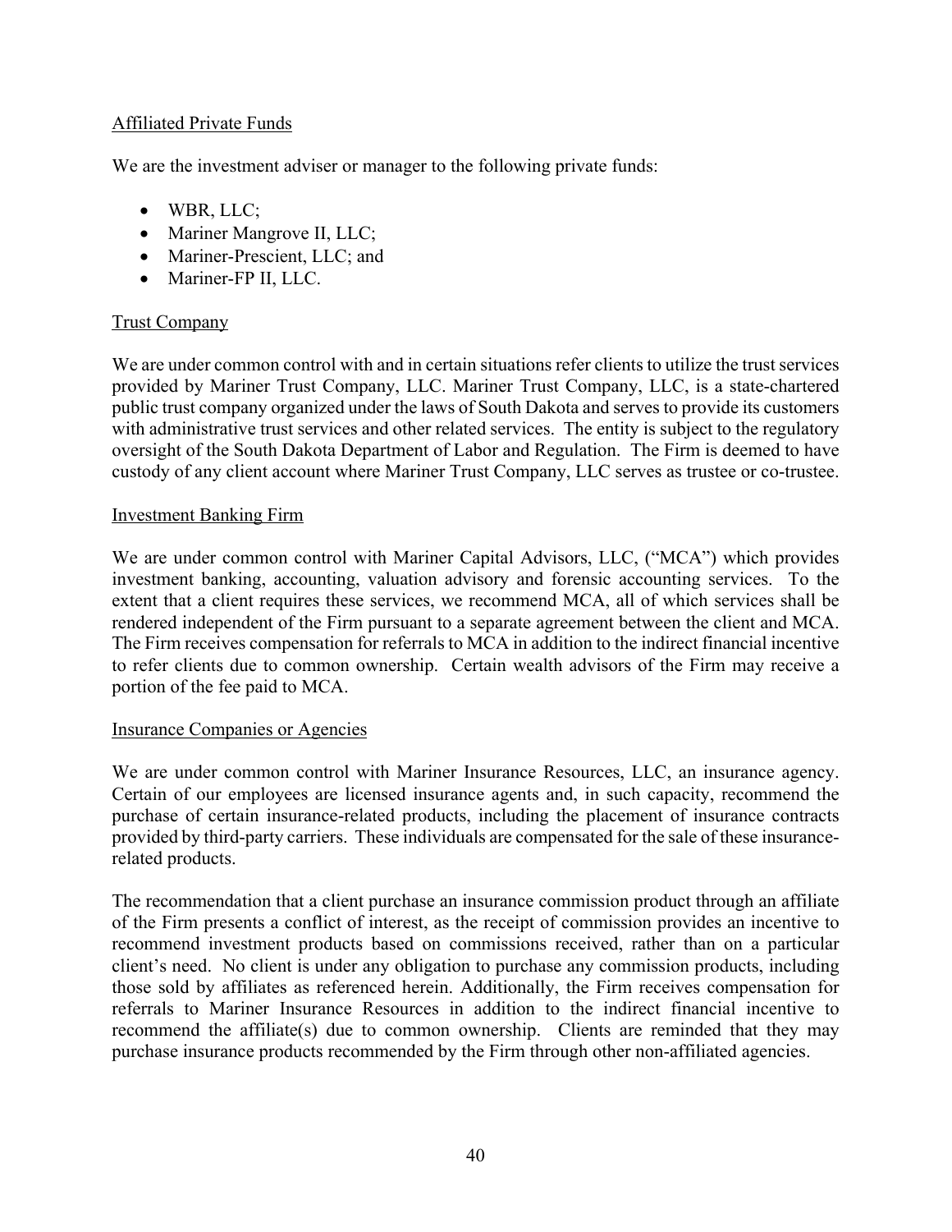Affiliated Private Funds

We are the investment adviser or manager to the following private funds:

- WBR, LLC;
- Mariner Mangrove II, LLC;
- Mariner-Prescient, LLC; and
- Mariner-FP II, LLC.

Trust Company

We are under common control with and in certain situations refer clients to utilize the trust services provided by Mariner Trust Company, LLC. Mariner Trust Company, LLC, is a state-chartered public trust company organized under the laws of South Dakota and serves to provide its customers with administrative trust services and other related services. The entity is subject to the regulatory oversight of the South Dakota Department of Labor and Regulation. The Firm is deemed to have custody of any client account where Mariner Trust Company, LLC serves as trustee or co-trustee.

Investment Banking Firm

We are under common control with Mariner Capital Advisors, LLC, ("MCA") which provides investment banking, accounting, valuation advisory and forensic accounting services. To the extent that a client requires these services, we recommend MCA, all of which services shall be rendered independent of the Firm pursuant to a separate agreement between the client and MCA. The Firm receives compensation for referrals to MCA in addition to the indirect financial incentive to refer clients due to common ownership. Certain wealth advisors of the Firm may receive a portion of the fee paid to MCA.

Insurance Companies or Agencies

We are under common control with Mariner Insurance Resources, LLC, an insurance agency. Certain of our employees are licensed insurance agents and, in such capacity, recommend the purchase of certain insurance-related products, including the placement of insurance contracts provided by third-party carriers. These individuals are compensated for the sale of these insurance-related products.

The recommendation that a client purchase an insurance commission product through an affiliate of the Firm presents a conflict of interest, as the receipt of commission provides an incentive to recommend investment products based on commissions received, rather than on a particular client's need. No client is under any obligation to purchase any commission products, including those sold by affiliates as referenced herein. Additionally, the Firm receives compensation for referrals to Mariner Insurance Resources in addition to the indirect financial incentive to recommend the affiliate(s) due to common ownership. Clients are reminded that they may purchase insurance products recommended by the Firm through other non-affiliated agencies.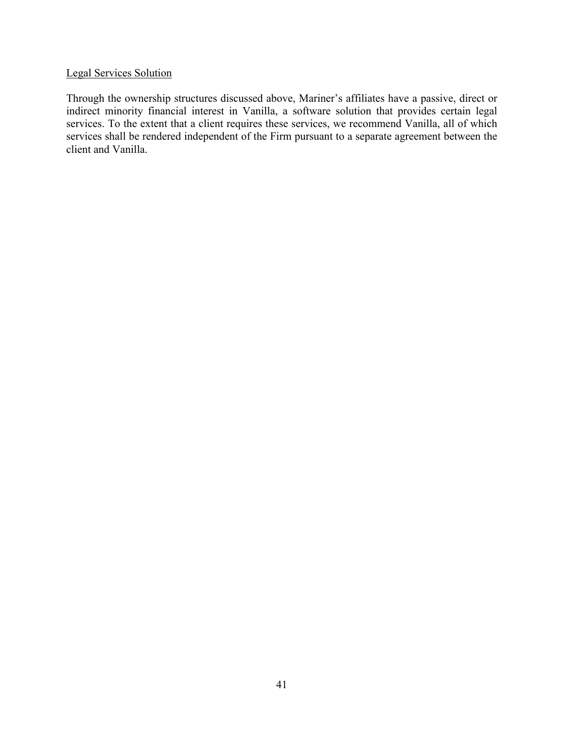Legal Services Solution

Through the ownership structures discussed above, Mariner's affiliates have a passive, direct or indirect minority financial interest in Vanilla, a software solution that provides certain legal services. To the extent that a client requires these services, we recommend Vanilla, all of which services shall be rendered independent of the Firm pursuant to a separate agreement between the client and Vanilla.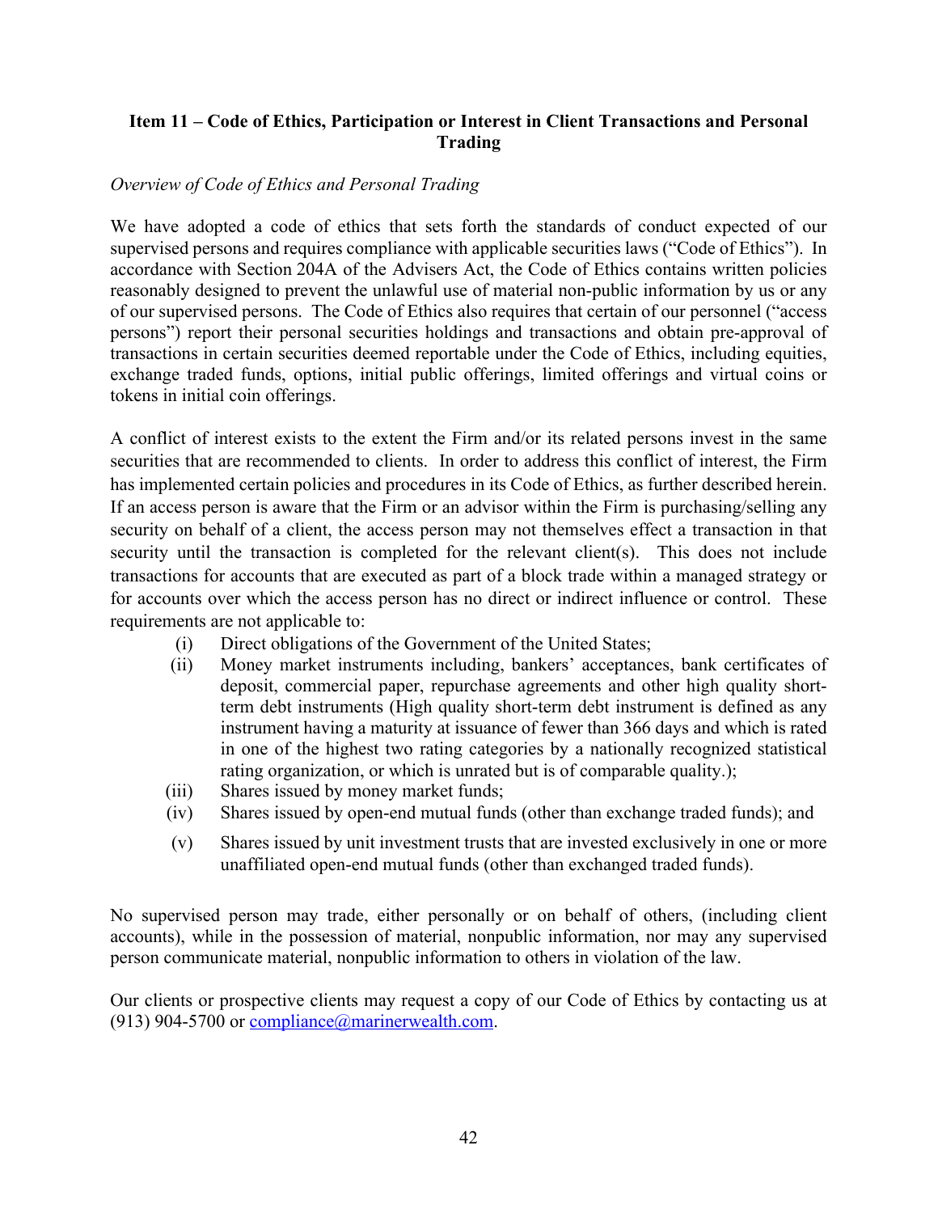## Item 11 – Code of Ethics, Participation or Interest in Client Transactions and Personal Trading

*Overview of Code of Ethics and Personal Trading*

We have adopted a code of ethics that sets forth the standards of conduct expected of our supervised persons and requires compliance with applicable securities laws ("Code of Ethics"). In accordance with Section 204A of the Advisers Act, the Code of Ethics contains written policies reasonably designed to prevent the unlawful use of material non-public information by us or any of our supervised persons. The Code of Ethics also requires that certain of our personnel ("access persons") report their personal securities holdings and transactions and obtain pre-approval of transactions in certain securities deemed reportable under the Code of Ethics, including equities, exchange traded funds, options, initial public offerings, limited offerings and virtual coins or tokens in initial coin offerings.

A conflict of interest exists to the extent the Firm and/or its related persons invest in the same securities that are recommended to clients. In order to address this conflict of interest, the Firm has implemented certain policies and procedures in its Code of Ethics, as further described herein. If an access person is aware that the Firm or an advisor within the Firm is purchasing/selling any security on behalf of a client, the access person may not themselves effect a transaction in that security until the transaction is completed for the relevant client(s). This does not include transactions for accounts that are executed as part of a block trade within a managed strategy or for accounts over which the access person has no direct or indirect influence or control. These requirements are not applicable to:

(i) Direct obligations of the Government of the United States;

(ii) Money market instruments including, bankers' acceptances, bank certificates of deposit, commercial paper, repurchase agreements and other high quality short-term debt instruments (High quality short-term debt instrument is defined as any instrument having a maturity at issuance of fewer than 366 days and which is rated in one of the highest two rating categories by a nationally recognized statistical rating organization, or which is unrated but is of comparable quality.);

(iii) Shares issued by money market funds;

(iv) Shares issued by open-end mutual funds (other than exchange traded funds); and

(v) Shares issued by unit investment trusts that are invested exclusively in one or more unaffiliated open-end mutual funds (other than exchanged traded funds).

No supervised person may trade, either personally or on behalf of others, (including client accounts), while in the possession of material, nonpublic information, nor may any supervised person communicate material, nonpublic information to others in violation of the law.

Our clients or prospective clients may request a copy of our Code of Ethics by contacting us at (913) 904-5700 or compliance@marinerwealth.com.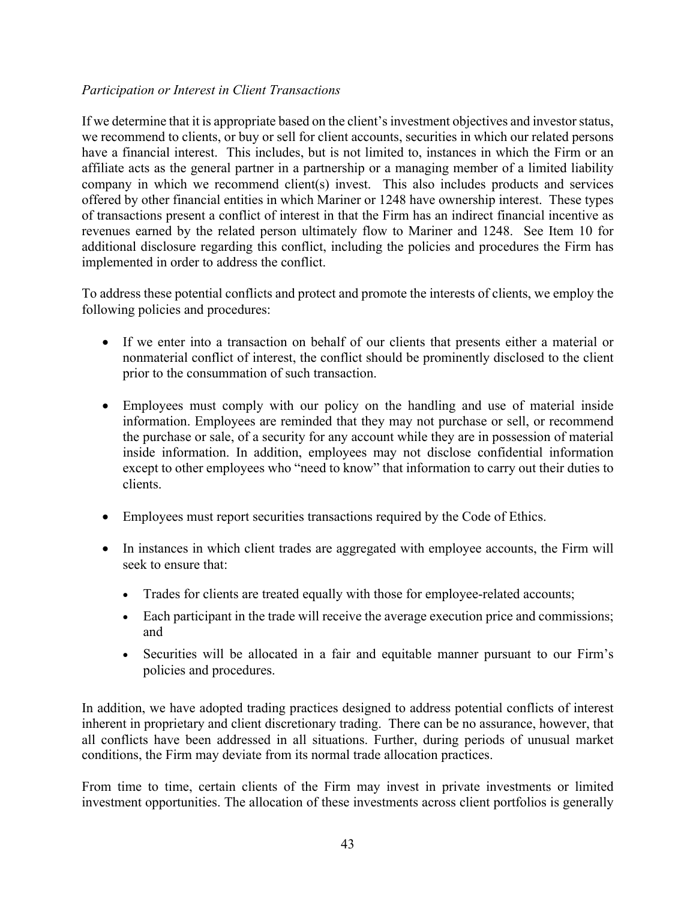*Participation or Interest in Client Transactions*

If we determine that it is appropriate based on the client's investment objectives and investor status, we recommend to clients, or buy or sell for client accounts, securities in which our related persons have a financial interest. This includes, but is not limited to, instances in which the Firm or an affiliate acts as the general partner in a partnership or a managing member of a limited liability company in which we recommend client(s) invest. This also includes products and services offered by other financial entities in which Mariner or 1248 have ownership interest. These types of transactions present a conflict of interest in that the Firm has an indirect financial incentive as revenues earned by the related person ultimately flow to Mariner and 1248. See Item 10 for additional disclosure regarding this conflict, including the policies and procedures the Firm has implemented in order to address the conflict.

To address these potential conflicts and protect and promote the interests of clients, we employ the following policies and procedures:

- If we enter into a transaction on behalf of our clients that presents either a material or nonmaterial conflict of interest, the conflict should be prominently disclosed to the client prior to the consummation of such transaction.
- Employees must comply with our policy on the handling and use of material inside information. Employees are reminded that they may not purchase or sell, or recommend the purchase or sale, of a security for any account while they are in possession of material inside information. In addition, employees may not disclose confidential information except to other employees who "need to know" that information to carry out their duties to clients.
- Employees must report securities transactions required by the Code of Ethics.
- In instances in which client trades are aggregated with employee accounts, the Firm will seek to ensure that:
  - Trades for clients are treated equally with those for employee-related accounts;
  - Each participant in the trade will receive the average execution price and commissions; and
  - Securities will be allocated in a fair and equitable manner pursuant to our Firm's policies and procedures.

In addition, we have adopted trading practices designed to address potential conflicts of interest inherent in proprietary and client discretionary trading. There can be no assurance, however, that all conflicts have been addressed in all situations. Further, during periods of unusual market conditions, the Firm may deviate from its normal trade allocation practices.

From time to time, certain clients of the Firm may invest in private investments or limited investment opportunities. The allocation of these investments across client portfolios is generally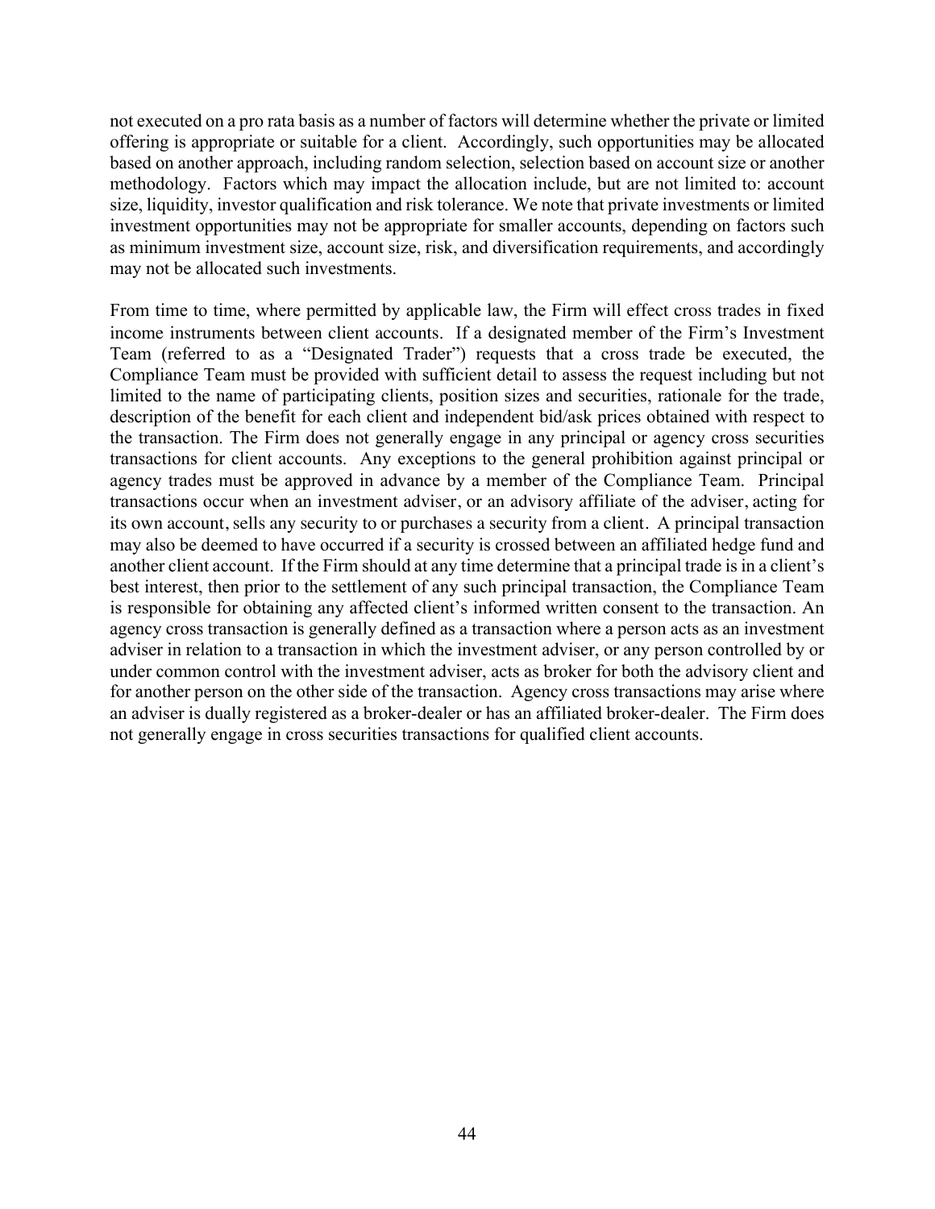not executed on a pro rata basis as a number of factors will determine whether the private or limited offering is appropriate or suitable for a client. Accordingly, such opportunities may be allocated based on another approach, including random selection, selection based on account size or another methodology. Factors which may impact the allocation include, but are not limited to: account size, liquidity, investor qualification and risk tolerance. We note that private investments or limited investment opportunities may not be appropriate for smaller accounts, depending on factors such as minimum investment size, account size, risk, and diversification requirements, and accordingly may not be allocated such investments.

From time to time, where permitted by applicable law, the Firm will effect cross trades in fixed income instruments between client accounts. If a designated member of the Firm's Investment Team (referred to as a "Designated Trader") requests that a cross trade be executed, the Compliance Team must be provided with sufficient detail to assess the request including but not limited to the name of participating clients, position sizes and securities, rationale for the trade, description of the benefit for each client and independent bid/ask prices obtained with respect to the transaction. The Firm does not generally engage in any principal or agency cross securities transactions for client accounts. Any exceptions to the general prohibition against principal or agency trades must be approved in advance by a member of the Compliance Team. Principal transactions occur when an investment adviser, or an advisory affiliate of the adviser, acting for its own account, sells any security to or purchases a security from a client. A principal transaction may also be deemed to have occurred if a security is crossed between an affiliated hedge fund and another client account. If the Firm should at any time determine that a principal trade is in a client's best interest, then prior to the settlement of any such principal transaction, the Compliance Team is responsible for obtaining any affected client's informed written consent to the transaction. An agency cross transaction is generally defined as a transaction where a person acts as an investment adviser in relation to a transaction in which the investment adviser, or any person controlled by or under common control with the investment adviser, acts as broker for both the advisory client and for another person on the other side of the transaction. Agency cross transactions may arise where an adviser is dually registered as a broker-dealer or has an affiliated broker-dealer. The Firm does not generally engage in cross securities transactions for qualified client accounts.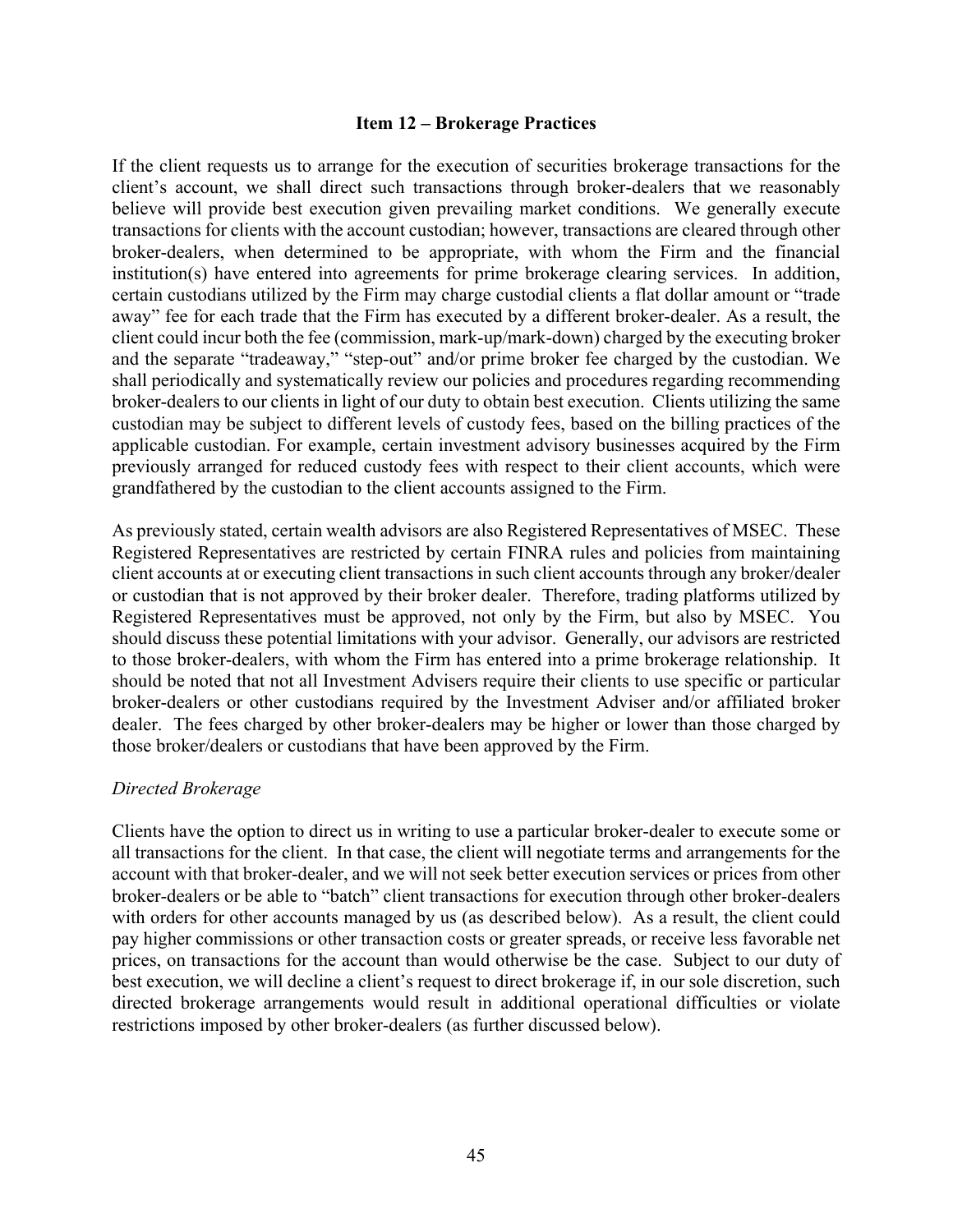## Item 12 – Brokerage Practices

If the client requests us to arrange for the execution of securities brokerage transactions for the client's account, we shall direct such transactions through broker-dealers that we reasonably believe will provide best execution given prevailing market conditions. We generally execute transactions for clients with the account custodian; however, transactions are cleared through other broker-dealers, when determined to be appropriate, with whom the Firm and the financial institution(s) have entered into agreements for prime brokerage clearing services. In addition, certain custodians utilized by the Firm may charge custodial clients a flat dollar amount or "trade away" fee for each trade that the Firm has executed by a different broker-dealer. As a result, the client could incur both the fee (commission, mark-up/mark-down) charged by the executing broker and the separate "tradeaway," "step-out" and/or prime broker fee charged by the custodian. We shall periodically and systematically review our policies and procedures regarding recommending broker-dealers to our clients in light of our duty to obtain best execution. Clients utilizing the same custodian may be subject to different levels of custody fees, based on the billing practices of the applicable custodian. For example, certain investment advisory businesses acquired by the Firm previously arranged for reduced custody fees with respect to their client accounts, which were grandfathered by the custodian to the client accounts assigned to the Firm.

As previously stated, certain wealth advisors are also Registered Representatives of MSEC. These Registered Representatives are restricted by certain FINRA rules and policies from maintaining client accounts at or executing client transactions in such client accounts through any broker/dealer or custodian that is not approved by their broker dealer. Therefore, trading platforms utilized by Registered Representatives must be approved, not only by the Firm, but also by MSEC. You should discuss these potential limitations with your advisor. Generally, our advisors are restricted to those broker-dealers, with whom the Firm has entered into a prime brokerage relationship. It should be noted that not all Investment Advisers require their clients to use specific or particular broker-dealers or other custodians required by the Investment Adviser and/or affiliated broker dealer. The fees charged by other broker-dealers may be higher or lower than those charged by those broker/dealers or custodians that have been approved by the Firm.

*Directed Brokerage*

Clients have the option to direct us in writing to use a particular broker-dealer to execute some or all transactions for the client. In that case, the client will negotiate terms and arrangements for the account with that broker-dealer, and we will not seek better execution services or prices from other broker-dealers or be able to "batch" client transactions for execution through other broker-dealers with orders for other accounts managed by us (as described below). As a result, the client could pay higher commissions or other transaction costs or greater spreads, or receive less favorable net prices, on transactions for the account than would otherwise be the case. Subject to our duty of best execution, we will decline a client's request to direct brokerage if, in our sole discretion, such directed brokerage arrangements would result in additional operational difficulties or violate restrictions imposed by other broker-dealers (as further discussed below).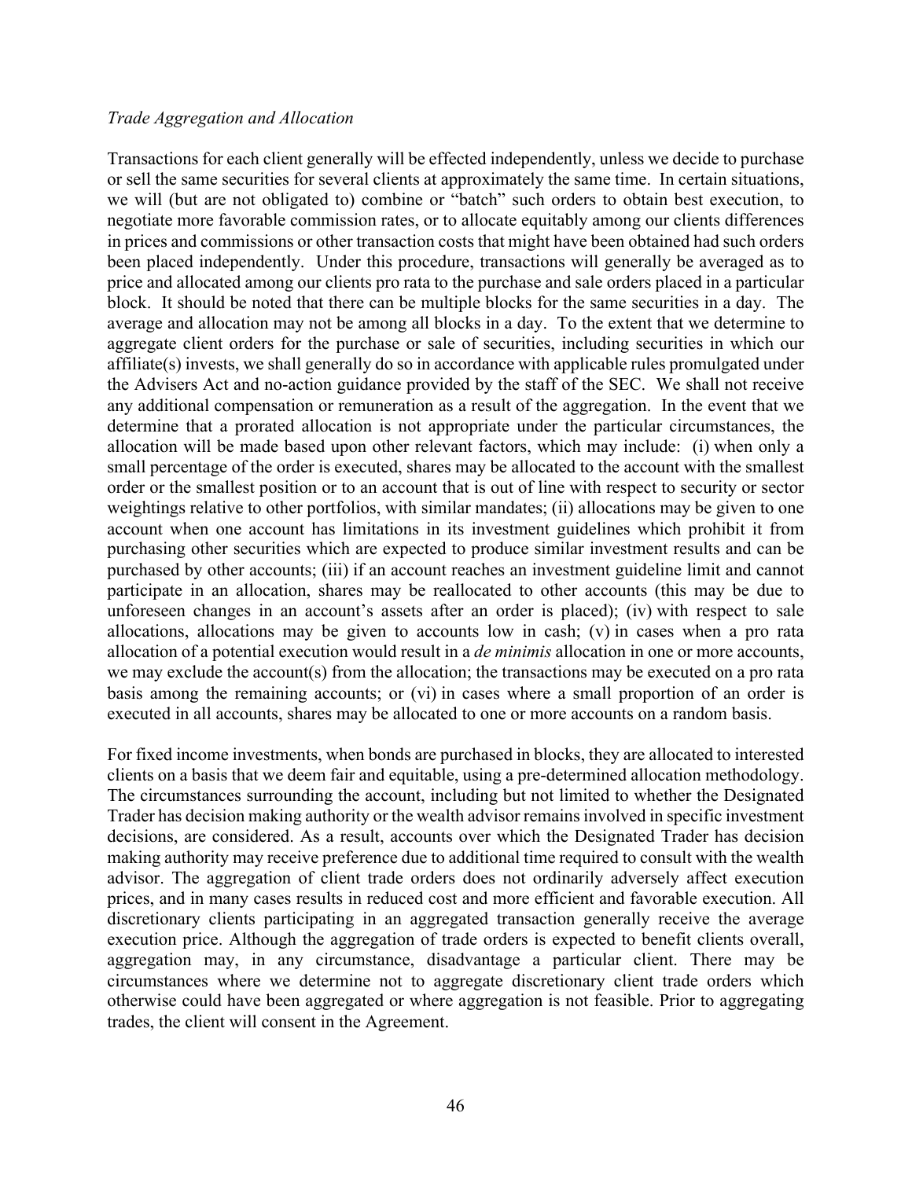*Trade Aggregation and Allocation*

Transactions for each client generally will be effected independently, unless we decide to purchase or sell the same securities for several clients at approximately the same time. In certain situations, we will (but are not obligated to) combine or "batch" such orders to obtain best execution, to negotiate more favorable commission rates, or to allocate equitably among our clients differences in prices and commissions or other transaction costs that might have been obtained had such orders been placed independently. Under this procedure, transactions will generally be averaged as to price and allocated among our clients pro rata to the purchase and sale orders placed in a particular block. It should be noted that there can be multiple blocks for the same securities in a day. The average and allocation may not be among all blocks in a day. To the extent that we determine to aggregate client orders for the purchase or sale of securities, including securities in which our affiliate(s) invests, we shall generally do so in accordance with applicable rules promulgated under the Advisers Act and no-action guidance provided by the staff of the SEC. We shall not receive any additional compensation or remuneration as a result of the aggregation. In the event that we determine that a prorated allocation is not appropriate under the particular circumstances, the allocation will be made based upon other relevant factors, which may include: (i) when only a small percentage of the order is executed, shares may be allocated to the account with the smallest order or the smallest position or to an account that is out of line with respect to security or sector weightings relative to other portfolios, with similar mandates; (ii) allocations may be given to one account when one account has limitations in its investment guidelines which prohibit it from purchasing other securities which are expected to produce similar investment results and can be purchased by other accounts; (iii) if an account reaches an investment guideline limit and cannot participate in an allocation, shares may be reallocated to other accounts (this may be due to unforeseen changes in an account's assets after an order is placed); (iv) with respect to sale allocations, allocations may be given to accounts low in cash; (v) in cases when a pro rata allocation of a potential execution would result in a *de minimis* allocation in one or more accounts, we may exclude the account(s) from the allocation; the transactions may be executed on a pro rata basis among the remaining accounts; or (vi) in cases where a small proportion of an order is executed in all accounts, shares may be allocated to one or more accounts on a random basis.

For fixed income investments, when bonds are purchased in blocks, they are allocated to interested clients on a basis that we deem fair and equitable, using a pre-determined allocation methodology. The circumstances surrounding the account, including but not limited to whether the Designated Trader has decision making authority or the wealth advisor remains involved in specific investment decisions, are considered. As a result, accounts over which the Designated Trader has decision making authority may receive preference due to additional time required to consult with the wealth advisor. The aggregation of client trade orders does not ordinarily adversely affect execution prices, and in many cases results in reduced cost and more efficient and favorable execution. All discretionary clients participating in an aggregated transaction generally receive the average execution price. Although the aggregation of trade orders is expected to benefit clients overall, aggregation may, in any circumstance, disadvantage a particular client. There may be circumstances where we determine not to aggregate discretionary client trade orders which otherwise could have been aggregated or where aggregation is not feasible. Prior to aggregating trades, the client will consent in the Agreement.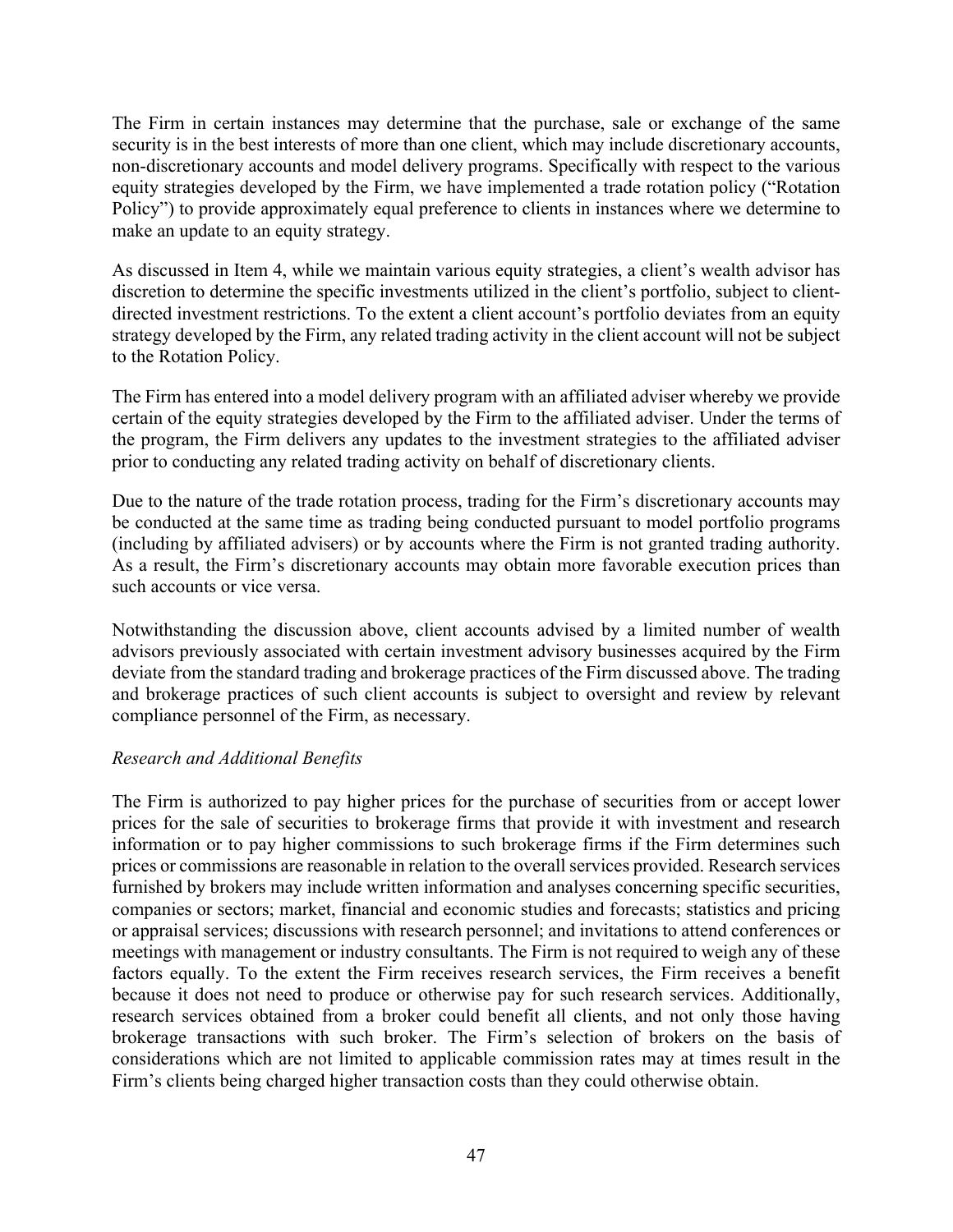The Firm in certain instances may determine that the purchase, sale or exchange of the same security is in the best interests of more than one client, which may include discretionary accounts, non-discretionary accounts and model delivery programs. Specifically with respect to the various equity strategies developed by the Firm, we have implemented a trade rotation policy ("Rotation Policy") to provide approximately equal preference to clients in instances where we determine to make an update to an equity strategy.

As discussed in Item 4, while we maintain various equity strategies, a client's wealth advisor has discretion to determine the specific investments utilized in the client's portfolio, subject to client-directed investment restrictions. To the extent a client account's portfolio deviates from an equity strategy developed by the Firm, any related trading activity in the client account will not be subject to the Rotation Policy.

The Firm has entered into a model delivery program with an affiliated adviser whereby we provide certain of the equity strategies developed by the Firm to the affiliated adviser. Under the terms of the program, the Firm delivers any updates to the investment strategies to the affiliated adviser prior to conducting any related trading activity on behalf of discretionary clients.

Due to the nature of the trade rotation process, trading for the Firm's discretionary accounts may be conducted at the same time as trading being conducted pursuant to model portfolio programs (including by affiliated advisers) or by accounts where the Firm is not granted trading authority. As a result, the Firm's discretionary accounts may obtain more favorable execution prices than such accounts or vice versa.

Notwithstanding the discussion above, client accounts advised by a limited number of wealth advisors previously associated with certain investment advisory businesses acquired by the Firm deviate from the standard trading and brokerage practices of the Firm discussed above. The trading and brokerage practices of such client accounts is subject to oversight and review by relevant compliance personnel of the Firm, as necessary.

*Research and Additional Benefits*

The Firm is authorized to pay higher prices for the purchase of securities from or accept lower prices for the sale of securities to brokerage firms that provide it with investment and research information or to pay higher commissions to such brokerage firms if the Firm determines such prices or commissions are reasonable in relation to the overall services provided. Research services furnished by brokers may include written information and analyses concerning specific securities, companies or sectors; market, financial and economic studies and forecasts; statistics and pricing or appraisal services; discussions with research personnel; and invitations to attend conferences or meetings with management or industry consultants. The Firm is not required to weigh any of these factors equally. To the extent the Firm receives research services, the Firm receives a benefit because it does not need to produce or otherwise pay for such research services. Additionally, research services obtained from a broker could benefit all clients, and not only those having brokerage transactions with such broker. The Firm's selection of brokers on the basis of considerations which are not limited to applicable commission rates may at times result in the Firm's clients being charged higher transaction costs than they could otherwise obtain.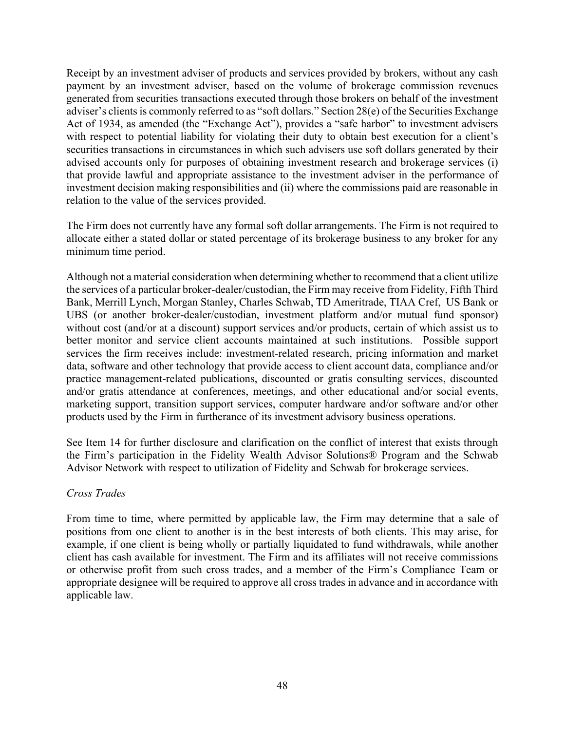Receipt by an investment adviser of products and services provided by brokers, without any cash payment by an investment adviser, based on the volume of brokerage commission revenues generated from securities transactions executed through those brokers on behalf of the investment adviser's clients is commonly referred to as "soft dollars." Section 28(e) of the Securities Exchange Act of 1934, as amended (the "Exchange Act"), provides a "safe harbor" to investment advisers with respect to potential liability for violating their duty to obtain best execution for a client's securities transactions in circumstances in which such advisers use soft dollars generated by their advised accounts only for purposes of obtaining investment research and brokerage services (i) that provide lawful and appropriate assistance to the investment adviser in the performance of investment decision making responsibilities and (ii) where the commissions paid are reasonable in relation to the value of the services provided.

The Firm does not currently have any formal soft dollar arrangements. The Firm is not required to allocate either a stated dollar or stated percentage of its brokerage business to any broker for any minimum time period.

Although not a material consideration when determining whether to recommend that a client utilize the services of a particular broker-dealer/custodian, the Firm may receive from Fidelity, Fifth Third Bank, Merrill Lynch, Morgan Stanley, Charles Schwab, TD Ameritrade, TIAA Cref, US Bank or UBS (or another broker-dealer/custodian, investment platform and/or mutual fund sponsor) without cost (and/or at a discount) support services and/or products, certain of which assist us to better monitor and service client accounts maintained at such institutions. Possible support services the firm receives include: investment-related research, pricing information and market data, software and other technology that provide access to client account data, compliance and/or practice management-related publications, discounted or gratis consulting services, discounted and/or gratis attendance at conferences, meetings, and other educational and/or social events, marketing support, transition support services, computer hardware and/or software and/or other products used by the Firm in furtherance of its investment advisory business operations.

See Item 14 for further disclosure and clarification on the conflict of interest that exists through the Firm's participation in the Fidelity Wealth Advisor Solutions® Program and the Schwab Advisor Network with respect to utilization of Fidelity and Schwab for brokerage services.

*Cross Trades*

From time to time, where permitted by applicable law, the Firm may determine that a sale of positions from one client to another is in the best interests of both clients. This may arise, for example, if one client is being wholly or partially liquidated to fund withdrawals, while another client has cash available for investment. The Firm and its affiliates will not receive commissions or otherwise profit from such cross trades, and a member of the Firm's Compliance Team or appropriate designee will be required to approve all cross trades in advance and in accordance with applicable law.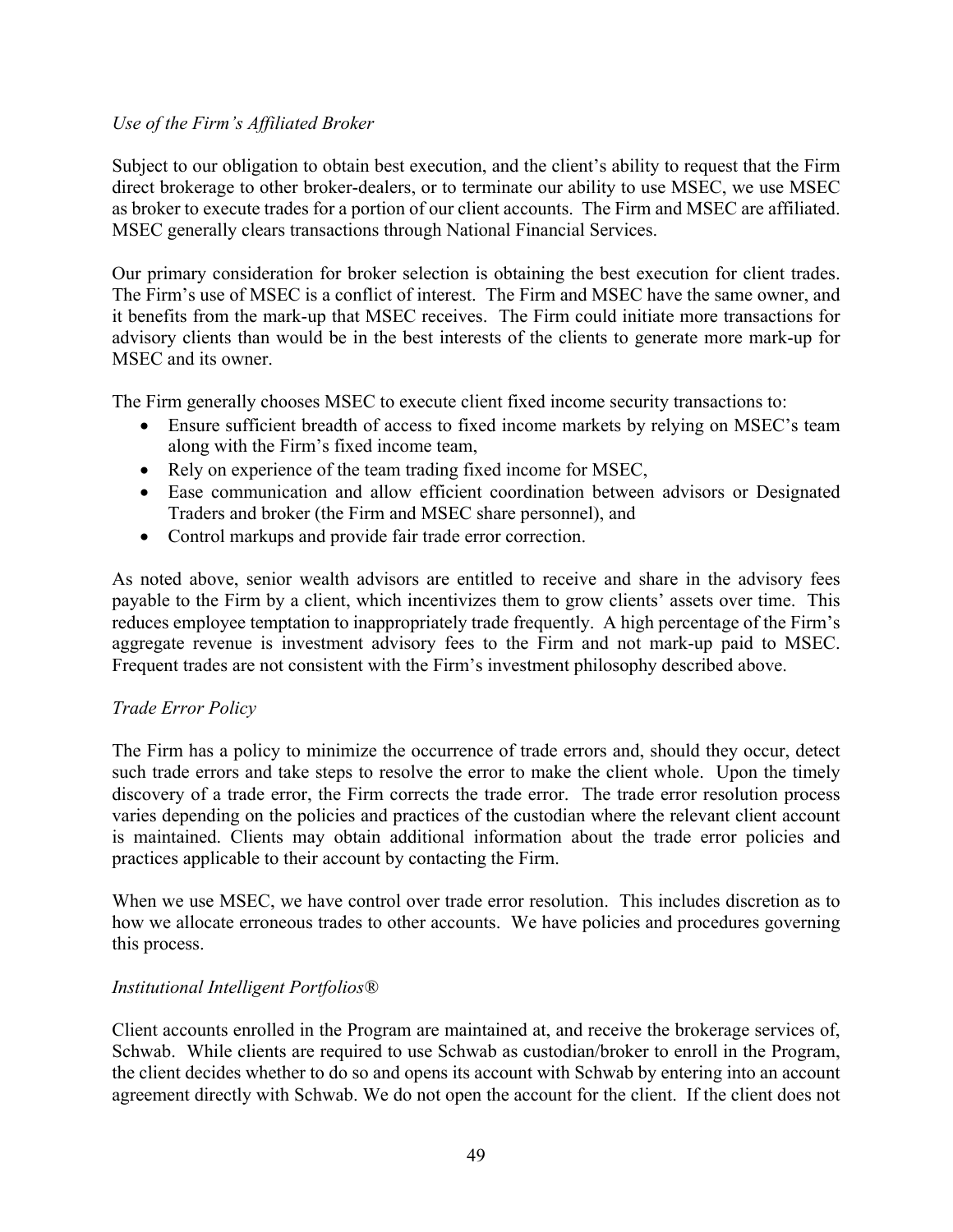*Use of the Firm's Affiliated Broker*

Subject to our obligation to obtain best execution, and the client's ability to request that the Firm direct brokerage to other broker-dealers, or to terminate our ability to use MSEC, we use MSEC as broker to execute trades for a portion of our client accounts. The Firm and MSEC are affiliated. MSEC generally clears transactions through National Financial Services.

Our primary consideration for broker selection is obtaining the best execution for client trades. The Firm's use of MSEC is a conflict of interest. The Firm and MSEC have the same owner, and it benefits from the mark-up that MSEC receives. The Firm could initiate more transactions for advisory clients than would be in the best interests of the clients to generate more mark-up for MSEC and its owner.

The Firm generally chooses MSEC to execute client fixed income security transactions to:

- Ensure sufficient breadth of access to fixed income markets by relying on MSEC's team along with the Firm's fixed income team,
- Rely on experience of the team trading fixed income for MSEC,
- Ease communication and allow efficient coordination between advisors or Designated Traders and broker (the Firm and MSEC share personnel), and
- Control markups and provide fair trade error correction.

As noted above, senior wealth advisors are entitled to receive and share in the advisory fees payable to the Firm by a client, which incentivizes them to grow clients' assets over time. This reduces employee temptation to inappropriately trade frequently. A high percentage of the Firm's aggregate revenue is investment advisory fees to the Firm and not mark-up paid to MSEC. Frequent trades are not consistent with the Firm's investment philosophy described above.

*Trade Error Policy*

The Firm has a policy to minimize the occurrence of trade errors and, should they occur, detect such trade errors and take steps to resolve the error to make the client whole. Upon the timely discovery of a trade error, the Firm corrects the trade error. The trade error resolution process varies depending on the policies and practices of the custodian where the relevant client account is maintained. Clients may obtain additional information about the trade error policies and practices applicable to their account by contacting the Firm.

When we use MSEC, we have control over trade error resolution. This includes discretion as to how we allocate erroneous trades to other accounts. We have policies and procedures governing this process.

*Institutional Intelligent Portfolios®*

Client accounts enrolled in the Program are maintained at, and receive the brokerage services of, Schwab. While clients are required to use Schwab as custodian/broker to enroll in the Program, the client decides whether to do so and opens its account with Schwab by entering into an account agreement directly with Schwab. We do not open the account for the client. If the client does not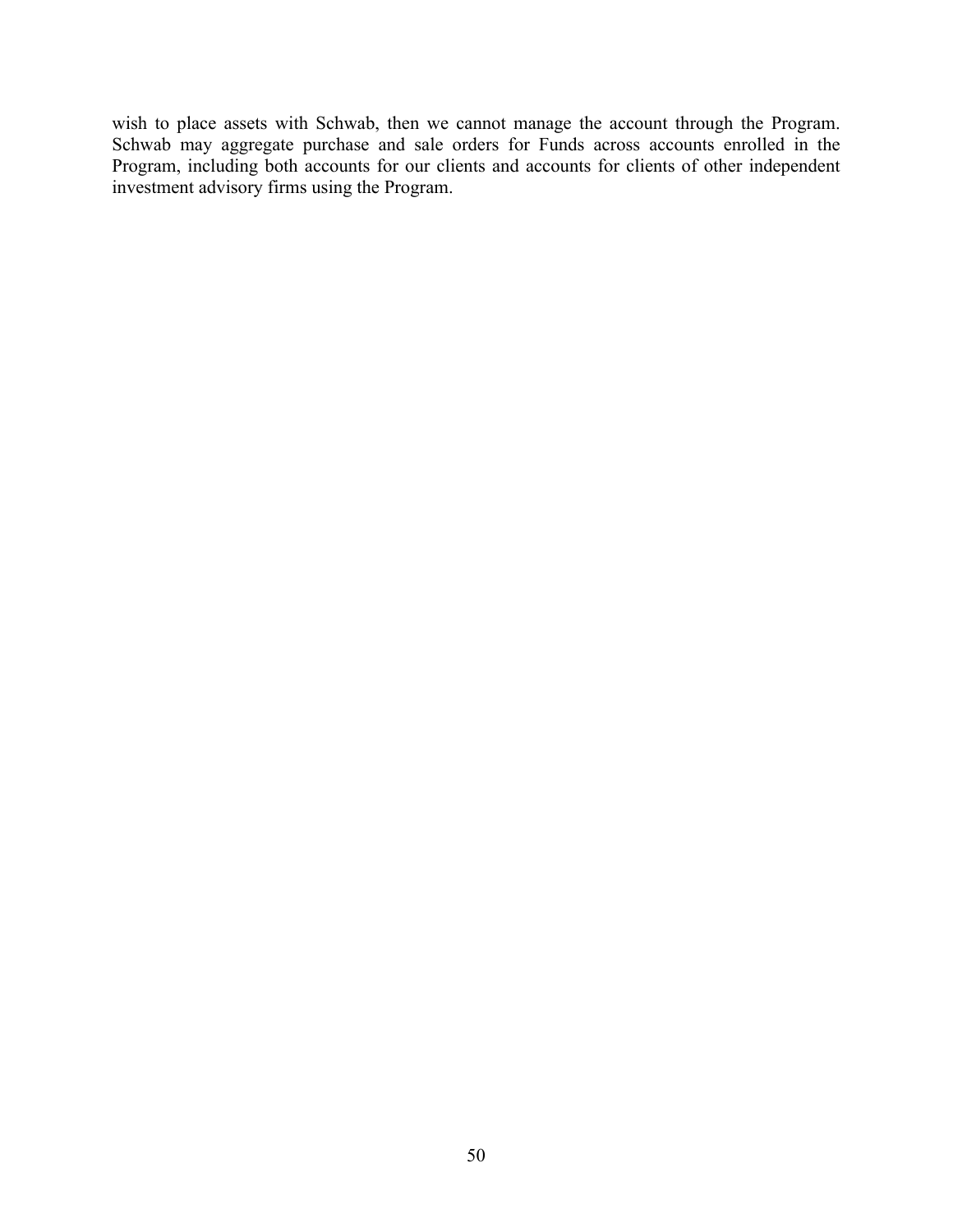wish to place assets with Schwab, then we cannot manage the account through the Program. Schwab may aggregate purchase and sale orders for Funds across accounts enrolled in the Program, including both accounts for our clients and accounts for clients of other independent investment advisory firms using the Program.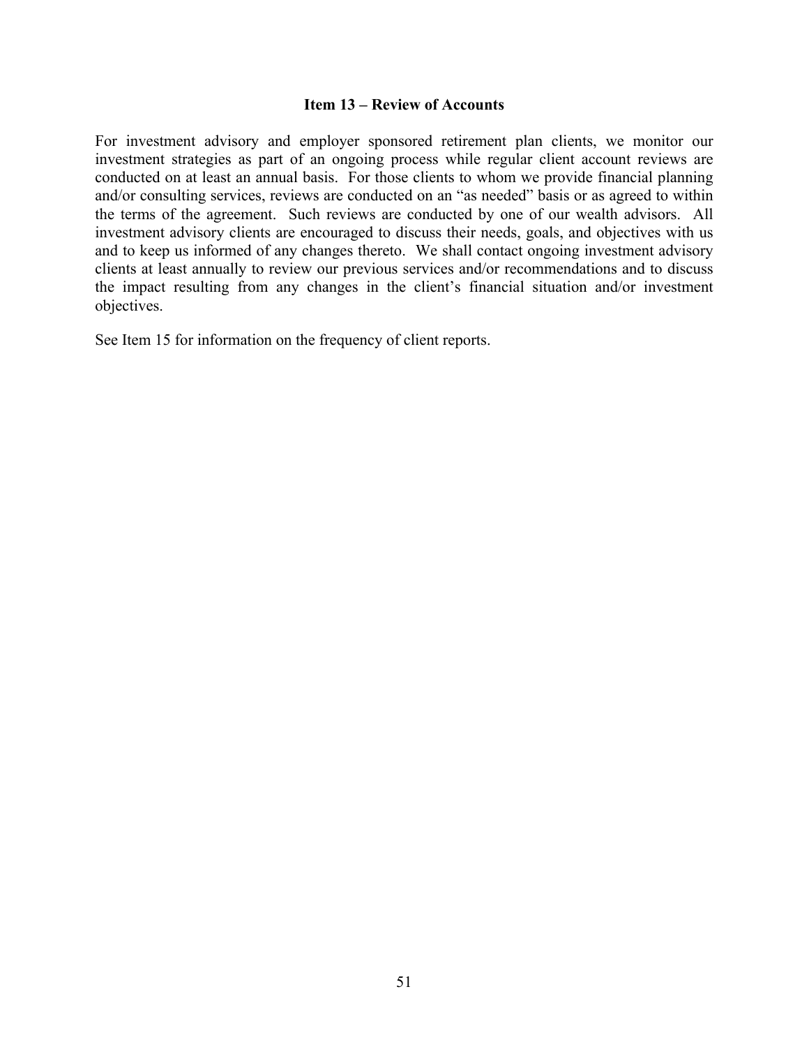## Item 13 – Review of Accounts

For investment advisory and employer sponsored retirement plan clients, we monitor our investment strategies as part of an ongoing process while regular client account reviews are conducted on at least an annual basis. For those clients to whom we provide financial planning and/or consulting services, reviews are conducted on an "as needed" basis or as agreed to within the terms of the agreement. Such reviews are conducted by one of our wealth advisors. All investment advisory clients are encouraged to discuss their needs, goals, and objectives with us and to keep us informed of any changes thereto. We shall contact ongoing investment advisory clients at least annually to review our previous services and/or recommendations and to discuss the impact resulting from any changes in the client's financial situation and/or investment objectives.

See Item 15 for information on the frequency of client reports.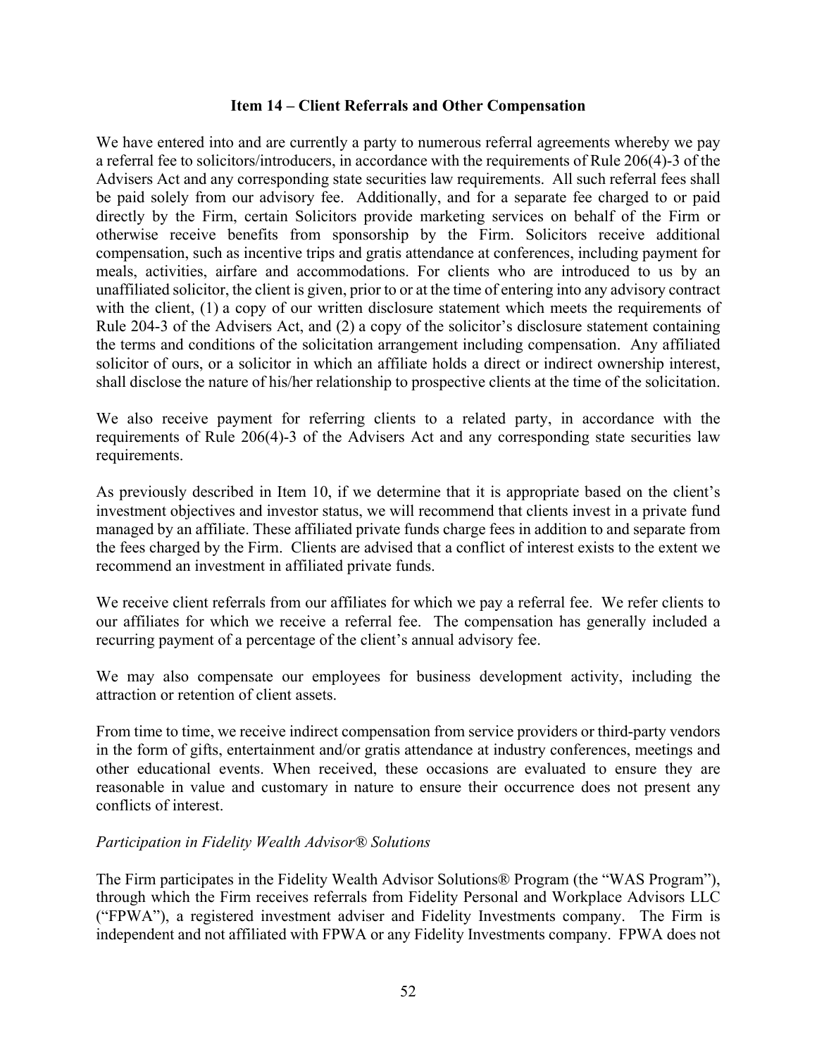## Item 14 – Client Referrals and Other Compensation

We have entered into and are currently a party to numerous referral agreements whereby we pay a referral fee to solicitors/introducers, in accordance with the requirements of Rule 206(4)-3 of the Advisers Act and any corresponding state securities law requirements. All such referral fees shall be paid solely from our advisory fee. Additionally, and for a separate fee charged to or paid directly by the Firm, certain Solicitors provide marketing services on behalf of the Firm or otherwise receive benefits from sponsorship by the Firm. Solicitors receive additional compensation, such as incentive trips and gratis attendance at conferences, including payment for meals, activities, airfare and accommodations. For clients who are introduced to us by an unaffiliated solicitor, the client is given, prior to or at the time of entering into any advisory contract with the client, (1) a copy of our written disclosure statement which meets the requirements of Rule 204-3 of the Advisers Act, and (2) a copy of the solicitor's disclosure statement containing the terms and conditions of the solicitation arrangement including compensation. Any affiliated solicitor of ours, or a solicitor in which an affiliate holds a direct or indirect ownership interest, shall disclose the nature of his/her relationship to prospective clients at the time of the solicitation.

We also receive payment for referring clients to a related party, in accordance with the requirements of Rule 206(4)-3 of the Advisers Act and any corresponding state securities law requirements.

As previously described in Item 10, if we determine that it is appropriate based on the client's investment objectives and investor status, we will recommend that clients invest in a private fund managed by an affiliate. These affiliated private funds charge fees in addition to and separate from the fees charged by the Firm. Clients are advised that a conflict of interest exists to the extent we recommend an investment in affiliated private funds.

We receive client referrals from our affiliates for which we pay a referral fee. We refer clients to our affiliates for which we receive a referral fee. The compensation has generally included a recurring payment of a percentage of the client's annual advisory fee.

We may also compensate our employees for business development activity, including the attraction or retention of client assets.

From time to time, we receive indirect compensation from service providers or third-party vendors in the form of gifts, entertainment and/or gratis attendance at industry conferences, meetings and other educational events. When received, these occasions are evaluated to ensure they are reasonable in value and customary in nature to ensure their occurrence does not present any conflicts of interest.

*Participation in Fidelity Wealth Advisor® Solutions*

The Firm participates in the Fidelity Wealth Advisor Solutions® Program (the "WAS Program"), through which the Firm receives referrals from Fidelity Personal and Workplace Advisors LLC ("FPWA"), a registered investment adviser and Fidelity Investments company. The Firm is independent and not affiliated with FPWA or any Fidelity Investments company. FPWA does not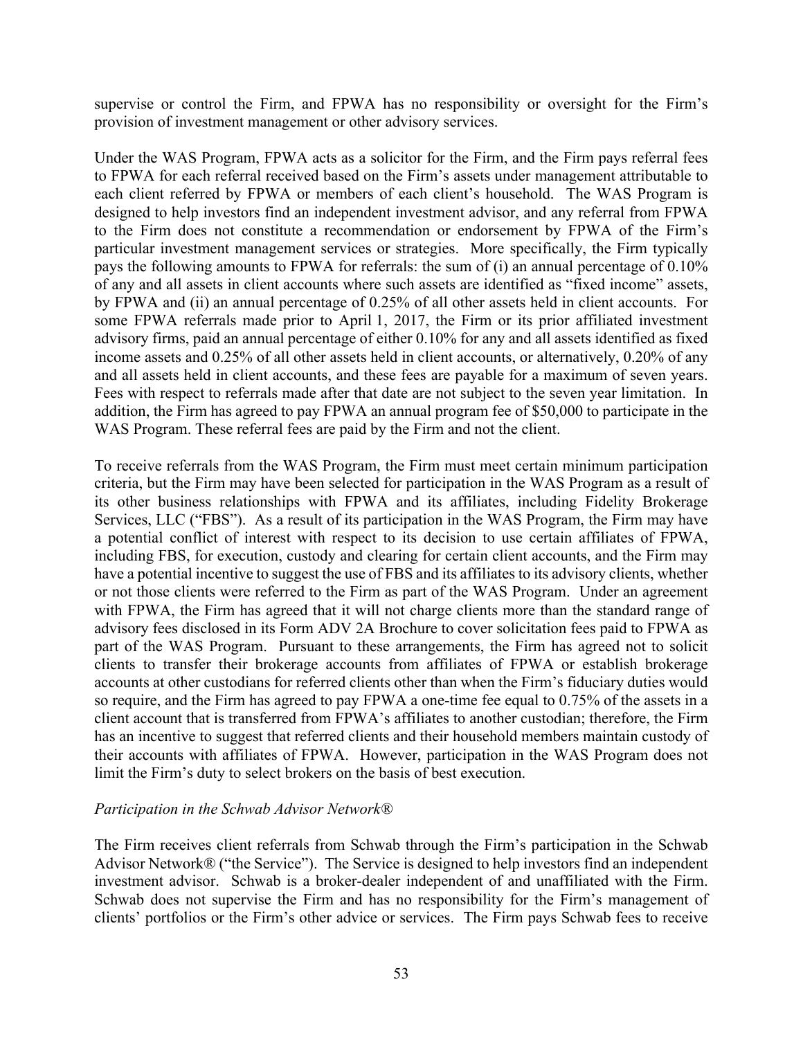supervise or control the Firm, and FPWA has no responsibility or oversight for the Firm's provision of investment management or other advisory services.

Under the WAS Program, FPWA acts as a solicitor for the Firm, and the Firm pays referral fees to FPWA for each referral received based on the Firm's assets under management attributable to each client referred by FPWA or members of each client's household. The WAS Program is designed to help investors find an independent investment advisor, and any referral from FPWA to the Firm does not constitute a recommendation or endorsement by FPWA of the Firm's particular investment management services or strategies. More specifically, the Firm typically pays the following amounts to FPWA for referrals: the sum of (i) an annual percentage of 0.10% of any and all assets in client accounts where such assets are identified as "fixed income" assets, by FPWA and (ii) an annual percentage of 0.25% of all other assets held in client accounts. For some FPWA referrals made prior to April 1, 2017, the Firm or its prior affiliated investment advisory firms, paid an annual percentage of either 0.10% for any and all assets identified as fixed income assets and 0.25% of all other assets held in client accounts, or alternatively, 0.20% of any and all assets held in client accounts, and these fees are payable for a maximum of seven years. Fees with respect to referrals made after that date are not subject to the seven year limitation. In addition, the Firm has agreed to pay FPWA an annual program fee of $50,000 to participate in the WAS Program. These referral fees are paid by the Firm and not the client.

To receive referrals from the WAS Program, the Firm must meet certain minimum participation criteria, but the Firm may have been selected for participation in the WAS Program as a result of its other business relationships with FPWA and its affiliates, including Fidelity Brokerage Services, LLC ("FBS"). As a result of its participation in the WAS Program, the Firm may have a potential conflict of interest with respect to its decision to use certain affiliates of FPWA, including FBS, for execution, custody and clearing for certain client accounts, and the Firm may have a potential incentive to suggest the use of FBS and its affiliates to its advisory clients, whether or not those clients were referred to the Firm as part of the WAS Program. Under an agreement with FPWA, the Firm has agreed that it will not charge clients more than the standard range of advisory fees disclosed in its Form ADV 2A Brochure to cover solicitation fees paid to FPWA as part of the WAS Program. Pursuant to these arrangements, the Firm has agreed not to solicit clients to transfer their brokerage accounts from affiliates of FPWA or establish brokerage accounts at other custodians for referred clients other than when the Firm's fiduciary duties would so require, and the Firm has agreed to pay FPWA a one-time fee equal to 0.75% of the assets in a client account that is transferred from FPWA's affiliates to another custodian; therefore, the Firm has an incentive to suggest that referred clients and their household members maintain custody of their accounts with affiliates of FPWA. However, participation in the WAS Program does not limit the Firm's duty to select brokers on the basis of best execution.

*Participation in the Schwab Advisor Network®*

The Firm receives client referrals from Schwab through the Firm's participation in the Schwab Advisor Network® ("the Service"). The Service is designed to help investors find an independent investment advisor. Schwab is a broker-dealer independent of and unaffiliated with the Firm. Schwab does not supervise the Firm and has no responsibility for the Firm's management of clients' portfolios or the Firm's other advice or services. The Firm pays Schwab fees to receive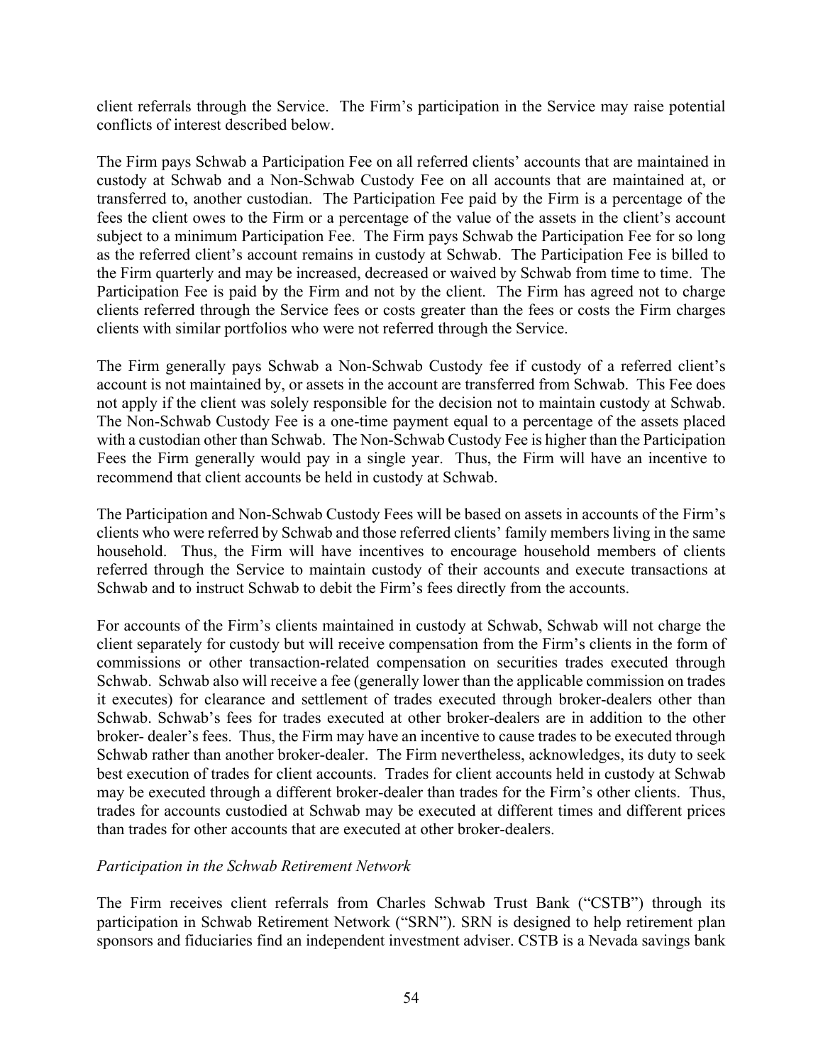client referrals through the Service. The Firm's participation in the Service may raise potential conflicts of interest described below.

The Firm pays Schwab a Participation Fee on all referred clients' accounts that are maintained in custody at Schwab and a Non-Schwab Custody Fee on all accounts that are maintained at, or transferred to, another custodian. The Participation Fee paid by the Firm is a percentage of the fees the client owes to the Firm or a percentage of the value of the assets in the client's account subject to a minimum Participation Fee. The Firm pays Schwab the Participation Fee for so long as the referred client's account remains in custody at Schwab. The Participation Fee is billed to the Firm quarterly and may be increased, decreased or waived by Schwab from time to time. The Participation Fee is paid by the Firm and not by the client. The Firm has agreed not to charge clients referred through the Service fees or costs greater than the fees or costs the Firm charges clients with similar portfolios who were not referred through the Service.

The Firm generally pays Schwab a Non-Schwab Custody fee if custody of a referred client's account is not maintained by, or assets in the account are transferred from Schwab. This Fee does not apply if the client was solely responsible for the decision not to maintain custody at Schwab. The Non-Schwab Custody Fee is a one-time payment equal to a percentage of the assets placed with a custodian other than Schwab. The Non-Schwab Custody Fee is higher than the Participation Fees the Firm generally would pay in a single year. Thus, the Firm will have an incentive to recommend that client accounts be held in custody at Schwab.

The Participation and Non-Schwab Custody Fees will be based on assets in accounts of the Firm's clients who were referred by Schwab and those referred clients' family members living in the same household. Thus, the Firm will have incentives to encourage household members of clients referred through the Service to maintain custody of their accounts and execute transactions at Schwab and to instruct Schwab to debit the Firm's fees directly from the accounts.

For accounts of the Firm's clients maintained in custody at Schwab, Schwab will not charge the client separately for custody but will receive compensation from the Firm's clients in the form of commissions or other transaction-related compensation on securities trades executed through Schwab. Schwab also will receive a fee (generally lower than the applicable commission on trades it executes) for clearance and settlement of trades executed through broker-dealers other than Schwab. Schwab's fees for trades executed at other broker-dealers are in addition to the other broker- dealer's fees. Thus, the Firm may have an incentive to cause trades to be executed through Schwab rather than another broker-dealer. The Firm nevertheless, acknowledges, its duty to seek best execution of trades for client accounts. Trades for client accounts held in custody at Schwab may be executed through a different broker-dealer than trades for the Firm's other clients. Thus, trades for accounts custodied at Schwab may be executed at different times and different prices than trades for other accounts that are executed at other broker-dealers.

*Participation in the Schwab Retirement Network*

The Firm receives client referrals from Charles Schwab Trust Bank ("CSTB") through its participation in Schwab Retirement Network ("SRN"). SRN is designed to help retirement plan sponsors and fiduciaries find an independent investment adviser. CSTB is a Nevada savings bank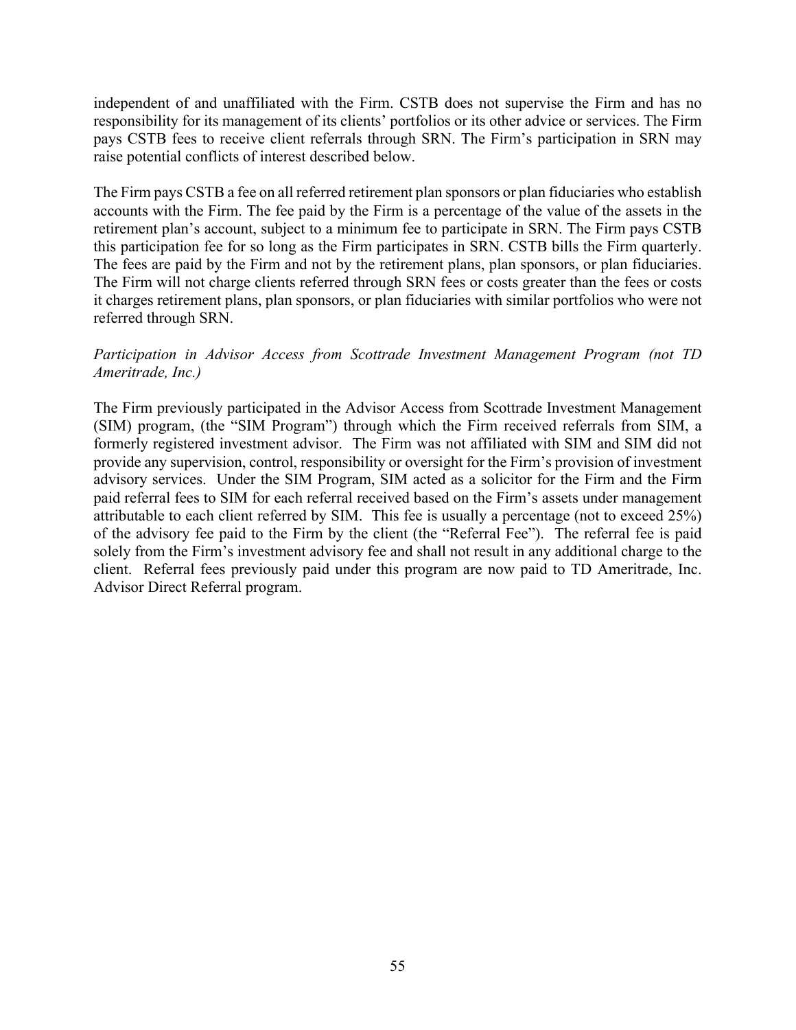independent of and unaffiliated with the Firm. CSTB does not supervise the Firm and has no responsibility for its management of its clients' portfolios or its other advice or services. The Firm pays CSTB fees to receive client referrals through SRN. The Firm's participation in SRN may raise potential conflicts of interest described below.

The Firm pays CSTB a fee on all referred retirement plan sponsors or plan fiduciaries who establish accounts with the Firm. The fee paid by the Firm is a percentage of the value of the assets in the retirement plan's account, subject to a minimum fee to participate in SRN. The Firm pays CSTB this participation fee for so long as the Firm participates in SRN. CSTB bills the Firm quarterly. The fees are paid by the Firm and not by the retirement plans, plan sponsors, or plan fiduciaries. The Firm will not charge clients referred through SRN fees or costs greater than the fees or costs it charges retirement plans, plan sponsors, or plan fiduciaries with similar portfolios who were not referred through SRN.

*Participation in Advisor Access from Scottrade Investment Management Program (not TD Ameritrade, Inc.)*

The Firm previously participated in the Advisor Access from Scottrade Investment Management (SIM) program, (the "SIM Program") through which the Firm received referrals from SIM, a formerly registered investment advisor. The Firm was not affiliated with SIM and SIM did not provide any supervision, control, responsibility or oversight for the Firm's provision of investment advisory services. Under the SIM Program, SIM acted as a solicitor for the Firm and the Firm paid referral fees to SIM for each referral received based on the Firm's assets under management attributable to each client referred by SIM. This fee is usually a percentage (not to exceed 25%) of the advisory fee paid to the Firm by the client (the "Referral Fee"). The referral fee is paid solely from the Firm's investment advisory fee and shall not result in any additional charge to the client. Referral fees previously paid under this program are now paid to TD Ameritrade, Inc. Advisor Direct Referral program.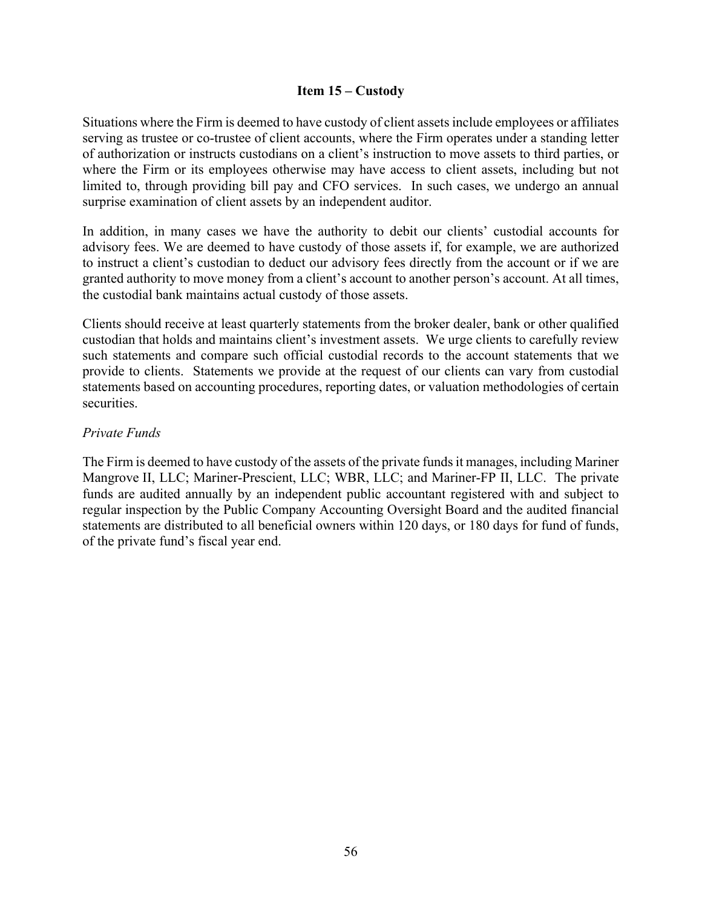## Item 15 – Custody

Situations where the Firm is deemed to have custody of client assets include employees or affiliates serving as trustee or co-trustee of client accounts, where the Firm operates under a standing letter of authorization or instructs custodians on a client's instruction to move assets to third parties, or where the Firm or its employees otherwise may have access to client assets, including but not limited to, through providing bill pay and CFO services. In such cases, we undergo an annual surprise examination of client assets by an independent auditor.

In addition, in many cases we have the authority to debit our clients' custodial accounts for advisory fees. We are deemed to have custody of those assets if, for example, we are authorized to instruct a client's custodian to deduct our advisory fees directly from the account or if we are granted authority to move money from a client's account to another person's account. At all times, the custodial bank maintains actual custody of those assets.

Clients should receive at least quarterly statements from the broker dealer, bank or other qualified custodian that holds and maintains client's investment assets. We urge clients to carefully review such statements and compare such official custodial records to the account statements that we provide to clients. Statements we provide at the request of our clients can vary from custodial statements based on accounting procedures, reporting dates, or valuation methodologies of certain securities.

*Private Funds*

The Firm is deemed to have custody of the assets of the private funds it manages, including Mariner Mangrove II, LLC; Mariner-Prescient, LLC; WBR, LLC; and Mariner-FP II, LLC. The private funds are audited annually by an independent public accountant registered with and subject to regular inspection by the Public Company Accounting Oversight Board and the audited financial statements are distributed to all beneficial owners within 120 days, or 180 days for fund of funds, of the private fund's fiscal year end.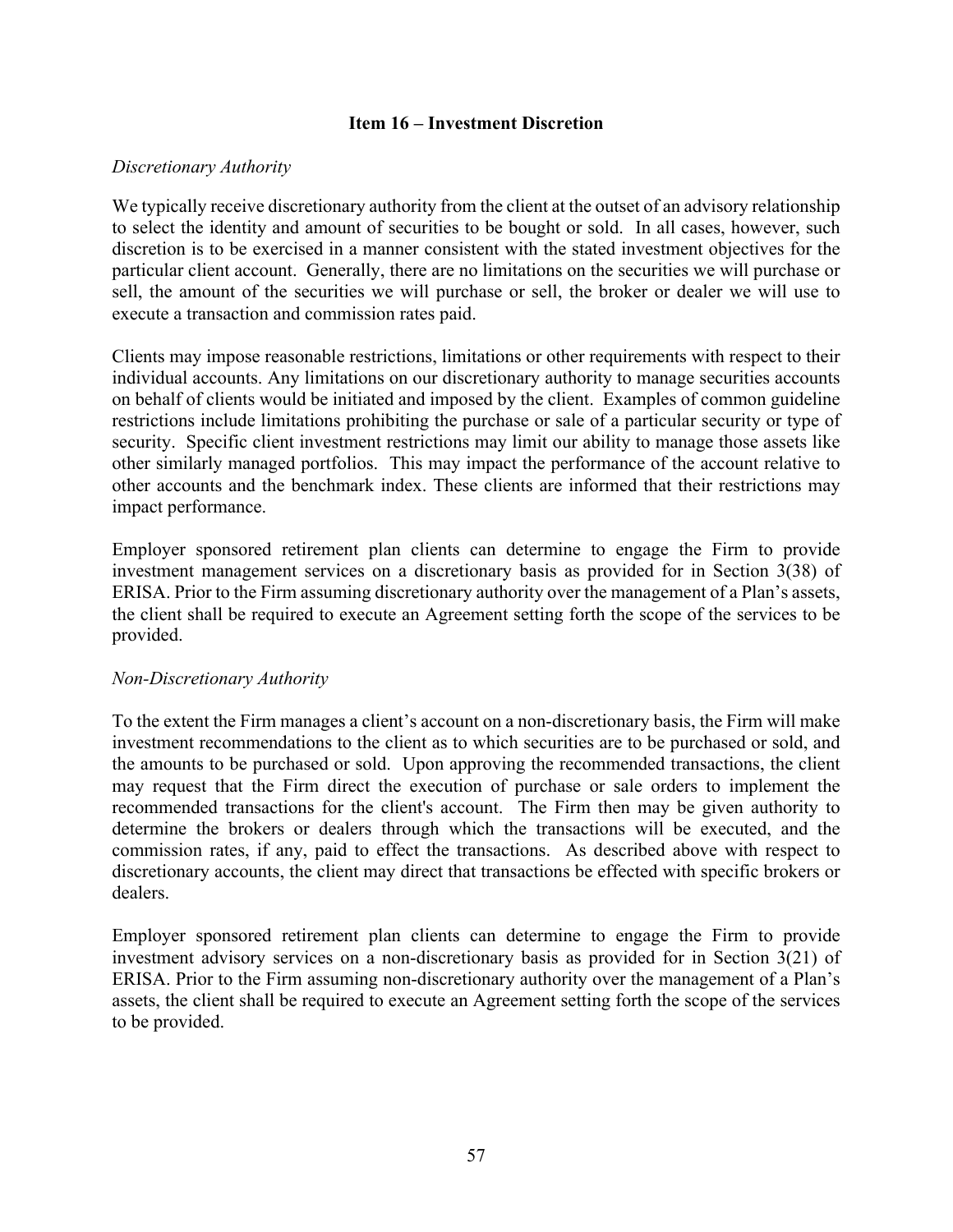## Item 16 – Investment Discretion

*Discretionary Authority*

We typically receive discretionary authority from the client at the outset of an advisory relationship to select the identity and amount of securities to be bought or sold. In all cases, however, such discretion is to be exercised in a manner consistent with the stated investment objectives for the particular client account. Generally, there are no limitations on the securities we will purchase or sell, the amount of the securities we will purchase or sell, the broker or dealer we will use to execute a transaction and commission rates paid.

Clients may impose reasonable restrictions, limitations or other requirements with respect to their individual accounts. Any limitations on our discretionary authority to manage securities accounts on behalf of clients would be initiated and imposed by the client. Examples of common guideline restrictions include limitations prohibiting the purchase or sale of a particular security or type of security. Specific client investment restrictions may limit our ability to manage those assets like other similarly managed portfolios. This may impact the performance of the account relative to other accounts and the benchmark index. These clients are informed that their restrictions may impact performance.

Employer sponsored retirement plan clients can determine to engage the Firm to provide investment management services on a discretionary basis as provided for in Section 3(38) of ERISA. Prior to the Firm assuming discretionary authority over the management of a Plan's assets, the client shall be required to execute an Agreement setting forth the scope of the services to be provided.

*Non-Discretionary Authority*

To the extent the Firm manages a client's account on a non-discretionary basis, the Firm will make investment recommendations to the client as to which securities are to be purchased or sold, and the amounts to be purchased or sold. Upon approving the recommended transactions, the client may request that the Firm direct the execution of purchase or sale orders to implement the recommended transactions for the client's account. The Firm then may be given authority to determine the brokers or dealers through which the transactions will be executed, and the commission rates, if any, paid to effect the transactions. As described above with respect to discretionary accounts, the client may direct that transactions be effected with specific brokers or dealers.

Employer sponsored retirement plan clients can determine to engage the Firm to provide investment advisory services on a non-discretionary basis as provided for in Section 3(21) of ERISA. Prior to the Firm assuming non-discretionary authority over the management of a Plan's assets, the client shall be required to execute an Agreement setting forth the scope of the services to be provided.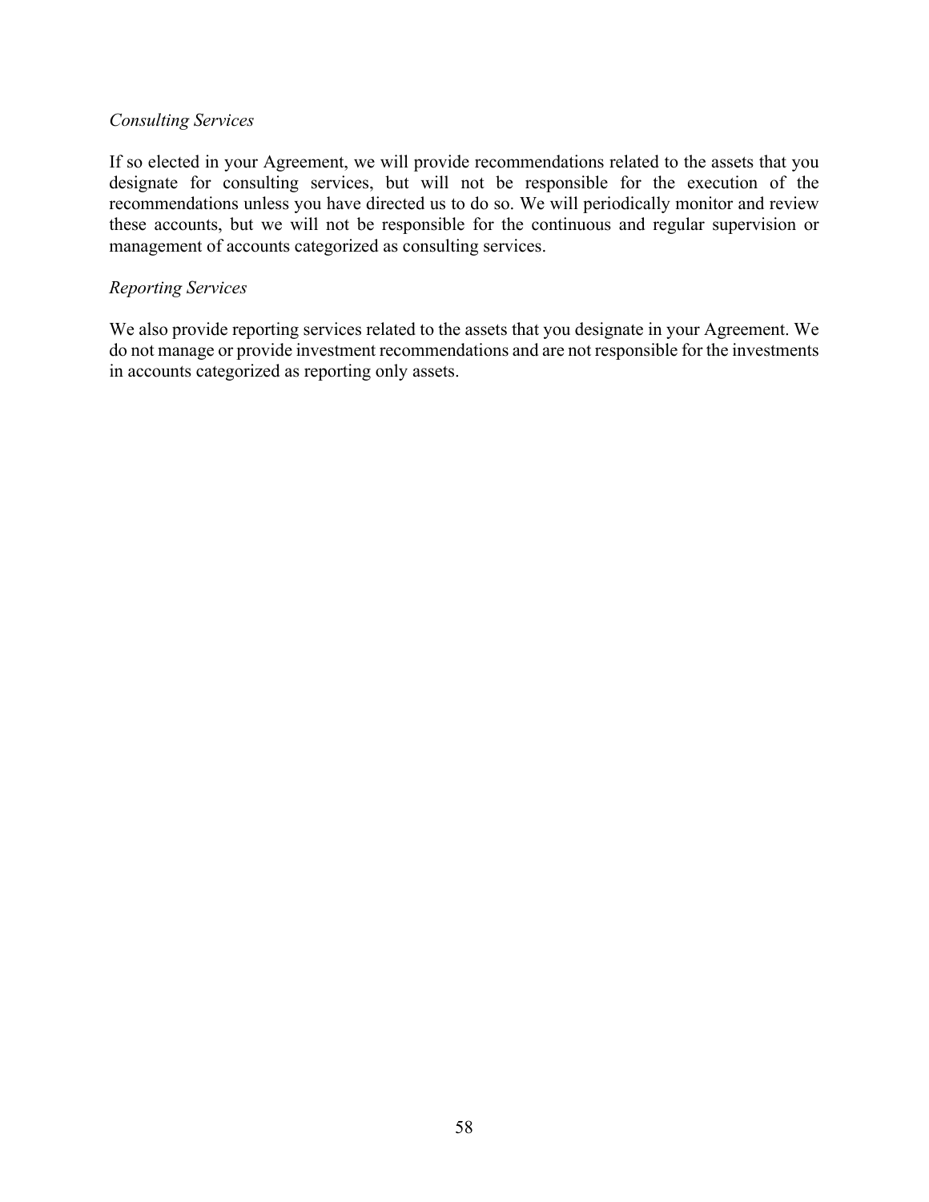*Consulting Services*

If so elected in your Agreement, we will provide recommendations related to the assets that you designate for consulting services, but will not be responsible for the execution of the recommendations unless you have directed us to do so. We will periodically monitor and review these accounts, but we will not be responsible for the continuous and regular supervision or management of accounts categorized as consulting services.

*Reporting Services*

We also provide reporting services related to the assets that you designate in your Agreement. We do not manage or provide investment recommendations and are not responsible for the investments in accounts categorized as reporting only assets.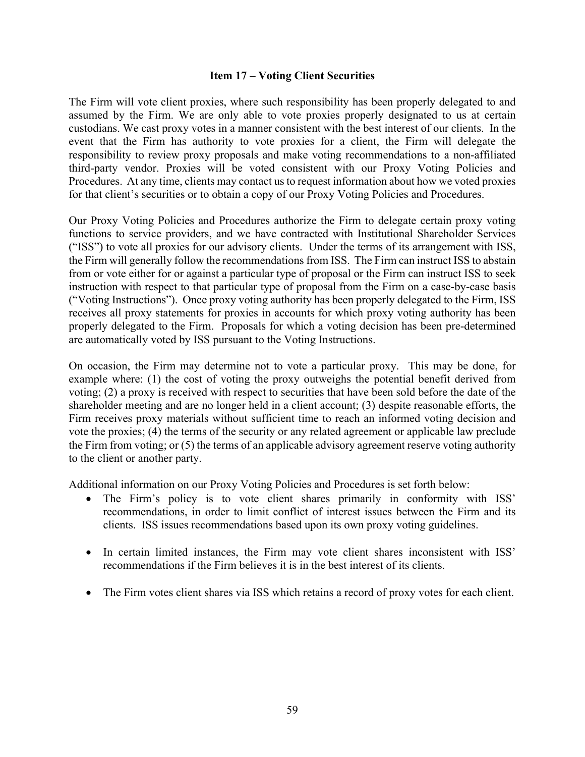## Item 17 – Voting Client Securities

The Firm will vote client proxies, where such responsibility has been properly delegated to and assumed by the Firm. We are only able to vote proxies properly designated to us at certain custodians. We cast proxy votes in a manner consistent with the best interest of our clients. In the event that the Firm has authority to vote proxies for a client, the Firm will delegate the responsibility to review proxy proposals and make voting recommendations to a non-affiliated third-party vendor. Proxies will be voted consistent with our Proxy Voting Policies and Procedures. At any time, clients may contact us to request information about how we voted proxies for that client's securities or to obtain a copy of our Proxy Voting Policies and Procedures.

Our Proxy Voting Policies and Procedures authorize the Firm to delegate certain proxy voting functions to service providers, and we have contracted with Institutional Shareholder Services ("ISS") to vote all proxies for our advisory clients. Under the terms of its arrangement with ISS, the Firm will generally follow the recommendations from ISS. The Firm can instruct ISS to abstain from or vote either for or against a particular type of proposal or the Firm can instruct ISS to seek instruction with respect to that particular type of proposal from the Firm on a case-by-case basis ("Voting Instructions"). Once proxy voting authority has been properly delegated to the Firm, ISS receives all proxy statements for proxies in accounts for which proxy voting authority has been properly delegated to the Firm. Proposals for which a voting decision has been pre-determined are automatically voted by ISS pursuant to the Voting Instructions.

On occasion, the Firm may determine not to vote a particular proxy. This may be done, for example where: (1) the cost of voting the proxy outweighs the potential benefit derived from voting; (2) a proxy is received with respect to securities that have been sold before the date of the shareholder meeting and are no longer held in a client account; (3) despite reasonable efforts, the Firm receives proxy materials without sufficient time to reach an informed voting decision and vote the proxies; (4) the terms of the security or any related agreement or applicable law preclude the Firm from voting; or (5) the terms of an applicable advisory agreement reserve voting authority to the client or another party.

Additional information on our Proxy Voting Policies and Procedures is set forth below:

- The Firm's policy is to vote client shares primarily in conformity with ISS' recommendations, in order to limit conflict of interest issues between the Firm and its clients. ISS issues recommendations based upon its own proxy voting guidelines.

- In certain limited instances, the Firm may vote client shares inconsistent with ISS' recommendations if the Firm believes it is in the best interest of its clients.

- The Firm votes client shares via ISS which retains a record of proxy votes for each client.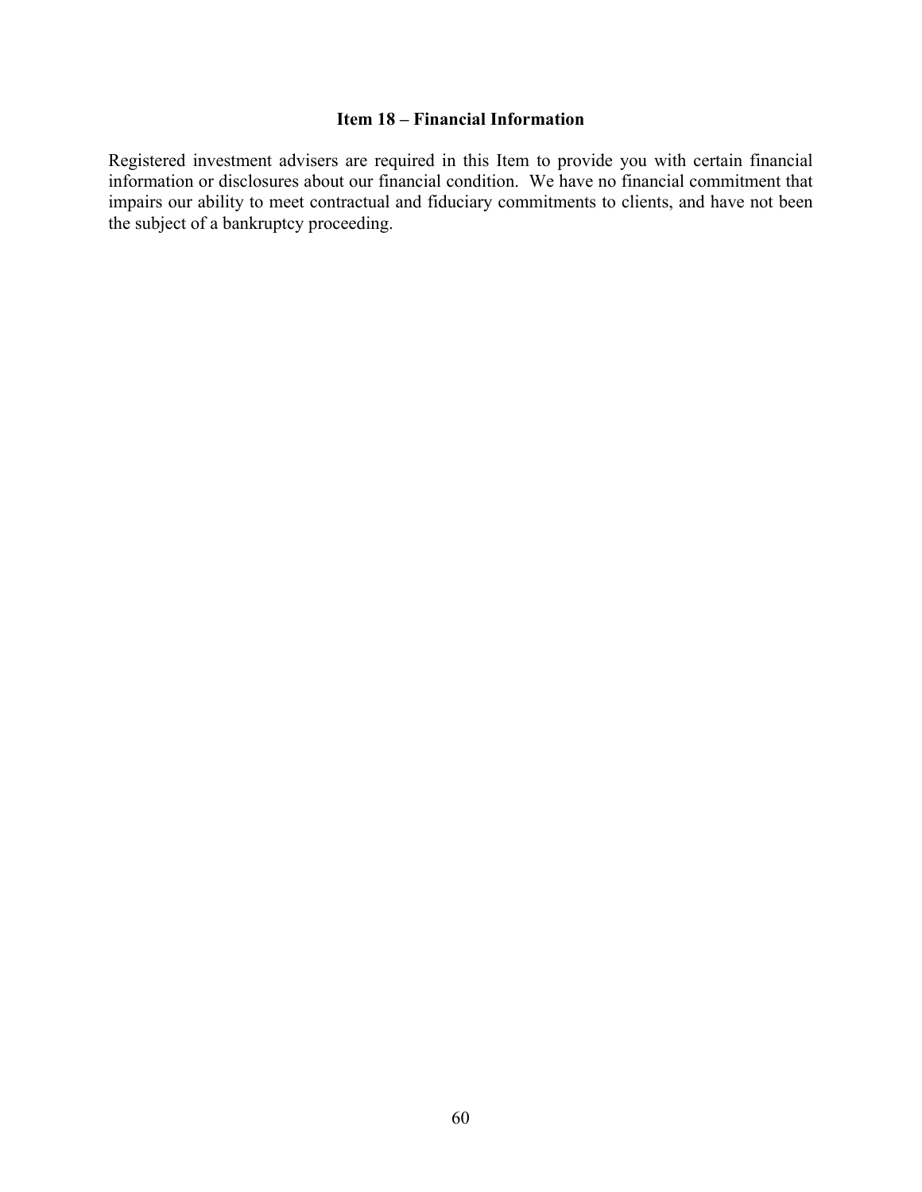## Item 18 – Financial Information

Registered investment advisers are required in this Item to provide you with certain financial information or disclosures about our financial condition. We have no financial commitment that impairs our ability to meet contractual and fiduciary commitments to clients, and have not been the subject of a bankruptcy proceeding.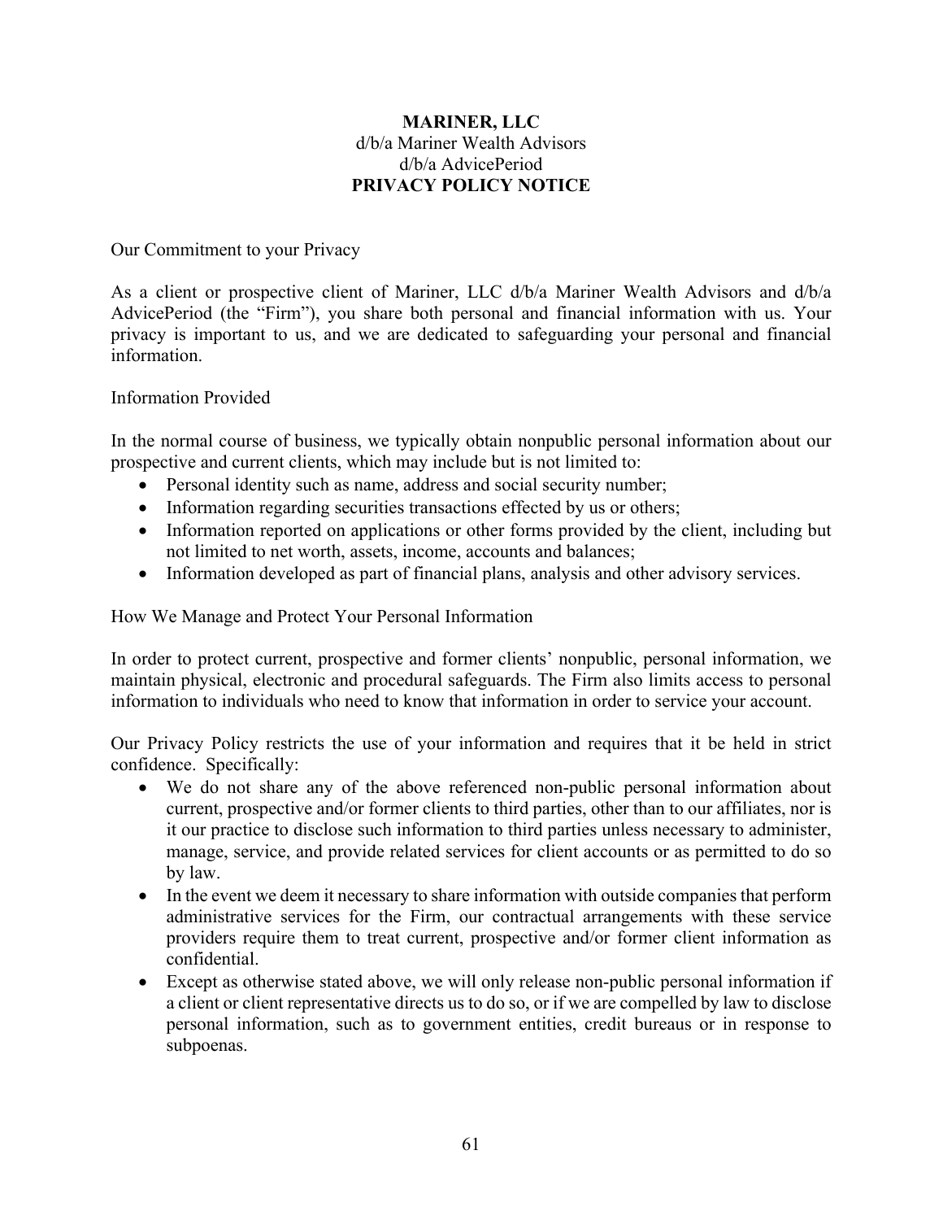**MARINER, LLC**
d/b/a Mariner Wealth Advisors
d/b/a AdvicePeriod
**PRIVACY POLICY NOTICE**

Our Commitment to your Privacy

As a client or prospective client of Mariner, LLC d/b/a Mariner Wealth Advisors and d/b/a AdvicePeriod (the "Firm"), you share both personal and financial information with us. Your privacy is important to us, and we are dedicated to safeguarding your personal and financial information.

Information Provided

In the normal course of business, we typically obtain nonpublic personal information about our prospective and current clients, which may include but is not limited to:

- Personal identity such as name, address and social security number;
- Information regarding securities transactions effected by us or others;
- Information reported on applications or other forms provided by the client, including but not limited to net worth, assets, income, accounts and balances;
- Information developed as part of financial plans, analysis and other advisory services.

How We Manage and Protect Your Personal Information

In order to protect current, prospective and former clients' nonpublic, personal information, we maintain physical, electronic and procedural safeguards. The Firm also limits access to personal information to individuals who need to know that information in order to service your account.

Our Privacy Policy restricts the use of your information and requires that it be held in strict confidence. Specifically:

- We do not share any of the above referenced non-public personal information about current, prospective and/or former clients to third parties, other than to our affiliates, nor is it our practice to disclose such information to third parties unless necessary to administer, manage, service, and provide related services for client accounts or as permitted to do so by law.
- In the event we deem it necessary to share information with outside companies that perform administrative services for the Firm, our contractual arrangements with these service providers require them to treat current, prospective and/or former client information as confidential.
- Except as otherwise stated above, we will only release non-public personal information if a client or client representative directs us to do so, or if we are compelled by law to disclose personal information, such as to government entities, credit bureaus or in response to subpoenas.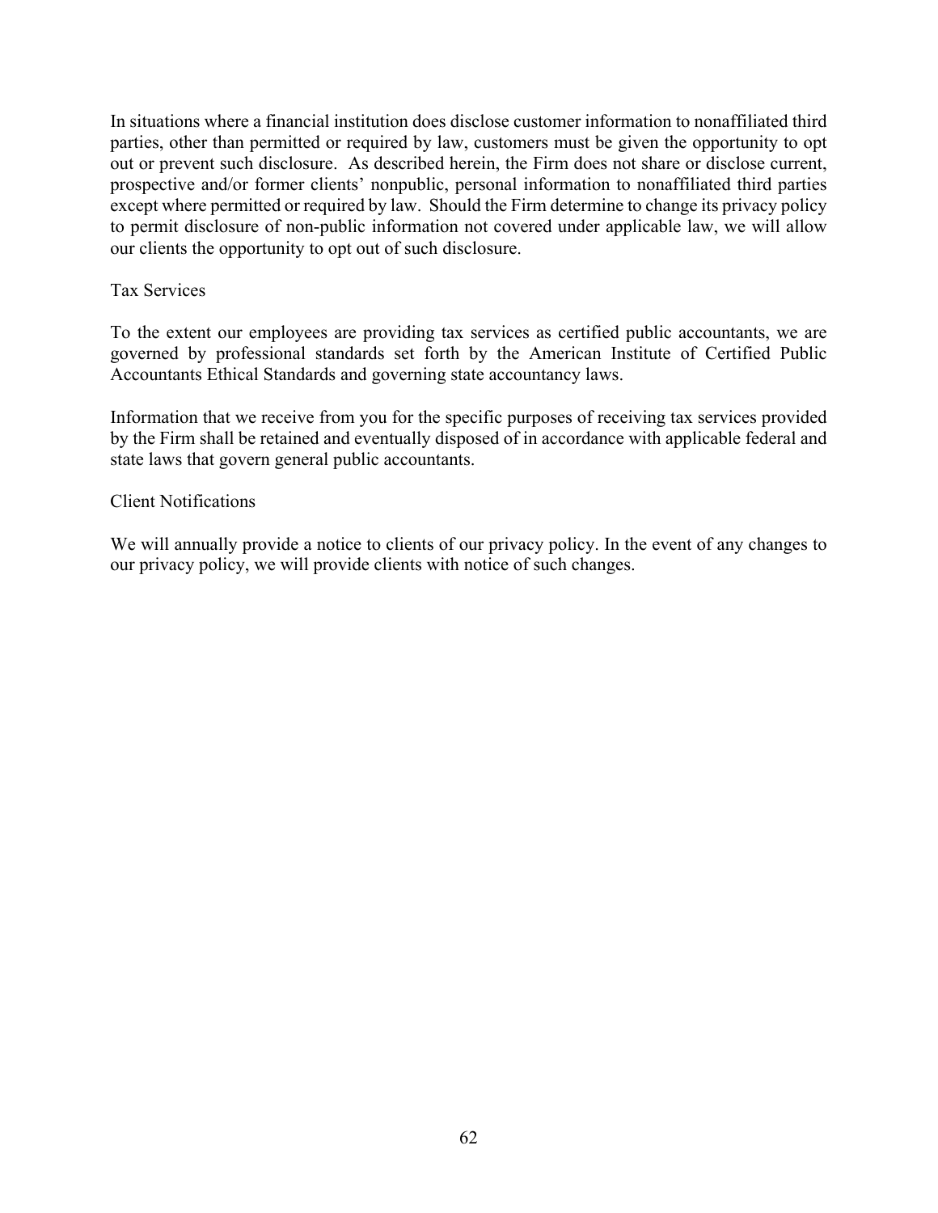In situations where a financial institution does disclose customer information to nonaffiliated third parties, other than permitted or required by law, customers must be given the opportunity to opt out or prevent such disclosure. As described herein, the Firm does not share or disclose current, prospective and/or former clients' nonpublic, personal information to nonaffiliated third parties except where permitted or required by law. Should the Firm determine to change its privacy policy to permit disclosure of non-public information not covered under applicable law, we will allow our clients the opportunity to opt out of such disclosure.

### Tax Services

To the extent our employees are providing tax services as certified public accountants, we are governed by professional standards set forth by the American Institute of Certified Public Accountants Ethical Standards and governing state accountancy laws.

Information that we receive from you for the specific purposes of receiving tax services provided by the Firm shall be retained and eventually disposed of in accordance with applicable federal and state laws that govern general public accountants.

### Client Notifications

We will annually provide a notice to clients of our privacy policy. In the event of any changes to our privacy policy, we will provide clients with notice of such changes.